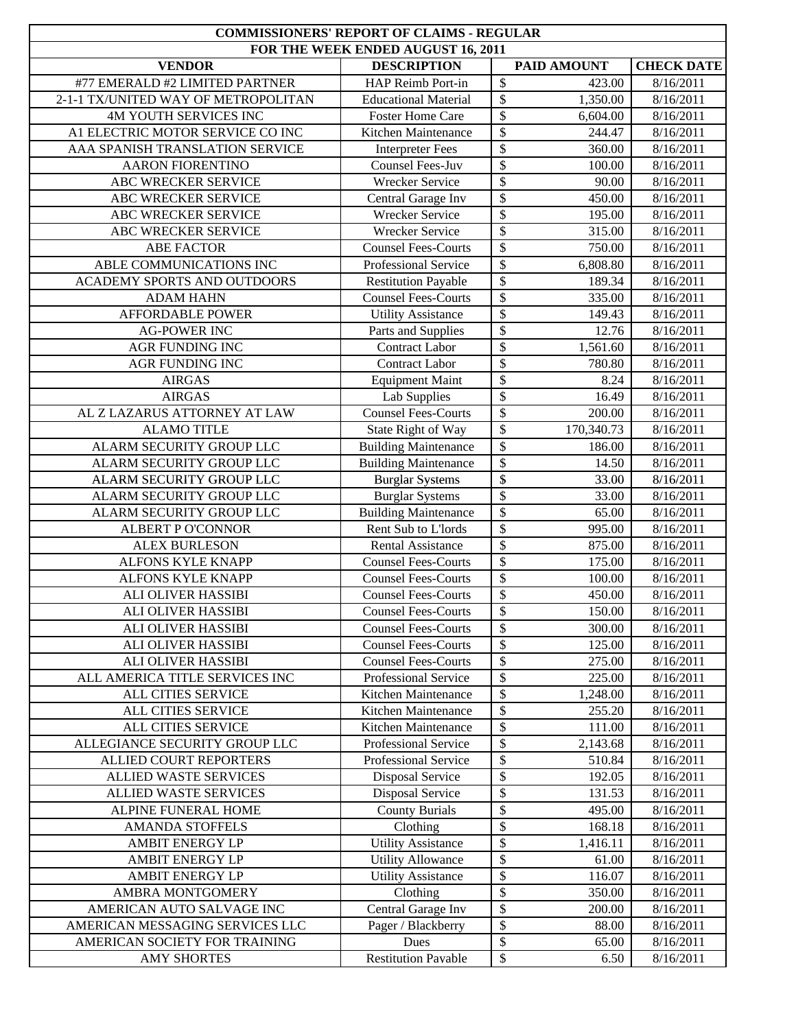| COMMISSIONERS' REPORT OF CLAIMS - REGULAR | | | |
|---|---|---|---|
| FOR THE WEEK ENDED AUGUST 16, 2011 | | | |
| **VENDOR** | **DESCRIPTION** | **PAID AMOUNT** | **CHECK DATE** |
| #77 EMERALD #2 LIMITED PARTNER | HAP Reimb Port-in | $ 423.00 | 8/16/2011 |
| 2-1-1 TX/UNITED WAY OF METROPOLITAN | Educational Material | $ 1,350.00 | 8/16/2011 |
| 4M YOUTH SERVICES INC | Foster Home Care | $ 6,604.00 | 8/16/2011 |
| A1 ELECTRIC MOTOR SERVICE CO INC | Kitchen Maintenance | $ 244.47 | 8/16/2011 |
| AAA SPANISH TRANSLATION SERVICE | Interpreter Fees | $ 360.00 | 8/16/2011 |
| AARON FIORENTINO | Counsel Fees-Juv | $ 100.00 | 8/16/2011 |
| ABC WRECKER SERVICE | Wrecker Service | $ 90.00 | 8/16/2011 |
| ABC WRECKER SERVICE | Central Garage Inv | $ 450.00 | 8/16/2011 |
| ABC WRECKER SERVICE | Wrecker Service | $ 195.00 | 8/16/2011 |
| ABC WRECKER SERVICE | Wrecker Service | $ 315.00 | 8/16/2011 |
| ABE FACTOR | Counsel Fees-Courts | $ 750.00 | 8/16/2011 |
| ABLE COMMUNICATIONS INC | Professional Service | $ 6,808.80 | 8/16/2011 |
| ACADEMY SPORTS AND OUTDOORS | Restitution Payable | $ 189.34 | 8/16/2011 |
| ADAM HAHN | Counsel Fees-Courts | $ 335.00 | 8/16/2011 |
| AFFORDABLE POWER | Utility Assistance | $ 149.43 | 8/16/2011 |
| AG-POWER INC | Parts and Supplies | $ 12.76 | 8/16/2011 |
| AGR FUNDING INC | Contract Labor | $ 1,561.60 | 8/16/2011 |
| AGR FUNDING INC | Contract Labor | $ 780.80 | 8/16/2011 |
| AIRGAS | Equipment Maint | $ 8.24 | 8/16/2011 |
| AIRGAS | Lab Supplies | $ 16.49 | 8/16/2011 |
| AL Z LAZARUS ATTORNEY AT LAW | Counsel Fees-Courts | $ 200.00 | 8/16/2011 |
| ALAMO TITLE | State Right of Way | $ 170,340.73 | 8/16/2011 |
| ALARM SECURITY GROUP LLC | Building Maintenance | $ 186.00 | 8/16/2011 |
| ALARM SECURITY GROUP LLC | Building Maintenance | $ 14.50 | 8/16/2011 |
| ALARM SECURITY GROUP LLC | Burglar Systems | $ 33.00 | 8/16/2011 |
| ALARM SECURITY GROUP LLC | Burglar Systems | $ 33.00 | 8/16/2011 |
| ALARM SECURITY GROUP LLC | Building Maintenance | $ 65.00 | 8/16/2011 |
| ALBERT P O'CONNOR | Rent Sub to L'lords | $ 995.00 | 8/16/2011 |
| ALEX BURLESON | Rental Assistance | $ 875.00 | 8/16/2011 |
| ALFONS KYLE KNAPP | Counsel Fees-Courts | $ 175.00 | 8/16/2011 |
| ALFONS KYLE KNAPP | Counsel Fees-Courts | $ 100.00 | 8/16/2011 |
| ALI OLIVER HASSIBI | Counsel Fees-Courts | $ 450.00 | 8/16/2011 |
| ALI OLIVER HASSIBI | Counsel Fees-Courts | $ 150.00 | 8/16/2011 |
| ALI OLIVER HASSIBI | Counsel Fees-Courts | $ 300.00 | 8/16/2011 |
| ALI OLIVER HASSIBI | Counsel Fees-Courts | $ 125.00 | 8/16/2011 |
| ALI OLIVER HASSIBI | Counsel Fees-Courts | $ 275.00 | 8/16/2011 |
| ALL AMERICA TITLE SERVICES INC | Professional Service | $ 225.00 | 8/16/2011 |
| ALL CITIES SERVICE | Kitchen Maintenance | $ 1,248.00 | 8/16/2011 |
| ALL CITIES SERVICE | Kitchen Maintenance | $ 255.20 | 8/16/2011 |
| ALL CITIES SERVICE | Kitchen Maintenance | $ 111.00 | 8/16/2011 |
| ALLEGIANCE SECURITY GROUP LLC | Professional Service | $ 2,143.68 | 8/16/2011 |
| ALLIED COURT REPORTERS | Professional Service | $ 510.84 | 8/16/2011 |
| ALLIED WASTE SERVICES | Disposal Service | $ 192.05 | 8/16/2011 |
| ALLIED WASTE SERVICES | Disposal Service | $ 131.53 | 8/16/2011 |
| ALPINE FUNERAL HOME | County Burials | $ 495.00 | 8/16/2011 |
| AMANDA STOFFELS | Clothing | $ 168.18 | 8/16/2011 |
| AMBIT ENERGY LP | Utility Assistance | $ 1,416.11 | 8/16/2011 |
| AMBIT ENERGY LP | Utility Allowance | $ 61.00 | 8/16/2011 |
| AMBIT ENERGY LP | Utility Assistance | $ 116.07 | 8/16/2011 |
| AMBRA MONTGOMERY | Clothing | $ 350.00 | 8/16/2011 |
| AMERICAN AUTO SALVAGE INC | Central Garage Inv | $ 200.00 | 8/16/2011 |
| AMERICAN MESSAGING SERVICES LLC | Pager / Blackberry | $ 88.00 | 8/16/2011 |
| AMERICAN SOCIETY FOR TRAINING | Dues | $ 65.00 | 8/16/2011 |
| AMY SHORTES | Restitution Payable | $ 6.50 | 8/16/2011 |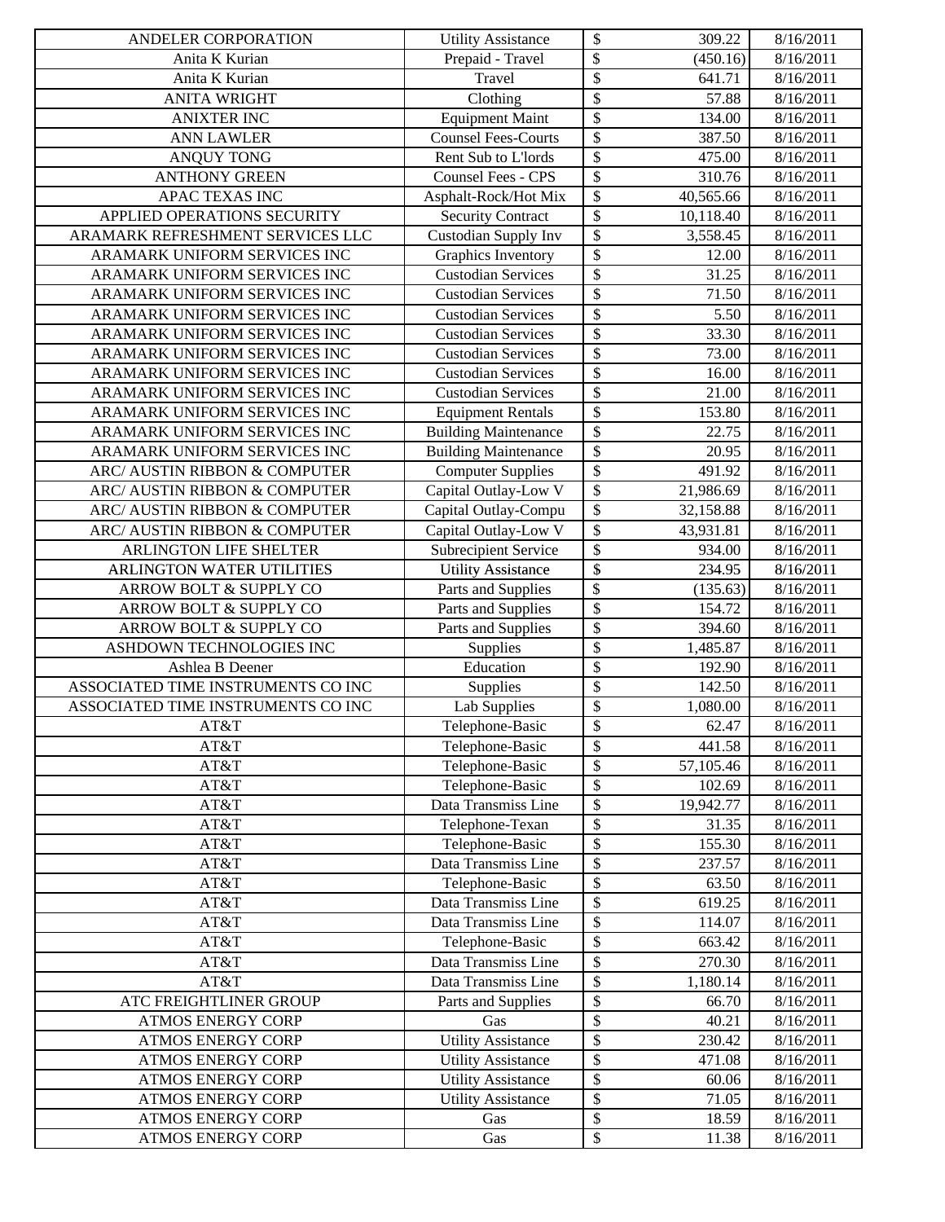| | | | | |
|---|---|---|---|---|
| ANDELER CORPORATION | Utility Assistance | $ | 309.22 | 8/16/2011 |
| Anita K Kurian | Prepaid - Travel | $ | (450.16) | 8/16/2011 |
| Anita K Kurian | Travel | $ | 641.71 | 8/16/2011 |
| ANITA WRIGHT | Clothing | $ | 57.88 | 8/16/2011 |
| ANIXTER INC | Equipment Maint | $ | 134.00 | 8/16/2011 |
| ANN LAWLER | Counsel Fees-Courts | $ | 387.50 | 8/16/2011 |
| ANQUY TONG | Rent Sub to L'lords | $ | 475.00 | 8/16/2011 |
| ANTHONY GREEN | Counsel Fees - CPS | $ | 310.76 | 8/16/2011 |
| APAC TEXAS INC | Asphalt-Rock/Hot Mix | $ | 40,565.66 | 8/16/2011 |
| APPLIED OPERATIONS SECURITY | Security Contract | $ | 10,118.40 | 8/16/2011 |
| ARAMARK REFRESHMENT SERVICES LLC | Custodian Supply Inv | $ | 3,558.45 | 8/16/2011 |
| ARAMARK UNIFORM SERVICES INC | Graphics Inventory | $ | 12.00 | 8/16/2011 |
| ARAMARK UNIFORM SERVICES INC | Custodian Services | $ | 31.25 | 8/16/2011 |
| ARAMARK UNIFORM SERVICES INC | Custodian Services | $ | 71.50 | 8/16/2011 |
| ARAMARK UNIFORM SERVICES INC | Custodian Services | $ | 5.50 | 8/16/2011 |
| ARAMARK UNIFORM SERVICES INC | Custodian Services | $ | 33.30 | 8/16/2011 |
| ARAMARK UNIFORM SERVICES INC | Custodian Services | $ | 73.00 | 8/16/2011 |
| ARAMARK UNIFORM SERVICES INC | Custodian Services | $ | 16.00 | 8/16/2011 |
| ARAMARK UNIFORM SERVICES INC | Custodian Services | $ | 21.00 | 8/16/2011 |
| ARAMARK UNIFORM SERVICES INC | Equipment Rentals | $ | 153.80 | 8/16/2011 |
| ARAMARK UNIFORM SERVICES INC | Building Maintenance | $ | 22.75 | 8/16/2011 |
| ARAMARK UNIFORM SERVICES INC | Building Maintenance | $ | 20.95 | 8/16/2011 |
| ARC/ AUSTIN RIBBON & COMPUTER | Computer Supplies | $ | 491.92 | 8/16/2011 |
| ARC/ AUSTIN RIBBON & COMPUTER | Capital Outlay-Low V | $ | 21,986.69 | 8/16/2011 |
| ARC/ AUSTIN RIBBON & COMPUTER | Capital Outlay-Compu | $ | 32,158.88 | 8/16/2011 |
| ARC/ AUSTIN RIBBON & COMPUTER | Capital Outlay-Low V | $ | 43,931.81 | 8/16/2011 |
| ARLINGTON LIFE SHELTER | Subrecipient Service | $ | 934.00 | 8/16/2011 |
| ARLINGTON WATER UTILITIES | Utility Assistance | $ | 234.95 | 8/16/2011 |
| ARROW BOLT & SUPPLY CO | Parts and Supplies | $ | (135.63) | 8/16/2011 |
| ARROW BOLT & SUPPLY CO | Parts and Supplies | $ | 154.72 | 8/16/2011 |
| ARROW BOLT & SUPPLY CO | Parts and Supplies | $ | 394.60 | 8/16/2011 |
| ASHDOWN TECHNOLOGIES INC | Supplies | $ | 1,485.87 | 8/16/2011 |
| Ashlea B Deener | Education | $ | 192.90 | 8/16/2011 |
| ASSOCIATED TIME INSTRUMENTS CO INC | Supplies | $ | 142.50 | 8/16/2011 |
| ASSOCIATED TIME INSTRUMENTS CO INC | Lab Supplies | $ | 1,080.00 | 8/16/2011 |
| AT&T | Telephone-Basic | $ | 62.47 | 8/16/2011 |
| AT&T | Telephone-Basic | $ | 441.58 | 8/16/2011 |
| AT&T | Telephone-Basic | $ | 57,105.46 | 8/16/2011 |
| AT&T | Telephone-Basic | $ | 102.69 | 8/16/2011 |
| AT&T | Data Transmiss Line | $ | 19,942.77 | 8/16/2011 |
| AT&T | Telephone-Texan | $ | 31.35 | 8/16/2011 |
| AT&T | Telephone-Basic | $ | 155.30 | 8/16/2011 |
| AT&T | Data Transmiss Line | $ | 237.57 | 8/16/2011 |
| AT&T | Telephone-Basic | $ | 63.50 | 8/16/2011 |
| AT&T | Data Transmiss Line | $ | 619.25 | 8/16/2011 |
| AT&T | Data Transmiss Line | $ | 114.07 | 8/16/2011 |
| AT&T | Telephone-Basic | $ | 663.42 | 8/16/2011 |
| AT&T | Data Transmiss Line | $ | 270.30 | 8/16/2011 |
| AT&T | Data Transmiss Line | $ | 1,180.14 | 8/16/2011 |
| ATC FREIGHTLINER GROUP | Parts and Supplies | $ | 66.70 | 8/16/2011 |
| ATMOS ENERGY CORP | Gas | $ | 40.21 | 8/16/2011 |
| ATMOS ENERGY CORP | Utility Assistance | $ | 230.42 | 8/16/2011 |
| ATMOS ENERGY CORP | Utility Assistance | $ | 471.08 | 8/16/2011 |
| ATMOS ENERGY CORP | Utility Assistance | $ | 60.06 | 8/16/2011 |
| ATMOS ENERGY CORP | Utility Assistance | $ | 71.05 | 8/16/2011 |
| ATMOS ENERGY CORP | Gas | $ | 18.59 | 8/16/2011 |
| ATMOS ENERGY CORP | Gas | $ | 11.38 | 8/16/2011 |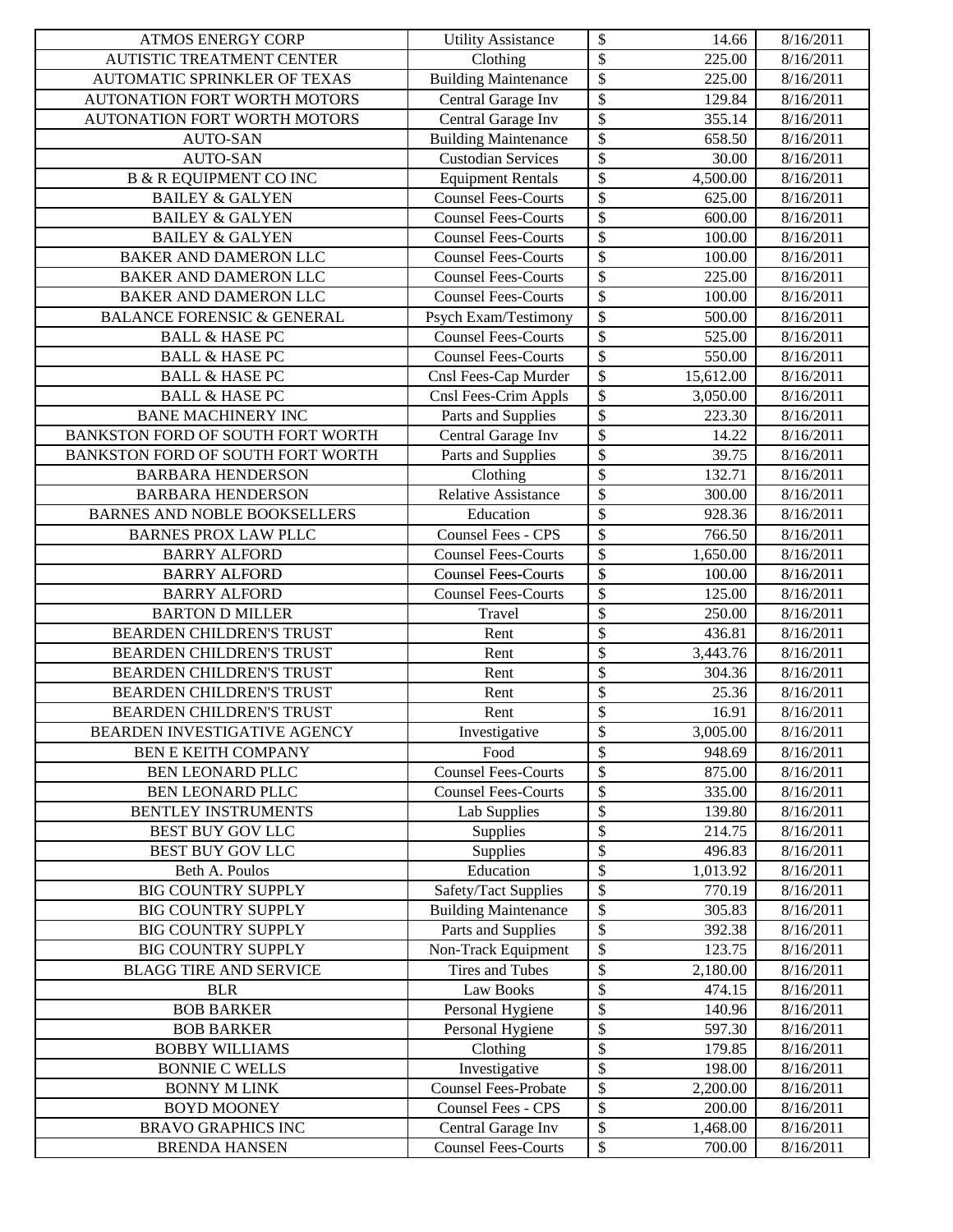| ATMOS ENERGY CORP | Utility Assistance | $ | 14.66 | 8/16/2011 |
|---|---|---|---|---|
| AUTISTIC TREATMENT CENTER | Clothing | $ | 225.00 | 8/16/2011 |
| AUTOMATIC SPRINKLER OF TEXAS | Building Maintenance | $ | 225.00 | 8/16/2011 |
| AUTONATION FORT WORTH MOTORS | Central Garage Inv | $ | 129.84 | 8/16/2011 |
| AUTONATION FORT WORTH MOTORS | Central Garage Inv | $ | 355.14 | 8/16/2011 |
| AUTO-SAN | Building Maintenance | $ | 658.50 | 8/16/2011 |
| AUTO-SAN | Custodian Services | $ | 30.00 | 8/16/2011 |
| B & R EQUIPMENT CO INC | Equipment Rentals | $ | 4,500.00 | 8/16/2011 |
| BAILEY & GALYEN | Counsel Fees-Courts | $ | 625.00 | 8/16/2011 |
| BAILEY & GALYEN | Counsel Fees-Courts | $ | 600.00 | 8/16/2011 |
| BAILEY & GALYEN | Counsel Fees-Courts | $ | 100.00 | 8/16/2011 |
| BAKER AND DAMERON LLC | Counsel Fees-Courts | $ | 100.00 | 8/16/2011 |
| BAKER AND DAMERON LLC | Counsel Fees-Courts | $ | 225.00 | 8/16/2011 |
| BAKER AND DAMERON LLC | Counsel Fees-Courts | $ | 100.00 | 8/16/2011 |
| BALANCE FORENSIC & GENERAL | Psych Exam/Testimony | $ | 500.00 | 8/16/2011 |
| BALL & HASE PC | Counsel Fees-Courts | $ | 525.00 | 8/16/2011 |
| BALL & HASE PC | Counsel Fees-Courts | $ | 550.00 | 8/16/2011 |
| BALL & HASE PC | Cnsl Fees-Cap Murder | $ | 15,612.00 | 8/16/2011 |
| BALL & HASE PC | Cnsl Fees-Crim Appls | $ | 3,050.00 | 8/16/2011 |
| BANE MACHINERY INC | Parts and Supplies | $ | 223.30 | 8/16/2011 |
| BANKSTON FORD OF SOUTH FORT WORTH | Central Garage Inv | $ | 14.22 | 8/16/2011 |
| BANKSTON FORD OF SOUTH FORT WORTH | Parts and Supplies | $ | 39.75 | 8/16/2011 |
| BARBARA HENDERSON | Clothing | $ | 132.71 | 8/16/2011 |
| BARBARA HENDERSON | Relative Assistance | $ | 300.00 | 8/16/2011 |
| BARNES AND NOBLE BOOKSELLERS | Education | $ | 928.36 | 8/16/2011 |
| BARNES PROX LAW PLLC | Counsel Fees - CPS | $ | 766.50 | 8/16/2011 |
| BARRY ALFORD | Counsel Fees-Courts | $ | 1,650.00 | 8/16/2011 |
| BARRY ALFORD | Counsel Fees-Courts | $ | 100.00 | 8/16/2011 |
| BARRY ALFORD | Counsel Fees-Courts | $ | 125.00 | 8/16/2011 |
| BARTON D MILLER | Travel | $ | 250.00 | 8/16/2011 |
| BEARDEN CHILDREN'S TRUST | Rent | $ | 436.81 | 8/16/2011 |
| BEARDEN CHILDREN'S TRUST | Rent | $ | 3,443.76 | 8/16/2011 |
| BEARDEN CHILDREN'S TRUST | Rent | $ | 304.36 | 8/16/2011 |
| BEARDEN CHILDREN'S TRUST | Rent | $ | 25.36 | 8/16/2011 |
| BEARDEN CHILDREN'S TRUST | Rent | $ | 16.91 | 8/16/2011 |
| BEARDEN INVESTIGATIVE AGENCY | Investigative | $ | 3,005.00 | 8/16/2011 |
| BEN E KEITH COMPANY | Food | $ | 948.69 | 8/16/2011 |
| BEN LEONARD PLLC | Counsel Fees-Courts | $ | 875.00 | 8/16/2011 |
| BEN LEONARD PLLC | Counsel Fees-Courts | $ | 335.00 | 8/16/2011 |
| BENTLEY INSTRUMENTS | Lab Supplies | $ | 139.80 | 8/16/2011 |
| BEST BUY GOV LLC | Supplies | $ | 214.75 | 8/16/2011 |
| BEST BUY GOV LLC | Supplies | $ | 496.83 | 8/16/2011 |
| Beth A. Poulos | Education | $ | 1,013.92 | 8/16/2011 |
| BIG COUNTRY SUPPLY | Safety/Tact Supplies | $ | 770.19 | 8/16/2011 |
| BIG COUNTRY SUPPLY | Building Maintenance | $ | 305.83 | 8/16/2011 |
| BIG COUNTRY SUPPLY | Parts and Supplies | $ | 392.38 | 8/16/2011 |
| BIG COUNTRY SUPPLY | Non-Track Equipment | $ | 123.75 | 8/16/2011 |
| BLAGG TIRE AND SERVICE | Tires and Tubes | $ | 2,180.00 | 8/16/2011 |
| BLR | Law Books | $ | 474.15 | 8/16/2011 |
| BOB BARKER | Personal Hygiene | $ | 140.96 | 8/16/2011 |
| BOB BARKER | Personal Hygiene | $ | 597.30 | 8/16/2011 |
| BOBBY WILLIAMS | Clothing | $ | 179.85 | 8/16/2011 |
| BONNIE C WELLS | Investigative | $ | 198.00 | 8/16/2011 |
| BONNY M LINK | Counsel Fees-Probate | $ | 2,200.00 | 8/16/2011 |
| BOYD MOONEY | Counsel Fees - CPS | $ | 200.00 | 8/16/2011 |
| BRAVO GRAPHICS INC | Central Garage Inv | $ | 1,468.00 | 8/16/2011 |
| BRENDA HANSEN | Counsel Fees-Courts | $ | 700.00 | 8/16/2011 |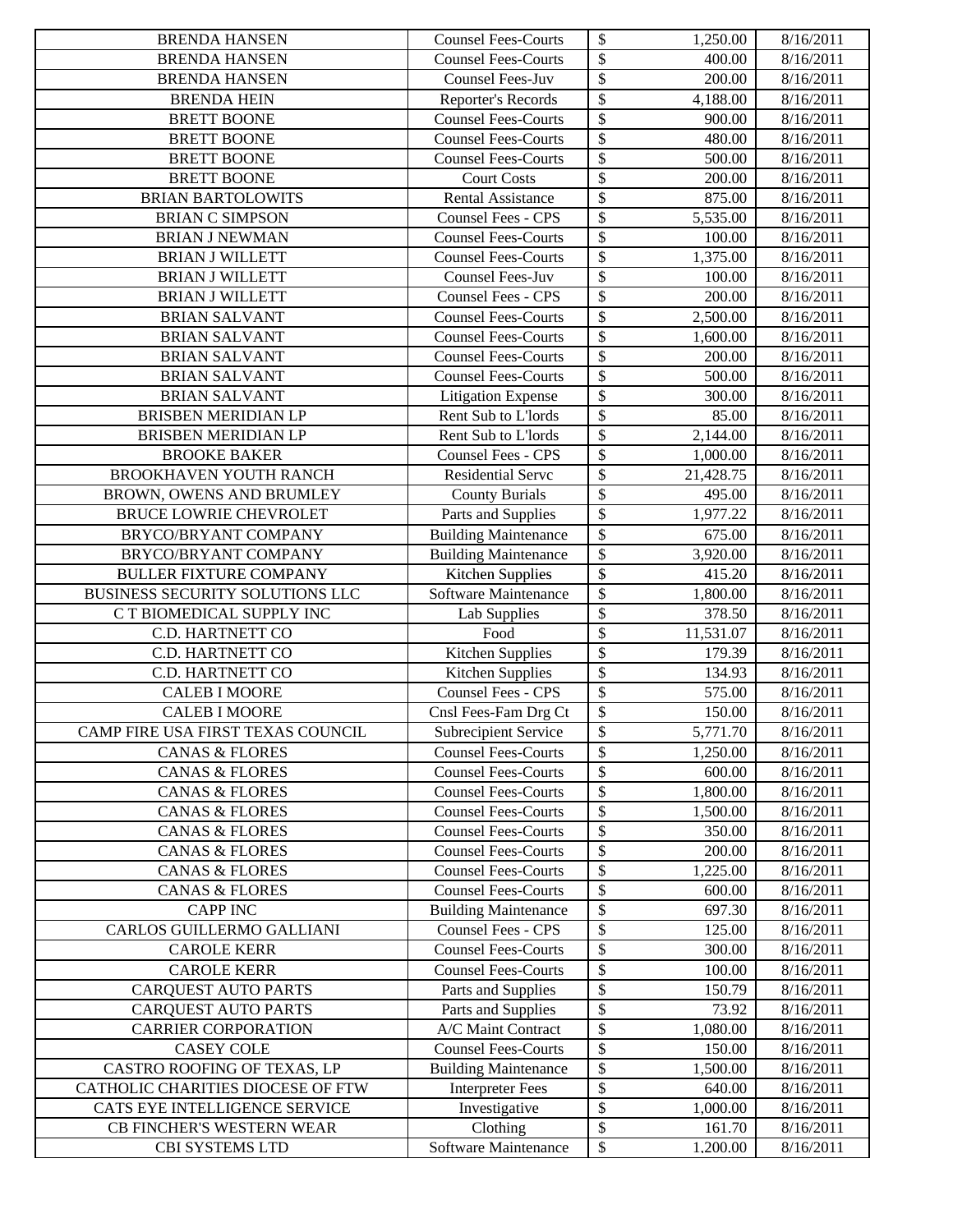| BRENDA HANSEN | Counsel Fees-Courts | $ | 1,250.00 | 8/16/2011 |
|---|---|---|---|---|
| BRENDA HANSEN | Counsel Fees-Courts | $ | 400.00 | 8/16/2011 |
| BRENDA HANSEN | Counsel Fees-Juv | $ | 200.00 | 8/16/2011 |
| BRENDA HEIN | Reporter's Records | $ | 4,188.00 | 8/16/2011 |
| BRETT BOONE | Counsel Fees-Courts | $ | 900.00 | 8/16/2011 |
| BRETT BOONE | Counsel Fees-Courts | $ | 480.00 | 8/16/2011 |
| BRETT BOONE | Counsel Fees-Courts | $ | 500.00 | 8/16/2011 |
| BRETT BOONE | Court Costs | $ | 200.00 | 8/16/2011 |
| BRIAN BARTOLOWITS | Rental Assistance | $ | 875.00 | 8/16/2011 |
| BRIAN C SIMPSON | Counsel Fees - CPS | $ | 5,535.00 | 8/16/2011 |
| BRIAN J NEWMAN | Counsel Fees-Courts | $ | 100.00 | 8/16/2011 |
| BRIAN J WILLETT | Counsel Fees-Courts | $ | 1,375.00 | 8/16/2011 |
| BRIAN J WILLETT | Counsel Fees-Juv | $ | 100.00 | 8/16/2011 |
| BRIAN J WILLETT | Counsel Fees - CPS | $ | 200.00 | 8/16/2011 |
| BRIAN SALVANT | Counsel Fees-Courts | $ | 2,500.00 | 8/16/2011 |
| BRIAN SALVANT | Counsel Fees-Courts | $ | 1,600.00 | 8/16/2011 |
| BRIAN SALVANT | Counsel Fees-Courts | $ | 200.00 | 8/16/2011 |
| BRIAN SALVANT | Counsel Fees-Courts | $ | 500.00 | 8/16/2011 |
| BRIAN SALVANT | Litigation Expense | $ | 300.00 | 8/16/2011 |
| BRISBEN MERIDIAN LP | Rent Sub to L'lords | $ | 85.00 | 8/16/2011 |
| BRISBEN MERIDIAN LP | Rent Sub to L'lords | $ | 2,144.00 | 8/16/2011 |
| BROOKE BAKER | Counsel Fees - CPS | $ | 1,000.00 | 8/16/2011 |
| BROOKHAVEN YOUTH RANCH | Residential Servc | $ | 21,428.75 | 8/16/2011 |
| BROWN, OWENS AND BRUMLEY | County Burials | $ | 495.00 | 8/16/2011 |
| BRUCE LOWRIE CHEVROLET | Parts and Supplies | $ | 1,977.22 | 8/16/2011 |
| BRYCO/BRYANT COMPANY | Building Maintenance | $ | 675.00 | 8/16/2011 |
| BRYCO/BRYANT COMPANY | Building Maintenance | $ | 3,920.00 | 8/16/2011 |
| BULLER FIXTURE COMPANY | Kitchen Supplies | $ | 415.20 | 8/16/2011 |
| BUSINESS SECURITY SOLUTIONS LLC | Software Maintenance | $ | 1,800.00 | 8/16/2011 |
| C T BIOMEDICAL SUPPLY INC | Lab Supplies | $ | 378.50 | 8/16/2011 |
| C.D. HARTNETT CO | Food | $ | 11,531.07 | 8/16/2011 |
| C.D. HARTNETT CO | Kitchen Supplies | $ | 179.39 | 8/16/2011 |
| C.D. HARTNETT CO | Kitchen Supplies | $ | 134.93 | 8/16/2011 |
| CALEB I MOORE | Counsel Fees - CPS | $ | 575.00 | 8/16/2011 |
| CALEB I MOORE | Cnsl Fees-Fam Drg Ct | $ | 150.00 | 8/16/2011 |
| CAMP FIRE USA FIRST TEXAS COUNCIL | Subrecipient Service | $ | 5,771.70 | 8/16/2011 |
| CANAS & FLORES | Counsel Fees-Courts | $ | 1,250.00 | 8/16/2011 |
| CANAS & FLORES | Counsel Fees-Courts | $ | 600.00 | 8/16/2011 |
| CANAS & FLORES | Counsel Fees-Courts | $ | 1,800.00 | 8/16/2011 |
| CANAS & FLORES | Counsel Fees-Courts | $ | 1,500.00 | 8/16/2011 |
| CANAS & FLORES | Counsel Fees-Courts | $ | 350.00 | 8/16/2011 |
| CANAS & FLORES | Counsel Fees-Courts | $ | 200.00 | 8/16/2011 |
| CANAS & FLORES | Counsel Fees-Courts | $ | 1,225.00 | 8/16/2011 |
| CANAS & FLORES | Counsel Fees-Courts | $ | 600.00 | 8/16/2011 |
| CAPP INC | Building Maintenance | $ | 697.30 | 8/16/2011 |
| CARLOS GUILLERMO GALLIANI | Counsel Fees - CPS | $ | 125.00 | 8/16/2011 |
| CAROLE KERR | Counsel Fees-Courts | $ | 300.00 | 8/16/2011 |
| CAROLE KERR | Counsel Fees-Courts | $ | 100.00 | 8/16/2011 |
| CARQUEST AUTO PARTS | Parts and Supplies | $ | 150.79 | 8/16/2011 |
| CARQUEST AUTO PARTS | Parts and Supplies | $ | 73.92 | 8/16/2011 |
| CARRIER CORPORATION | A/C Maint Contract | $ | 1,080.00 | 8/16/2011 |
| CASEY COLE | Counsel Fees-Courts | $ | 150.00 | 8/16/2011 |
| CASTRO ROOFING OF TEXAS, LP | Building Maintenance | $ | 1,500.00 | 8/16/2011 |
| CATHOLIC CHARITIES DIOCESE OF FTW | Interpreter Fees | $ | 640.00 | 8/16/2011 |
| CATS EYE INTELLIGENCE SERVICE | Investigative | $ | 1,000.00 | 8/16/2011 |
| CB FINCHER'S WESTERN WEAR | Clothing | $ | 161.70 | 8/16/2011 |
| CBI SYSTEMS LTD | Software Maintenance | $ | 1,200.00 | 8/16/2011 |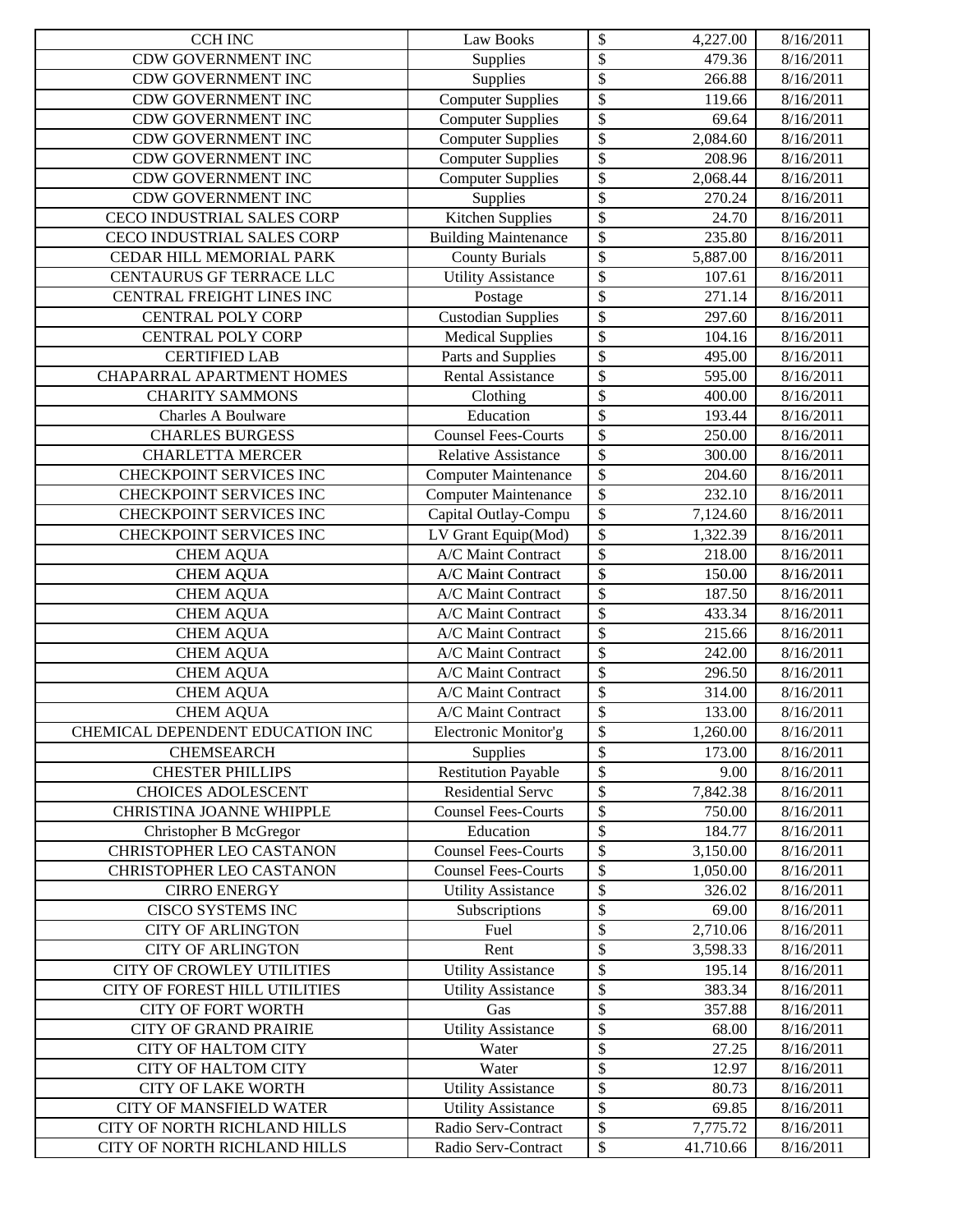| | | | | |
|---|---|---|---|---|
| CCH INC | Law Books | $ | 4,227.00 | 8/16/2011 |
| CDW GOVERNMENT INC | Supplies | $ | 479.36 | 8/16/2011 |
| CDW GOVERNMENT INC | Supplies | $ | 266.88 | 8/16/2011 |
| CDW GOVERNMENT INC | Computer Supplies | $ | 119.66 | 8/16/2011 |
| CDW GOVERNMENT INC | Computer Supplies | $ | 69.64 | 8/16/2011 |
| CDW GOVERNMENT INC | Computer Supplies | $ | 2,084.60 | 8/16/2011 |
| CDW GOVERNMENT INC | Computer Supplies | $ | 208.96 | 8/16/2011 |
| CDW GOVERNMENT INC | Computer Supplies | $ | 2,068.44 | 8/16/2011 |
| CDW GOVERNMENT INC | Supplies | $ | 270.24 | 8/16/2011 |
| CECO INDUSTRIAL SALES CORP | Kitchen Supplies | $ | 24.70 | 8/16/2011 |
| CECO INDUSTRIAL SALES CORP | Building Maintenance | $ | 235.80 | 8/16/2011 |
| CEDAR HILL MEMORIAL PARK | County Burials | $ | 5,887.00 | 8/16/2011 |
| CENTAURUS GF TERRACE LLC | Utility Assistance | $ | 107.61 | 8/16/2011 |
| CENTRAL FREIGHT LINES INC | Postage | $ | 271.14 | 8/16/2011 |
| CENTRAL POLY CORP | Custodian Supplies | $ | 297.60 | 8/16/2011 |
| CENTRAL POLY CORP | Medical Supplies | $ | 104.16 | 8/16/2011 |
| CERTIFIED LAB | Parts and Supplies | $ | 495.00 | 8/16/2011 |
| CHAPARRAL APARTMENT HOMES | Rental Assistance | $ | 595.00 | 8/16/2011 |
| CHARITY SAMMONS | Clothing | $ | 400.00 | 8/16/2011 |
| Charles A Boulware | Education | $ | 193.44 | 8/16/2011 |
| CHARLES BURGESS | Counsel Fees-Courts | $ | 250.00 | 8/16/2011 |
| CHARLETTA MERCER | Relative Assistance | $ | 300.00 | 8/16/2011 |
| CHECKPOINT SERVICES INC | Computer Maintenance | $ | 204.60 | 8/16/2011 |
| CHECKPOINT SERVICES INC | Computer Maintenance | $ | 232.10 | 8/16/2011 |
| CHECKPOINT SERVICES INC | Capital Outlay-Compu | $ | 7,124.60 | 8/16/2011 |
| CHECKPOINT SERVICES INC | LV Grant Equip(Mod) | $ | 1,322.39 | 8/16/2011 |
| CHEM AQUA | A/C Maint Contract | $ | 218.00 | 8/16/2011 |
| CHEM AQUA | A/C Maint Contract | $ | 150.00 | 8/16/2011 |
| CHEM AQUA | A/C Maint Contract | $ | 187.50 | 8/16/2011 |
| CHEM AQUA | A/C Maint Contract | $ | 433.34 | 8/16/2011 |
| CHEM AQUA | A/C Maint Contract | $ | 215.66 | 8/16/2011 |
| CHEM AQUA | A/C Maint Contract | $ | 242.00 | 8/16/2011 |
| CHEM AQUA | A/C Maint Contract | $ | 296.50 | 8/16/2011 |
| CHEM AQUA | A/C Maint Contract | $ | 314.00 | 8/16/2011 |
| CHEM AQUA | A/C Maint Contract | $ | 133.00 | 8/16/2011 |
| CHEMICAL DEPENDENT EDUCATION INC | Electronic Monitor'g | $ | 1,260.00 | 8/16/2011 |
| CHEMSEARCH | Supplies | $ | 173.00 | 8/16/2011 |
| CHESTER PHILLIPS | Restitution Payable | $ | 9.00 | 8/16/2011 |
| CHOICES ADOLESCENT | Residential Servc | $ | 7,842.38 | 8/16/2011 |
| CHRISTINA JOANNE WHIPPLE | Counsel Fees-Courts | $ | 750.00 | 8/16/2011 |
| Christopher B McGregor | Education | $ | 184.77 | 8/16/2011 |
| CHRISTOPHER LEO CASTANON | Counsel Fees-Courts | $ | 3,150.00 | 8/16/2011 |
| CHRISTOPHER LEO CASTANON | Counsel Fees-Courts | $ | 1,050.00 | 8/16/2011 |
| CIRRO ENERGY | Utility Assistance | $ | 326.02 | 8/16/2011 |
| CISCO SYSTEMS INC | Subscriptions | $ | 69.00 | 8/16/2011 |
| CITY OF ARLINGTON | Fuel | $ | 2,710.06 | 8/16/2011 |
| CITY OF ARLINGTON | Rent | $ | 3,598.33 | 8/16/2011 |
| CITY OF CROWLEY UTILITIES | Utility Assistance | $ | 195.14 | 8/16/2011 |
| CITY OF FOREST HILL UTILITIES | Utility Assistance | $ | 383.34 | 8/16/2011 |
| CITY OF FORT WORTH | Gas | $ | 357.88 | 8/16/2011 |
| CITY OF GRAND PRAIRIE | Utility Assistance | $ | 68.00 | 8/16/2011 |
| CITY OF HALTOM CITY | Water | $ | 27.25 | 8/16/2011 |
| CITY OF HALTOM CITY | Water | $ | 12.97 | 8/16/2011 |
| CITY OF LAKE WORTH | Utility Assistance | $ | 80.73 | 8/16/2011 |
| CITY OF MANSFIELD WATER | Utility Assistance | $ | 69.85 | 8/16/2011 |
| CITY OF NORTH RICHLAND HILLS | Radio Serv-Contract | $ | 7,775.72 | 8/16/2011 |
| CITY OF NORTH RICHLAND HILLS | Radio Serv-Contract | $ | 41,710.66 | 8/16/2011 |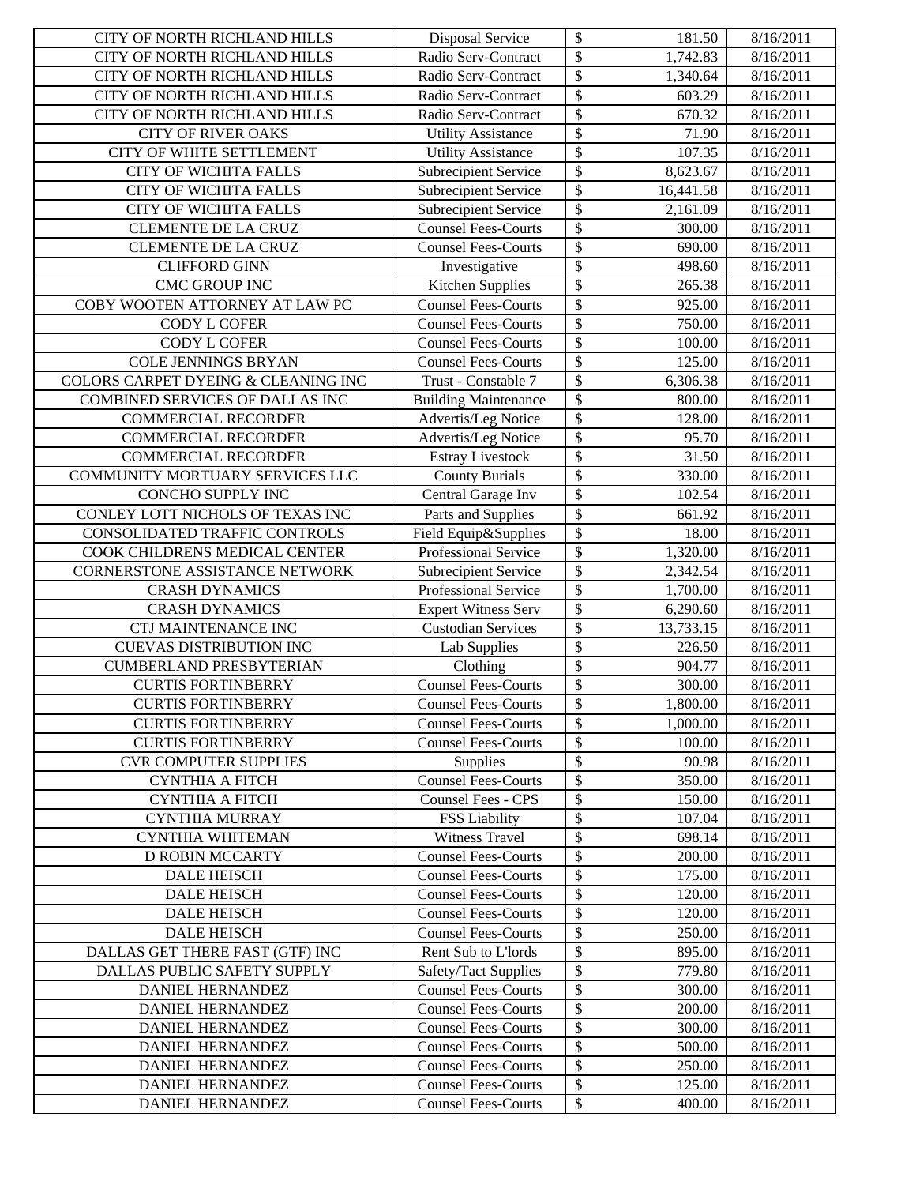| CITY OF NORTH RICHLAND HILLS | Disposal Service | $ | 181.50 | 8/16/2011 |
|---|---|---|---|---|
| CITY OF NORTH RICHLAND HILLS | Radio Serv-Contract | $ | 1,742.83 | 8/16/2011 |
| CITY OF NORTH RICHLAND HILLS | Radio Serv-Contract | $ | 1,340.64 | 8/16/2011 |
| CITY OF NORTH RICHLAND HILLS | Radio Serv-Contract | $ | 603.29 | 8/16/2011 |
| CITY OF NORTH RICHLAND HILLS | Radio Serv-Contract | $ | 670.32 | 8/16/2011 |
| CITY OF RIVER OAKS | Utility Assistance | $ | 71.90 | 8/16/2011 |
| CITY OF WHITE SETTLEMENT | Utility Assistance | $ | 107.35 | 8/16/2011 |
| CITY OF WICHITA FALLS | Subrecipient Service | $ | 8,623.67 | 8/16/2011 |
| CITY OF WICHITA FALLS | Subrecipient Service | $ | 16,441.58 | 8/16/2011 |
| CITY OF WICHITA FALLS | Subrecipient Service | $ | 2,161.09 | 8/16/2011 |
| CLEMENTE DE LA CRUZ | Counsel Fees-Courts | $ | 300.00 | 8/16/2011 |
| CLEMENTE DE LA CRUZ | Counsel Fees-Courts | $ | 690.00 | 8/16/2011 |
| CLIFFORD GINN | Investigative | $ | 498.60 | 8/16/2011 |
| CMC GROUP INC | Kitchen Supplies | $ | 265.38 | 8/16/2011 |
| COBY WOOTEN ATTORNEY AT LAW PC | Counsel Fees-Courts | $ | 925.00 | 8/16/2011 |
| CODY L COFER | Counsel Fees-Courts | $ | 750.00 | 8/16/2011 |
| CODY L COFER | Counsel Fees-Courts | $ | 100.00 | 8/16/2011 |
| COLE JENNINGS BRYAN | Counsel Fees-Courts | $ | 125.00 | 8/16/2011 |
| COLORS CARPET DYEING & CLEANING INC | Trust - Constable 7 | $ | 6,306.38 | 8/16/2011 |
| COMBINED SERVICES OF DALLAS INC | Building Maintenance | $ | 800.00 | 8/16/2011 |
| COMMERCIAL RECORDER | Advertis/Leg Notice | $ | 128.00 | 8/16/2011 |
| COMMERCIAL RECORDER | Advertis/Leg Notice | $ | 95.70 | 8/16/2011 |
| COMMERCIAL RECORDER | Estray Livestock | $ | 31.50 | 8/16/2011 |
| COMMUNITY MORTUARY SERVICES LLC | County Burials | $ | 330.00 | 8/16/2011 |
| CONCHO SUPPLY INC | Central Garage Inv | $ | 102.54 | 8/16/2011 |
| CONLEY LOTT NICHOLS OF TEXAS INC | Parts and Supplies | $ | 661.92 | 8/16/2011 |
| CONSOLIDATED TRAFFIC CONTROLS | Field Equip&Supplies | $ | 18.00 | 8/16/2011 |
| COOK CHILDRENS MEDICAL CENTER | Professional Service | $ | 1,320.00 | 8/16/2011 |
| CORNERSTONE ASSISTANCE NETWORK | Subrecipient Service | $ | 2,342.54 | 8/16/2011 |
| CRASH DYNAMICS | Professional Service | $ | 1,700.00 | 8/16/2011 |
| CRASH DYNAMICS | Expert Witness Serv | $ | 6,290.60 | 8/16/2011 |
| CTJ MAINTENANCE INC | Custodian Services | $ | 13,733.15 | 8/16/2011 |
| CUEVAS DISTRIBUTION INC | Lab Supplies | $ | 226.50 | 8/16/2011 |
| CUMBERLAND PRESBYTERIAN | Clothing | $ | 904.77 | 8/16/2011 |
| CURTIS FORTINBERRY | Counsel Fees-Courts | $ | 300.00 | 8/16/2011 |
| CURTIS FORTINBERRY | Counsel Fees-Courts | $ | 1,800.00 | 8/16/2011 |
| CURTIS FORTINBERRY | Counsel Fees-Courts | $ | 1,000.00 | 8/16/2011 |
| CURTIS FORTINBERRY | Counsel Fees-Courts | $ | 100.00 | 8/16/2011 |
| CVR COMPUTER SUPPLIES | Supplies | $ | 90.98 | 8/16/2011 |
| CYNTHIA A FITCH | Counsel Fees-Courts | $ | 350.00 | 8/16/2011 |
| CYNTHIA A FITCH | Counsel Fees - CPS | $ | 150.00 | 8/16/2011 |
| CYNTHIA MURRAY | FSS Liability | $ | 107.04 | 8/16/2011 |
| CYNTHIA WHITEMAN | Witness Travel | $ | 698.14 | 8/16/2011 |
| D ROBIN MCCARTY | Counsel Fees-Courts | $ | 200.00 | 8/16/2011 |
| DALE HEISCH | Counsel Fees-Courts | $ | 175.00 | 8/16/2011 |
| DALE HEISCH | Counsel Fees-Courts | $ | 120.00 | 8/16/2011 |
| DALE HEISCH | Counsel Fees-Courts | $ | 120.00 | 8/16/2011 |
| DALE HEISCH | Counsel Fees-Courts | $ | 250.00 | 8/16/2011 |
| DALLAS GET THERE FAST (GTF) INC | Rent Sub to L'lords | $ | 895.00 | 8/16/2011 |
| DALLAS PUBLIC SAFETY SUPPLY | Safety/Tact Supplies | $ | 779.80 | 8/16/2011 |
| DANIEL HERNANDEZ | Counsel Fees-Courts | $ | 300.00 | 8/16/2011 |
| DANIEL HERNANDEZ | Counsel Fees-Courts | $ | 200.00 | 8/16/2011 |
| DANIEL HERNANDEZ | Counsel Fees-Courts | $ | 300.00 | 8/16/2011 |
| DANIEL HERNANDEZ | Counsel Fees-Courts | $ | 500.00 | 8/16/2011 |
| DANIEL HERNANDEZ | Counsel Fees-Courts | $ | 250.00 | 8/16/2011 |
| DANIEL HERNANDEZ | Counsel Fees-Courts | $ | 125.00 | 8/16/2011 |
| DANIEL HERNANDEZ | Counsel Fees-Courts | $ | 400.00 | 8/16/2011 |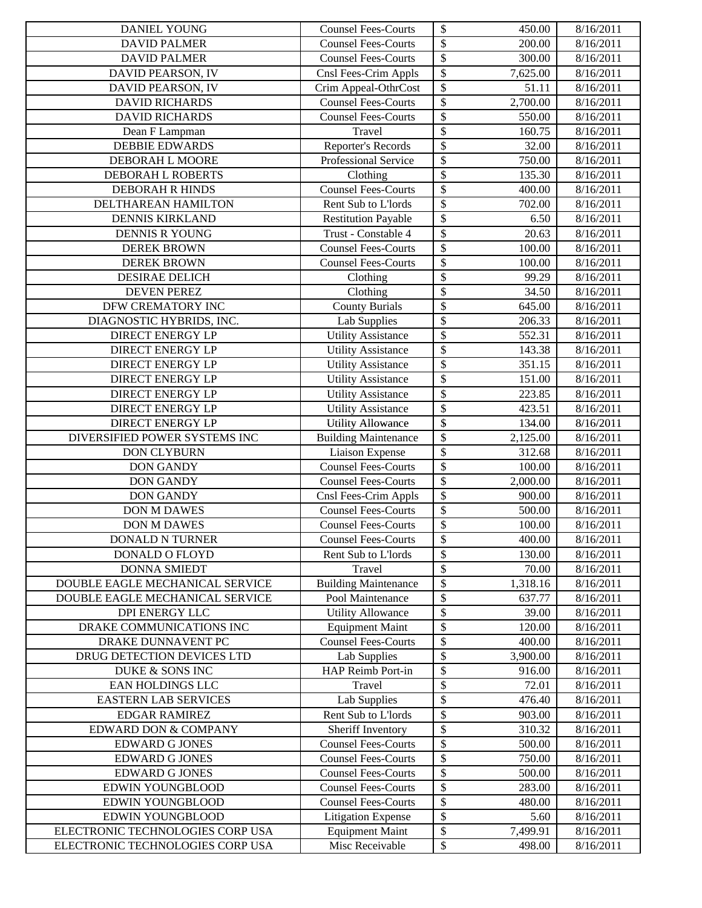| DANIEL YOUNG | Counsel Fees-Courts | $ | 450.00 | 8/16/2011 |
|---|---|---|---|---|
| DAVID PALMER | Counsel Fees-Courts | $ | 200.00 | 8/16/2011 |
| DAVID PALMER | Counsel Fees-Courts | $ | 300.00 | 8/16/2011 |
| DAVID PEARSON, IV | Cnsl Fees-Crim Appls | $ | 7,625.00 | 8/16/2011 |
| DAVID PEARSON, IV | Crim Appeal-OthrCost | $ | 51.11 | 8/16/2011 |
| DAVID RICHARDS | Counsel Fees-Courts | $ | 2,700.00 | 8/16/2011 |
| DAVID RICHARDS | Counsel Fees-Courts | $ | 550.00 | 8/16/2011 |
| Dean F Lampman | Travel | $ | 160.75 | 8/16/2011 |
| DEBBIE EDWARDS | Reporter's Records | $ | 32.00 | 8/16/2011 |
| DEBORAH L MOORE | Professional Service | $ | 750.00 | 8/16/2011 |
| DEBORAH L ROBERTS | Clothing | $ | 135.30 | 8/16/2011 |
| DEBORAH R HINDS | Counsel Fees-Courts | $ | 400.00 | 8/16/2011 |
| DELTHAREAN HAMILTON | Rent Sub to L'lords | $ | 702.00 | 8/16/2011 |
| DENNIS KIRKLAND | Restitution Payable | $ | 6.50 | 8/16/2011 |
| DENNIS R YOUNG | Trust - Constable 4 | $ | 20.63 | 8/16/2011 |
| DEREK BROWN | Counsel Fees-Courts | $ | 100.00 | 8/16/2011 |
| DEREK BROWN | Counsel Fees-Courts | $ | 100.00 | 8/16/2011 |
| DESIRAE DELICH | Clothing | $ | 99.29 | 8/16/2011 |
| DEVEN PEREZ | Clothing | $ | 34.50 | 8/16/2011 |
| DFW CREMATORY INC | County Burials | $ | 645.00 | 8/16/2011 |
| DIAGNOSTIC HYBRIDS, INC. | Lab Supplies | $ | 206.33 | 8/16/2011 |
| DIRECT ENERGY LP | Utility Assistance | $ | 552.31 | 8/16/2011 |
| DIRECT ENERGY LP | Utility Assistance | $ | 143.38 | 8/16/2011 |
| DIRECT ENERGY LP | Utility Assistance | $ | 351.15 | 8/16/2011 |
| DIRECT ENERGY LP | Utility Assistance | $ | 151.00 | 8/16/2011 |
| DIRECT ENERGY LP | Utility Assistance | $ | 223.85 | 8/16/2011 |
| DIRECT ENERGY LP | Utility Assistance | $ | 423.51 | 8/16/2011 |
| DIRECT ENERGY LP | Utility Allowance | $ | 134.00 | 8/16/2011 |
| DIVERSIFIED POWER SYSTEMS INC | Building Maintenance | $ | 2,125.00 | 8/16/2011 |
| DON CLYBURN | Liaison Expense | $ | 312.68 | 8/16/2011 |
| DON GANDY | Counsel Fees-Courts | $ | 100.00 | 8/16/2011 |
| DON GANDY | Counsel Fees-Courts | $ | 2,000.00 | 8/16/2011 |
| DON GANDY | Cnsl Fees-Crim Appls | $ | 900.00 | 8/16/2011 |
| DON M DAWES | Counsel Fees-Courts | $ | 500.00 | 8/16/2011 |
| DON M DAWES | Counsel Fees-Courts | $ | 100.00 | 8/16/2011 |
| DONALD N TURNER | Counsel Fees-Courts | $ | 400.00 | 8/16/2011 |
| DONALD O FLOYD | Rent Sub to L'lords | $ | 130.00 | 8/16/2011 |
| DONNA SMIEDT | Travel | $ | 70.00 | 8/16/2011 |
| DOUBLE EAGLE MECHANICAL SERVICE | Building Maintenance | $ | 1,318.16 | 8/16/2011 |
| DOUBLE EAGLE MECHANICAL SERVICE | Pool Maintenance | $ | 637.77 | 8/16/2011 |
| DPI ENERGY LLC | Utility Allowance | $ | 39.00 | 8/16/2011 |
| DRAKE COMMUNICATIONS INC | Equipment Maint | $ | 120.00 | 8/16/2011 |
| DRAKE DUNNAVENT PC | Counsel Fees-Courts | $ | 400.00 | 8/16/2011 |
| DRUG DETECTION DEVICES LTD | Lab Supplies | $ | 3,900.00 | 8/16/2011 |
| DUKE & SONS INC | HAP Reimb Port-in | $ | 916.00 | 8/16/2011 |
| EAN HOLDINGS LLC | Travel | $ | 72.01 | 8/16/2011 |
| EASTERN LAB SERVICES | Lab Supplies | $ | 476.40 | 8/16/2011 |
| EDGAR RAMIREZ | Rent Sub to L'lords | $ | 903.00 | 8/16/2011 |
| EDWARD DON & COMPANY | Sheriff Inventory | $ | 310.32 | 8/16/2011 |
| EDWARD G JONES | Counsel Fees-Courts | $ | 500.00 | 8/16/2011 |
| EDWARD G JONES | Counsel Fees-Courts | $ | 750.00 | 8/16/2011 |
| EDWARD G JONES | Counsel Fees-Courts | $ | 500.00 | 8/16/2011 |
| EDWIN YOUNGBLOOD | Counsel Fees-Courts | $ | 283.00 | 8/16/2011 |
| EDWIN YOUNGBLOOD | Counsel Fees-Courts | $ | 480.00 | 8/16/2011 |
| EDWIN YOUNGBLOOD | Litigation Expense | $ | 5.60 | 8/16/2011 |
| ELECTRONIC TECHNOLOGIES CORP USA | Equipment Maint | $ | 7,499.91 | 8/16/2011 |
| ELECTRONIC TECHNOLOGIES CORP USA | Misc Receivable | $ | 498.00 | 8/16/2011 |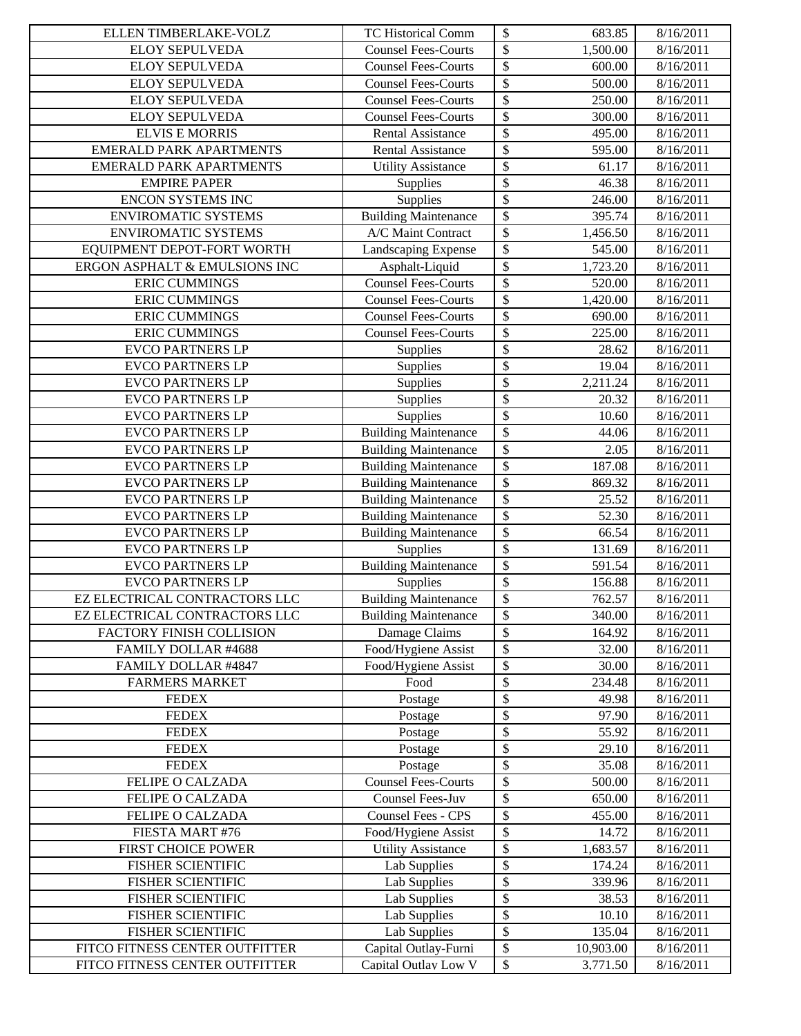| ELLEN TIMBERLAKE-VOLZ | TC Historical Comm | $ | 683.85 | 8/16/2011 |
|---|---|---|---|---|
| ELOY SEPULVEDA | Counsel Fees-Courts | $ | 1,500.00 | 8/16/2011 |
| ELOY SEPULVEDA | Counsel Fees-Courts | $ | 600.00 | 8/16/2011 |
| ELOY SEPULVEDA | Counsel Fees-Courts | $ | 500.00 | 8/16/2011 |
| ELOY SEPULVEDA | Counsel Fees-Courts | $ | 250.00 | 8/16/2011 |
| ELOY SEPULVEDA | Counsel Fees-Courts | $ | 300.00 | 8/16/2011 |
| ELVIS E MORRIS | Rental Assistance | $ | 495.00 | 8/16/2011 |
| EMERALD PARK APARTMENTS | Rental Assistance | $ | 595.00 | 8/16/2011 |
| EMERALD PARK APARTMENTS | Utility Assistance | $ | 61.17 | 8/16/2011 |
| EMPIRE PAPER | Supplies | $ | 46.38 | 8/16/2011 |
| ENCON SYSTEMS INC | Supplies | $ | 246.00 | 8/16/2011 |
| ENVIROMATIC SYSTEMS | Building Maintenance | $ | 395.74 | 8/16/2011 |
| ENVIROMATIC SYSTEMS | A/C Maint Contract | $ | 1,456.50 | 8/16/2011 |
| EQUIPMENT DEPOT-FORT WORTH | Landscaping Expense | $ | 545.00 | 8/16/2011 |
| ERGON ASPHALT & EMULSIONS INC | Asphalt-Liquid | $ | 1,723.20 | 8/16/2011 |
| ERIC CUMMINGS | Counsel Fees-Courts | $ | 520.00 | 8/16/2011 |
| ERIC CUMMINGS | Counsel Fees-Courts | $ | 1,420.00 | 8/16/2011 |
| ERIC CUMMINGS | Counsel Fees-Courts | $ | 690.00 | 8/16/2011 |
| ERIC CUMMINGS | Counsel Fees-Courts | $ | 225.00 | 8/16/2011 |
| EVCO PARTNERS LP | Supplies | $ | 28.62 | 8/16/2011 |
| EVCO PARTNERS LP | Supplies | $ | 19.04 | 8/16/2011 |
| EVCO PARTNERS LP | Supplies | $ | 2,211.24 | 8/16/2011 |
| EVCO PARTNERS LP | Supplies | $ | 20.32 | 8/16/2011 |
| EVCO PARTNERS LP | Supplies | $ | 10.60 | 8/16/2011 |
| EVCO PARTNERS LP | Building Maintenance | $ | 44.06 | 8/16/2011 |
| EVCO PARTNERS LP | Building Maintenance | $ | 2.05 | 8/16/2011 |
| EVCO PARTNERS LP | Building Maintenance | $ | 187.08 | 8/16/2011 |
| EVCO PARTNERS LP | Building Maintenance | $ | 869.32 | 8/16/2011 |
| EVCO PARTNERS LP | Building Maintenance | $ | 25.52 | 8/16/2011 |
| EVCO PARTNERS LP | Building Maintenance | $ | 52.30 | 8/16/2011 |
| EVCO PARTNERS LP | Building Maintenance | $ | 66.54 | 8/16/2011 |
| EVCO PARTNERS LP | Supplies | $ | 131.69 | 8/16/2011 |
| EVCO PARTNERS LP | Building Maintenance | $ | 591.54 | 8/16/2011 |
| EVCO PARTNERS LP | Supplies | $ | 156.88 | 8/16/2011 |
| EZ ELECTRICAL CONTRACTORS LLC | Building Maintenance | $ | 762.57 | 8/16/2011 |
| EZ ELECTRICAL CONTRACTORS LLC | Building Maintenance | $ | 340.00 | 8/16/2011 |
| FACTORY FINISH COLLISION | Damage Claims | $ | 164.92 | 8/16/2011 |
| FAMILY DOLLAR #4688 | Food/Hygiene Assist | $ | 32.00 | 8/16/2011 |
| FAMILY DOLLAR #4847 | Food/Hygiene Assist | $ | 30.00 | 8/16/2011 |
| FARMERS MARKET | Food | $ | 234.48 | 8/16/2011 |
| FEDEX | Postage | $ | 49.98 | 8/16/2011 |
| FEDEX | Postage | $ | 97.90 | 8/16/2011 |
| FEDEX | Postage | $ | 55.92 | 8/16/2011 |
| FEDEX | Postage | $ | 29.10 | 8/16/2011 |
| FEDEX | Postage | $ | 35.08 | 8/16/2011 |
| FELIPE O CALZADA | Counsel Fees-Courts | $ | 500.00 | 8/16/2011 |
| FELIPE O CALZADA | Counsel Fees-Juv | $ | 650.00 | 8/16/2011 |
| FELIPE O CALZADA | Counsel Fees - CPS | $ | 455.00 | 8/16/2011 |
| FIESTA MART #76 | Food/Hygiene Assist | $ | 14.72 | 8/16/2011 |
| FIRST CHOICE POWER | Utility Assistance | $ | 1,683.57 | 8/16/2011 |
| FISHER SCIENTIFIC | Lab Supplies | $ | 174.24 | 8/16/2011 |
| FISHER SCIENTIFIC | Lab Supplies | $ | 339.96 | 8/16/2011 |
| FISHER SCIENTIFIC | Lab Supplies | $ | 38.53 | 8/16/2011 |
| FISHER SCIENTIFIC | Lab Supplies | $ | 10.10 | 8/16/2011 |
| FISHER SCIENTIFIC | Lab Supplies | $ | 135.04 | 8/16/2011 |
| FITCO FITNESS CENTER OUTFITTER | Capital Outlay-Furni | $ | 10,903.00 | 8/16/2011 |
| FITCO FITNESS CENTER OUTFITTER | Capital Outlay Low V | $ | 3,771.50 | 8/16/2011 |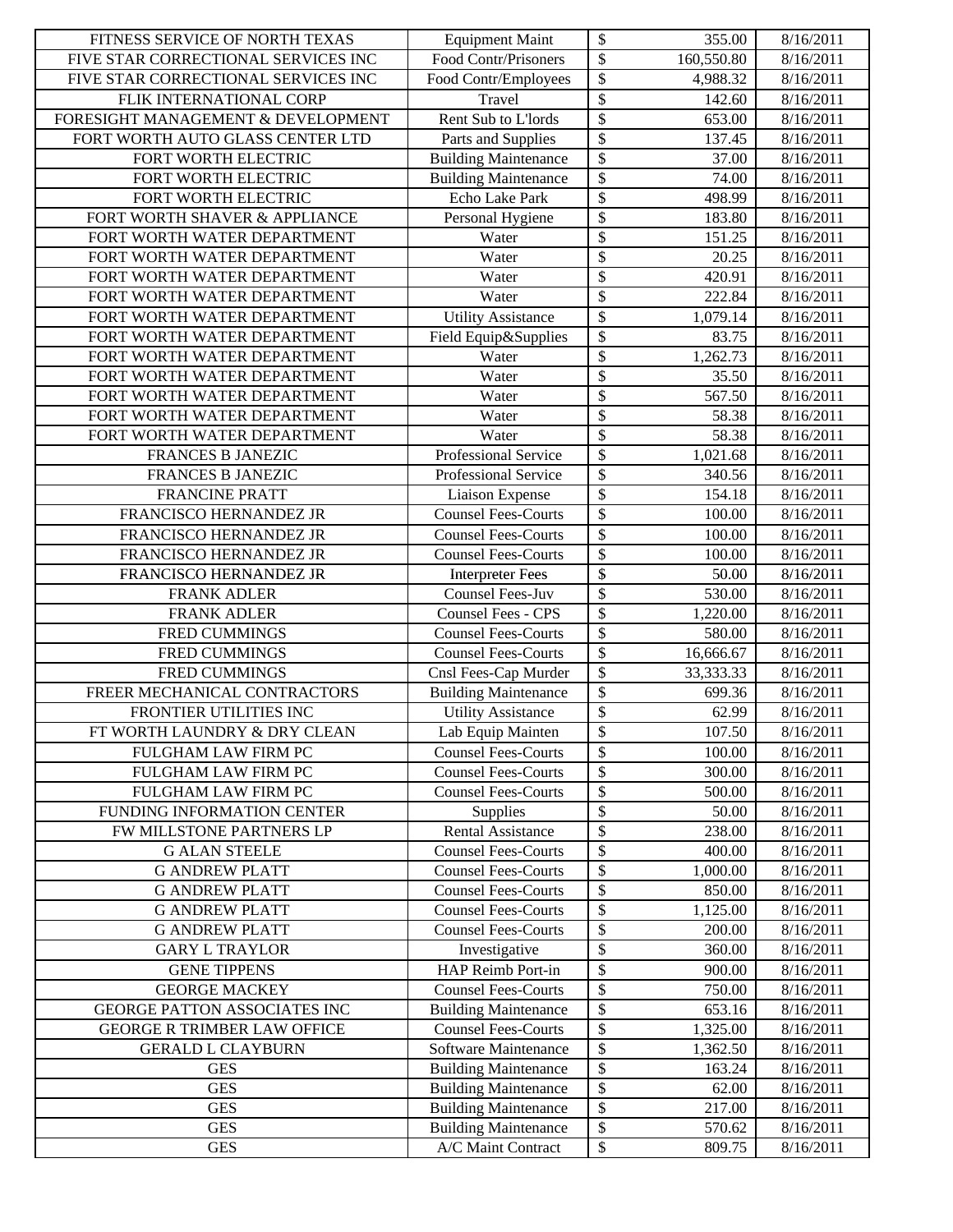| | | | | |
|---|---|---|---|---|
| FITNESS SERVICE OF NORTH TEXAS | Equipment Maint | $ | 355.00 | 8/16/2011 |
| FIVE STAR CORRECTIONAL SERVICES INC | Food Contr/Prisoners | $ | 160,550.80 | 8/16/2011 |
| FIVE STAR CORRECTIONAL SERVICES INC | Food Contr/Employees | $ | 4,988.32 | 8/16/2011 |
| FLIK INTERNATIONAL CORP | Travel | $ | 142.60 | 8/16/2011 |
| FORESIGHT MANAGEMENT & DEVELOPMENT | Rent Sub to L'lords | $ | 653.00 | 8/16/2011 |
| FORT WORTH AUTO GLASS CENTER LTD | Parts and Supplies | $ | 137.45 | 8/16/2011 |
| FORT WORTH ELECTRIC | Building Maintenance | $ | 37.00 | 8/16/2011 |
| FORT WORTH ELECTRIC | Building Maintenance | $ | 74.00 | 8/16/2011 |
| FORT WORTH ELECTRIC | Echo Lake Park | $ | 498.99 | 8/16/2011 |
| FORT WORTH SHAVER & APPLIANCE | Personal Hygiene | $ | 183.80 | 8/16/2011 |
| FORT WORTH WATER DEPARTMENT | Water | $ | 151.25 | 8/16/2011 |
| FORT WORTH WATER DEPARTMENT | Water | $ | 20.25 | 8/16/2011 |
| FORT WORTH WATER DEPARTMENT | Water | $ | 420.91 | 8/16/2011 |
| FORT WORTH WATER DEPARTMENT | Water | $ | 222.84 | 8/16/2011 |
| FORT WORTH WATER DEPARTMENT | Utility Assistance | $ | 1,079.14 | 8/16/2011 |
| FORT WORTH WATER DEPARTMENT | Field Equip&Supplies | $ | 83.75 | 8/16/2011 |
| FORT WORTH WATER DEPARTMENT | Water | $ | 1,262.73 | 8/16/2011 |
| FORT WORTH WATER DEPARTMENT | Water | $ | 35.50 | 8/16/2011 |
| FORT WORTH WATER DEPARTMENT | Water | $ | 567.50 | 8/16/2011 |
| FORT WORTH WATER DEPARTMENT | Water | $ | 58.38 | 8/16/2011 |
| FORT WORTH WATER DEPARTMENT | Water | $ | 58.38 | 8/16/2011 |
| FRANCES B JANEZIC | Professional Service | $ | 1,021.68 | 8/16/2011 |
| FRANCES B JANEZIC | Professional Service | $ | 340.56 | 8/16/2011 |
| FRANCINE PRATT | Liaison Expense | $ | 154.18 | 8/16/2011 |
| FRANCISCO HERNANDEZ JR | Counsel Fees-Courts | $ | 100.00 | 8/16/2011 |
| FRANCISCO HERNANDEZ JR | Counsel Fees-Courts | $ | 100.00 | 8/16/2011 |
| FRANCISCO HERNANDEZ JR | Counsel Fees-Courts | $ | 100.00 | 8/16/2011 |
| FRANCISCO HERNANDEZ JR | Interpreter Fees | $ | 50.00 | 8/16/2011 |
| FRANK ADLER | Counsel Fees-Juv | $ | 530.00 | 8/16/2011 |
| FRANK ADLER | Counsel Fees - CPS | $ | 1,220.00 | 8/16/2011 |
| FRED CUMMINGS | Counsel Fees-Courts | $ | 580.00 | 8/16/2011 |
| FRED CUMMINGS | Counsel Fees-Courts | $ | 16,666.67 | 8/16/2011 |
| FRED CUMMINGS | Cnsl Fees-Cap Murder | $ | 33,333.33 | 8/16/2011 |
| FREER MECHANICAL CONTRACTORS | Building Maintenance | $ | 699.36 | 8/16/2011 |
| FRONTIER UTILITIES INC | Utility Assistance | $ | 62.99 | 8/16/2011 |
| FT WORTH LAUNDRY & DRY CLEAN | Lab Equip Mainten | $ | 107.50 | 8/16/2011 |
| FULGHAM LAW FIRM PC | Counsel Fees-Courts | $ | 100.00 | 8/16/2011 |
| FULGHAM LAW FIRM PC | Counsel Fees-Courts | $ | 300.00 | 8/16/2011 |
| FULGHAM LAW FIRM PC | Counsel Fees-Courts | $ | 500.00 | 8/16/2011 |
| FUNDING INFORMATION CENTER | Supplies | $ | 50.00 | 8/16/2011 |
| FW MILLSTONE PARTNERS LP | Rental Assistance | $ | 238.00 | 8/16/2011 |
| G ALAN STEELE | Counsel Fees-Courts | $ | 400.00 | 8/16/2011 |
| G ANDREW PLATT | Counsel Fees-Courts | $ | 1,000.00 | 8/16/2011 |
| G ANDREW PLATT | Counsel Fees-Courts | $ | 850.00 | 8/16/2011 |
| G ANDREW PLATT | Counsel Fees-Courts | $ | 1,125.00 | 8/16/2011 |
| G ANDREW PLATT | Counsel Fees-Courts | $ | 200.00 | 8/16/2011 |
| GARY L TRAYLOR | Investigative | $ | 360.00 | 8/16/2011 |
| GENE TIPPENS | HAP Reimb Port-in | $ | 900.00 | 8/16/2011 |
| GEORGE MACKEY | Counsel Fees-Courts | $ | 750.00 | 8/16/2011 |
| GEORGE PATTON ASSOCIATES INC | Building Maintenance | $ | 653.16 | 8/16/2011 |
| GEORGE R TRIMBER LAW OFFICE | Counsel Fees-Courts | $ | 1,325.00 | 8/16/2011 |
| GERALD L CLAYBURN | Software Maintenance | $ | 1,362.50 | 8/16/2011 |
| GES | Building Maintenance | $ | 163.24 | 8/16/2011 |
| GES | Building Maintenance | $ | 62.00 | 8/16/2011 |
| GES | Building Maintenance | $ | 217.00 | 8/16/2011 |
| GES | Building Maintenance | $ | 570.62 | 8/16/2011 |
| GES | A/C Maint Contract | $ | 809.75 | 8/16/2011 |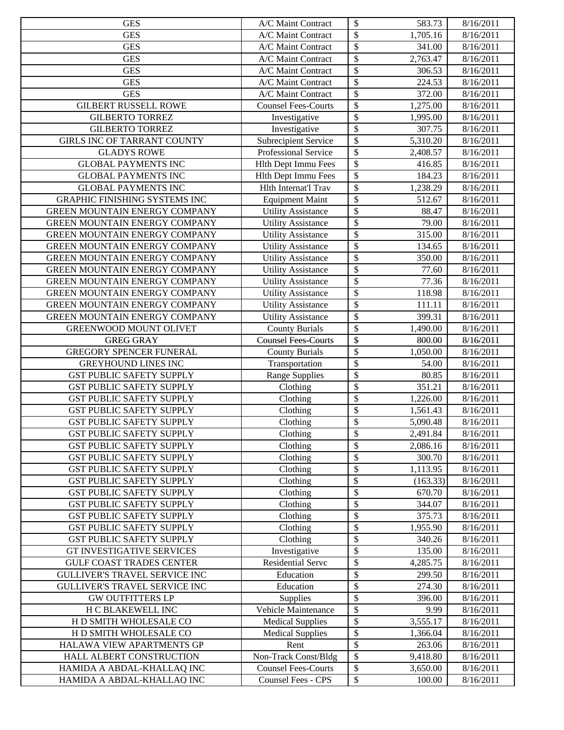| GES | A/C Maint Contract | $ | 583.73 | 8/16/2011 |
|---|---|---|---|---|
| GES | A/C Maint Contract | $ | 1,705.16 | 8/16/2011 |
| GES | A/C Maint Contract | $ | 341.00 | 8/16/2011 |
| GES | A/C Maint Contract | $ | 2,763.47 | 8/16/2011 |
| GES | A/C Maint Contract | $ | 306.53 | 8/16/2011 |
| GES | A/C Maint Contract | $ | 224.53 | 8/16/2011 |
| GES | A/C Maint Contract | $ | 372.00 | 8/16/2011 |
| GILBERT RUSSELL ROWE | Counsel Fees-Courts | $ | 1,275.00 | 8/16/2011 |
| GILBERTO TORREZ | Investigative | $ | 1,995.00 | 8/16/2011 |
| GILBERTO TORREZ | Investigative | $ | 307.75 | 8/16/2011 |
| GIRLS INC OF TARRANT COUNTY | Subrecipient Service | $ | 5,310.20 | 8/16/2011 |
| GLADYS ROWE | Professional Service | $ | 2,408.57 | 8/16/2011 |
| GLOBAL PAYMENTS INC | Hlth Dept Immu Fees | $ | 416.85 | 8/16/2011 |
| GLOBAL PAYMENTS INC | Hlth Dept Immu Fees | $ | 184.23 | 8/16/2011 |
| GLOBAL PAYMENTS INC | Hlth Internat'l Trav | $ | 1,238.29 | 8/16/2011 |
| GRAPHIC FINISHING SYSTEMS INC | Equipment Maint | $ | 512.67 | 8/16/2011 |
| GREEN MOUNTAIN ENERGY COMPANY | Utility Assistance | $ | 88.47 | 8/16/2011 |
| GREEN MOUNTAIN ENERGY COMPANY | Utility Assistance | $ | 79.00 | 8/16/2011 |
| GREEN MOUNTAIN ENERGY COMPANY | Utility Assistance | $ | 315.00 | 8/16/2011 |
| GREEN MOUNTAIN ENERGY COMPANY | Utility Assistance | $ | 134.65 | 8/16/2011 |
| GREEN MOUNTAIN ENERGY COMPANY | Utility Assistance | $ | 350.00 | 8/16/2011 |
| GREEN MOUNTAIN ENERGY COMPANY | Utility Assistance | $ | 77.60 | 8/16/2011 |
| GREEN MOUNTAIN ENERGY COMPANY | Utility Assistance | $ | 77.36 | 8/16/2011 |
| GREEN MOUNTAIN ENERGY COMPANY | Utility Assistance | $ | 118.98 | 8/16/2011 |
| GREEN MOUNTAIN ENERGY COMPANY | Utility Assistance | $ | 111.11 | 8/16/2011 |
| GREEN MOUNTAIN ENERGY COMPANY | Utility Assistance | $ | 399.31 | 8/16/2011 |
| GREENWOOD MOUNT OLIVET | County Burials | $ | 1,490.00 | 8/16/2011 |
| GREG GRAY | Counsel Fees-Courts | $ | 800.00 | 8/16/2011 |
| GREGORY SPENCER FUNERAL | County Burials | $ | 1,050.00 | 8/16/2011 |
| GREYHOUND LINES INC | Transportation | $ | 54.00 | 8/16/2011 |
| GST PUBLIC SAFETY SUPPLY | Range Supplies | $ | 80.85 | 8/16/2011 |
| GST PUBLIC SAFETY SUPPLY | Clothing | $ | 351.21 | 8/16/2011 |
| GST PUBLIC SAFETY SUPPLY | Clothing | $ | 1,226.00 | 8/16/2011 |
| GST PUBLIC SAFETY SUPPLY | Clothing | $ | 1,561.43 | 8/16/2011 |
| GST PUBLIC SAFETY SUPPLY | Clothing | $ | 5,090.48 | 8/16/2011 |
| GST PUBLIC SAFETY SUPPLY | Clothing | $ | 2,491.84 | 8/16/2011 |
| GST PUBLIC SAFETY SUPPLY | Clothing | $ | 2,086.16 | 8/16/2011 |
| GST PUBLIC SAFETY SUPPLY | Clothing | $ | 300.70 | 8/16/2011 |
| GST PUBLIC SAFETY SUPPLY | Clothing | $ | 1,113.95 | 8/16/2011 |
| GST PUBLIC SAFETY SUPPLY | Clothing | $ | (163.33) | 8/16/2011 |
| GST PUBLIC SAFETY SUPPLY | Clothing | $ | 670.70 | 8/16/2011 |
| GST PUBLIC SAFETY SUPPLY | Clothing | $ | 344.07 | 8/16/2011 |
| GST PUBLIC SAFETY SUPPLY | Clothing | $ | 375.73 | 8/16/2011 |
| GST PUBLIC SAFETY SUPPLY | Clothing | $ | 1,955.90 | 8/16/2011 |
| GST PUBLIC SAFETY SUPPLY | Clothing | $ | 340.26 | 8/16/2011 |
| GT INVESTIGATIVE SERVICES | Investigative | $ | 135.00 | 8/16/2011 |
| GULF COAST TRADES CENTER | Residential Servc | $ | 4,285.75 | 8/16/2011 |
| GULLIVER'S TRAVEL SERVICE INC | Education | $ | 299.50 | 8/16/2011 |
| GULLIVER'S TRAVEL SERVICE INC | Education | $ | 274.30 | 8/16/2011 |
| GW OUTFITTERS LP | Supplies | $ | 396.00 | 8/16/2011 |
| H C BLAKEWELL INC | Vehicle Maintenance | $ | 9.99 | 8/16/2011 |
| H D SMITH WHOLESALE CO | Medical Supplies | $ | 3,555.17 | 8/16/2011 |
| H D SMITH WHOLESALE CO | Medical Supplies | $ | 1,366.04 | 8/16/2011 |
| HALAWA VIEW APARTMENTS GP | Rent | $ | 263.06 | 8/16/2011 |
| HALL ALBERT CONSTRUCTION | Non-Track Const/Bldg | $ | 9,418.80 | 8/16/2011 |
| HAMIDA A ABDAL-KHALLAQ INC | Counsel Fees-Courts | $ | 3,650.00 | 8/16/2011 |
| HAMIDA A ABDAL-KHALLAQ INC | Counsel Fees - CPS | $ | 100.00 | 8/16/2011 |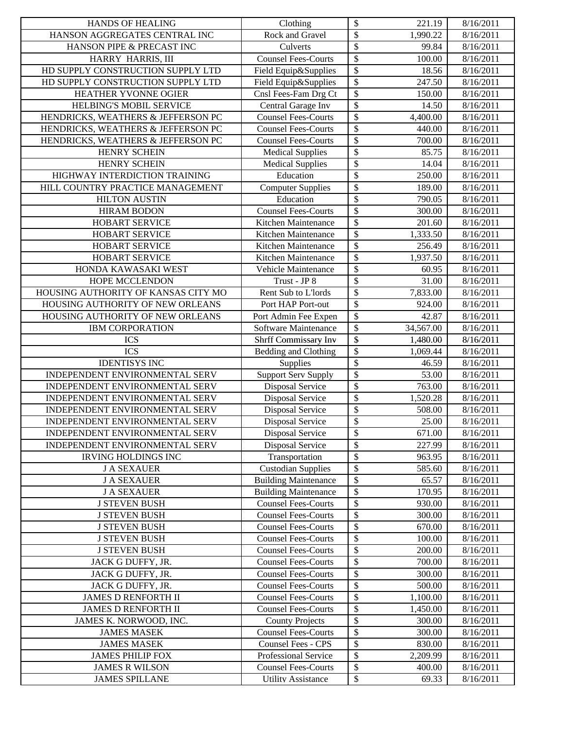| HANDS OF HEALING | Clothing | $ | 221.19 | 8/16/2011 |
|---|---|---|---|---|
| HANSON AGGREGATES CENTRAL INC | Rock and Gravel | $ | 1,990.22 | 8/16/2011 |
| HANSON PIPE & PRECAST INC | Culverts | $ | 99.84 | 8/16/2011 |
| HARRY HARRIS, III | Counsel Fees-Courts | $ | 100.00 | 8/16/2011 |
| HD SUPPLY CONSTRUCTION SUPPLY LTD | Field Equip&Supplies | $ | 18.56 | 8/16/2011 |
| HD SUPPLY CONSTRUCTION SUPPLY LTD | Field Equip&Supplies | $ | 247.50 | 8/16/2011 |
| HEATHER YVONNE OGIER | Cnsl Fees-Fam Drg Ct | $ | 150.00 | 8/16/2011 |
| HELBING'S MOBIL SERVICE | Central Garage Inv | $ | 14.50 | 8/16/2011 |
| HENDRICKS, WEATHERS & JEFFERSON PC | Counsel Fees-Courts | $ | 4,400.00 | 8/16/2011 |
| HENDRICKS, WEATHERS & JEFFERSON PC | Counsel Fees-Courts | $ | 440.00 | 8/16/2011 |
| HENDRICKS, WEATHERS & JEFFERSON PC | Counsel Fees-Courts | $ | 700.00 | 8/16/2011 |
| HENRY SCHEIN | Medical Supplies | $ | 85.75 | 8/16/2011 |
| HENRY SCHEIN | Medical Supplies | $ | 14.04 | 8/16/2011 |
| HIGHWAY INTERDICTION TRAINING | Education | $ | 250.00 | 8/16/2011 |
| HILL COUNTRY PRACTICE MANAGEMENT | Computer Supplies | $ | 189.00 | 8/16/2011 |
| HILTON AUSTIN | Education | $ | 790.05 | 8/16/2011 |
| HIRAM BODON | Counsel Fees-Courts | $ | 300.00 | 8/16/2011 |
| HOBART SERVICE | Kitchen Maintenance | $ | 201.60 | 8/16/2011 |
| HOBART SERVICE | Kitchen Maintenance | $ | 1,333.50 | 8/16/2011 |
| HOBART SERVICE | Kitchen Maintenance | $ | 256.49 | 8/16/2011 |
| HOBART SERVICE | Kitchen Maintenance | $ | 1,937.50 | 8/16/2011 |
| HONDA KAWASAKI WEST | Vehicle Maintenance | $ | 60.95 | 8/16/2011 |
| HOPE MCCLENDON | Trust - JP 8 | $ | 31.00 | 8/16/2011 |
| HOUSING AUTHORITY OF KANSAS CITY MO | Rent Sub to L'lords | $ | 7,833.00 | 8/16/2011 |
| HOUSING AUTHORITY OF NEW ORLEANS | Port HAP Port-out | $ | 924.00 | 8/16/2011 |
| HOUSING AUTHORITY OF NEW ORLEANS | Port Admin Fee Expen | $ | 42.87 | 8/16/2011 |
| IBM CORPORATION | Software Maintenance | $ | 34,567.00 | 8/16/2011 |
| ICS | Shrff Commissary Inv | $ | 1,480.00 | 8/16/2011 |
| ICS | Bedding and Clothing | $ | 1,069.44 | 8/16/2011 |
| IDENTISYS INC | Supplies | $ | 46.59 | 8/16/2011 |
| INDEPENDENT ENVIRONMENTAL SERV | Support Serv Supply | $ | 53.00 | 8/16/2011 |
| INDEPENDENT ENVIRONMENTAL SERV | Disposal Service | $ | 763.00 | 8/16/2011 |
| INDEPENDENT ENVIRONMENTAL SERV | Disposal Service | $ | 1,520.28 | 8/16/2011 |
| INDEPENDENT ENVIRONMENTAL SERV | Disposal Service | $ | 508.00 | 8/16/2011 |
| INDEPENDENT ENVIRONMENTAL SERV | Disposal Service | $ | 25.00 | 8/16/2011 |
| INDEPENDENT ENVIRONMENTAL SERV | Disposal Service | $ | 671.00 | 8/16/2011 |
| INDEPENDENT ENVIRONMENTAL SERV | Disposal Service | $ | 227.99 | 8/16/2011 |
| IRVING HOLDINGS INC | Transportation | $ | 963.95 | 8/16/2011 |
| J A SEXAUER | Custodian Supplies | $ | 585.60 | 8/16/2011 |
| J A SEXAUER | Building Maintenance | $ | 65.57 | 8/16/2011 |
| J A SEXAUER | Building Maintenance | $ | 170.95 | 8/16/2011 |
| J STEVEN BUSH | Counsel Fees-Courts | $ | 930.00 | 8/16/2011 |
| J STEVEN BUSH | Counsel Fees-Courts | $ | 300.00 | 8/16/2011 |
| J STEVEN BUSH | Counsel Fees-Courts | $ | 670.00 | 8/16/2011 |
| J STEVEN BUSH | Counsel Fees-Courts | $ | 100.00 | 8/16/2011 |
| J STEVEN BUSH | Counsel Fees-Courts | $ | 200.00 | 8/16/2011 |
| JACK G DUFFY, JR. | Counsel Fees-Courts | $ | 700.00 | 8/16/2011 |
| JACK G DUFFY, JR. | Counsel Fees-Courts | $ | 300.00 | 8/16/2011 |
| JACK G DUFFY, JR. | Counsel Fees-Courts | $ | 500.00 | 8/16/2011 |
| JAMES D RENFORTH II | Counsel Fees-Courts | $ | 1,100.00 | 8/16/2011 |
| JAMES D RENFORTH II | Counsel Fees-Courts | $ | 1,450.00 | 8/16/2011 |
| JAMES K. NORWOOD, INC. | County Projects | $ | 300.00 | 8/16/2011 |
| JAMES MASEK | Counsel Fees-Courts | $ | 300.00 | 8/16/2011 |
| JAMES MASEK | Counsel Fees - CPS | $ | 830.00 | 8/16/2011 |
| JAMES PHILIP FOX | Professional Service | $ | 2,209.99 | 8/16/2011 |
| JAMES R WILSON | Counsel Fees-Courts | $ | 400.00 | 8/16/2011 |
| JAMES SPILLANE | Utility Assistance | $ | 69.33 | 8/16/2011 |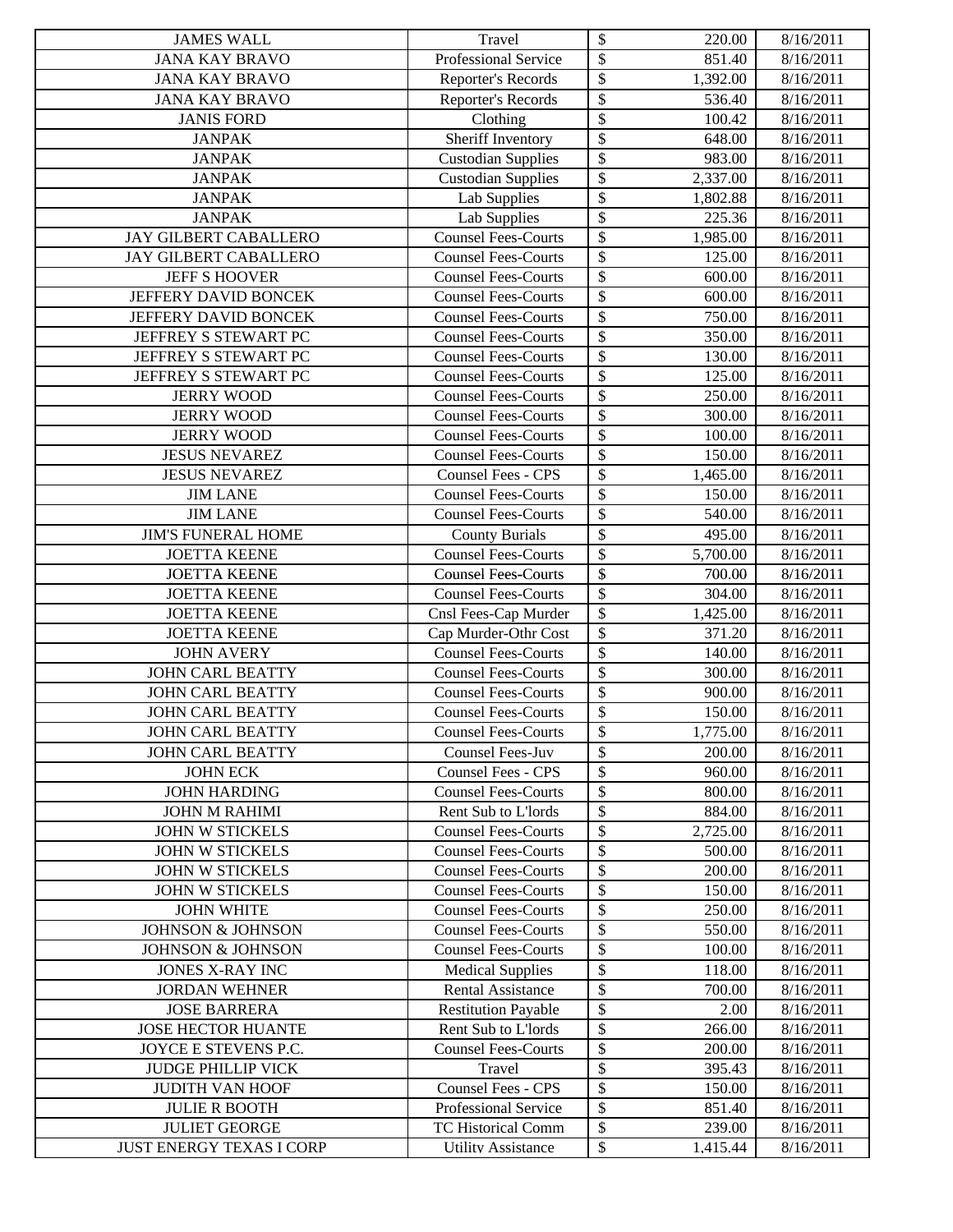| JAMES WALL | Travel | $ | 220.00 | 8/16/2011 |
|---|---|---|---|---|
| JANA KAY BRAVO | Professional Service | $ | 851.40 | 8/16/2011 |
| JANA KAY BRAVO | Reporter's Records | $ | 1,392.00 | 8/16/2011 |
| JANA KAY BRAVO | Reporter's Records | $ | 536.40 | 8/16/2011 |
| JANIS FORD | Clothing | $ | 100.42 | 8/16/2011 |
| JANPAK | Sheriff Inventory | $ | 648.00 | 8/16/2011 |
| JANPAK | Custodian Supplies | $ | 983.00 | 8/16/2011 |
| JANPAK | Custodian Supplies | $ | 2,337.00 | 8/16/2011 |
| JANPAK | Lab Supplies | $ | 1,802.88 | 8/16/2011 |
| JANPAK | Lab Supplies | $ | 225.36 | 8/16/2011 |
| JAY GILBERT CABALLERO | Counsel Fees-Courts | $ | 1,985.00 | 8/16/2011 |
| JAY GILBERT CABALLERO | Counsel Fees-Courts | $ | 125.00 | 8/16/2011 |
| JEFF S HOOVER | Counsel Fees-Courts | $ | 600.00 | 8/16/2011 |
| JEFFERY DAVID BONCEK | Counsel Fees-Courts | $ | 600.00 | 8/16/2011 |
| JEFFERY DAVID BONCEK | Counsel Fees-Courts | $ | 750.00 | 8/16/2011 |
| JEFFREY S STEWART PC | Counsel Fees-Courts | $ | 350.00 | 8/16/2011 |
| JEFFREY S STEWART PC | Counsel Fees-Courts | $ | 130.00 | 8/16/2011 |
| JEFFREY S STEWART PC | Counsel Fees-Courts | $ | 125.00 | 8/16/2011 |
| JERRY WOOD | Counsel Fees-Courts | $ | 250.00 | 8/16/2011 |
| JERRY WOOD | Counsel Fees-Courts | $ | 300.00 | 8/16/2011 |
| JERRY WOOD | Counsel Fees-Courts | $ | 100.00 | 8/16/2011 |
| JESUS NEVAREZ | Counsel Fees-Courts | $ | 150.00 | 8/16/2011 |
| JESUS NEVAREZ | Counsel Fees - CPS | $ | 1,465.00 | 8/16/2011 |
| JIM LANE | Counsel Fees-Courts | $ | 150.00 | 8/16/2011 |
| JIM LANE | Counsel Fees-Courts | $ | 540.00 | 8/16/2011 |
| JIM'S FUNERAL HOME | County Burials | $ | 495.00 | 8/16/2011 |
| JOETTA KEENE | Counsel Fees-Courts | $ | 5,700.00 | 8/16/2011 |
| JOETTA KEENE | Counsel Fees-Courts | $ | 700.00 | 8/16/2011 |
| JOETTA KEENE | Counsel Fees-Courts | $ | 304.00 | 8/16/2011 |
| JOETTA KEENE | Cnsl Fees-Cap Murder | $ | 1,425.00 | 8/16/2011 |
| JOETTA KEENE | Cap Murder-Othr Cost | $ | 371.20 | 8/16/2011 |
| JOHN AVERY | Counsel Fees-Courts | $ | 140.00 | 8/16/2011 |
| JOHN CARL BEATTY | Counsel Fees-Courts | $ | 300.00 | 8/16/2011 |
| JOHN CARL BEATTY | Counsel Fees-Courts | $ | 900.00 | 8/16/2011 |
| JOHN CARL BEATTY | Counsel Fees-Courts | $ | 150.00 | 8/16/2011 |
| JOHN CARL BEATTY | Counsel Fees-Courts | $ | 1,775.00 | 8/16/2011 |
| JOHN CARL BEATTY | Counsel Fees-Juv | $ | 200.00 | 8/16/2011 |
| JOHN ECK | Counsel Fees - CPS | $ | 960.00 | 8/16/2011 |
| JOHN HARDING | Counsel Fees-Courts | $ | 800.00 | 8/16/2011 |
| JOHN M RAHIMI | Rent Sub to L'lords | $ | 884.00 | 8/16/2011 |
| JOHN W STICKELS | Counsel Fees-Courts | $ | 2,725.00 | 8/16/2011 |
| JOHN W STICKELS | Counsel Fees-Courts | $ | 500.00 | 8/16/2011 |
| JOHN W STICKELS | Counsel Fees-Courts | $ | 200.00 | 8/16/2011 |
| JOHN W STICKELS | Counsel Fees-Courts | $ | 150.00 | 8/16/2011 |
| JOHN WHITE | Counsel Fees-Courts | $ | 250.00 | 8/16/2011 |
| JOHNSON & JOHNSON | Counsel Fees-Courts | $ | 550.00 | 8/16/2011 |
| JOHNSON & JOHNSON | Counsel Fees-Courts | $ | 100.00 | 8/16/2011 |
| JONES X-RAY INC | Medical Supplies | $ | 118.00 | 8/16/2011 |
| JORDAN WEHNER | Rental Assistance | $ | 700.00 | 8/16/2011 |
| JOSE BARRERA | Restitution Payable | $ | 2.00 | 8/16/2011 |
| JOSE HECTOR HUANTE | Rent Sub to L'lords | $ | 266.00 | 8/16/2011 |
| JOYCE E STEVENS P.C. | Counsel Fees-Courts | $ | 200.00 | 8/16/2011 |
| JUDGE PHILLIP VICK | Travel | $ | 395.43 | 8/16/2011 |
| JUDITH VAN HOOF | Counsel Fees - CPS | $ | 150.00 | 8/16/2011 |
| JULIE R BOOTH | Professional Service | $ | 851.40 | 8/16/2011 |
| JULIET GEORGE | TC Historical Comm | $ | 239.00 | 8/16/2011 |
| JUST ENERGY TEXAS I CORP | Utility Assistance | $ | 1,415.44 | 8/16/2011 |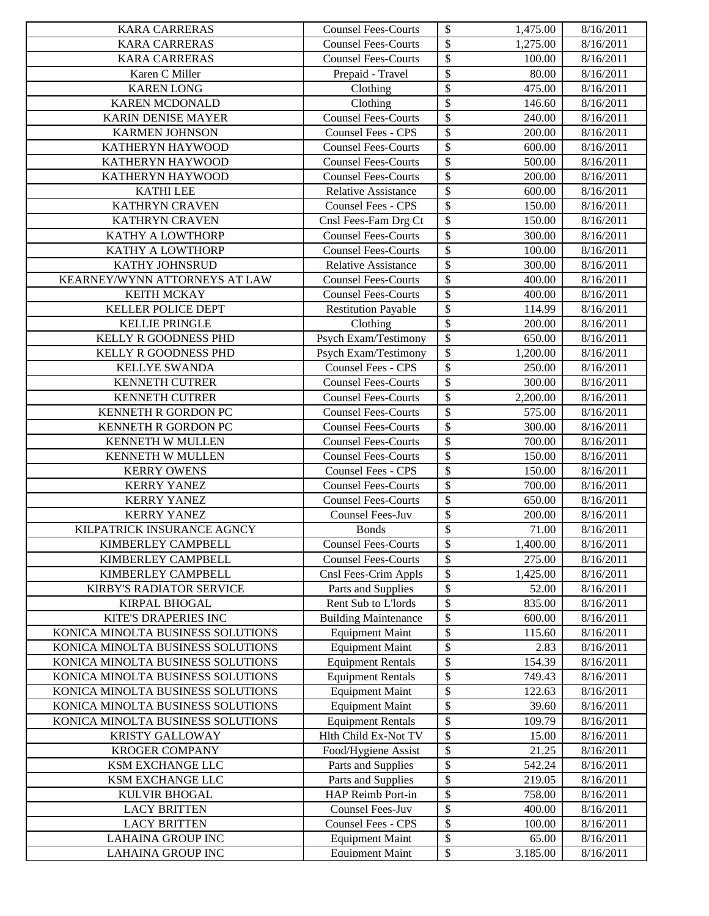| KARA CARRERAS | Counsel Fees-Courts | $ | 1,475.00 | 8/16/2011 |
|---|---|---|---|---|
| KARA CARRERAS | Counsel Fees-Courts | $ | 1,275.00 | 8/16/2011 |
| KARA CARRERAS | Counsel Fees-Courts | $ | 100.00 | 8/16/2011 |
| Karen C Miller | Prepaid - Travel | $ | 80.00 | 8/16/2011 |
| KAREN LONG | Clothing | $ | 475.00 | 8/16/2011 |
| KAREN MCDONALD | Clothing | $ | 146.60 | 8/16/2011 |
| KARIN DENISE MAYER | Counsel Fees-Courts | $ | 240.00 | 8/16/2011 |
| KARMEN JOHNSON | Counsel Fees - CPS | $ | 200.00 | 8/16/2011 |
| KATHERYN HAYWOOD | Counsel Fees-Courts | $ | 600.00 | 8/16/2011 |
| KATHERYN HAYWOOD | Counsel Fees-Courts | $ | 500.00 | 8/16/2011 |
| KATHERYN HAYWOOD | Counsel Fees-Courts | $ | 200.00 | 8/16/2011 |
| KATHI LEE | Relative Assistance | $ | 600.00 | 8/16/2011 |
| KATHRYN CRAVEN | Counsel Fees - CPS | $ | 150.00 | 8/16/2011 |
| KATHRYN CRAVEN | Cnsl Fees-Fam Drg Ct | $ | 150.00 | 8/16/2011 |
| KATHY A LOWTHORP | Counsel Fees-Courts | $ | 300.00 | 8/16/2011 |
| KATHY A LOWTHORP | Counsel Fees-Courts | $ | 100.00 | 8/16/2011 |
| KATHY JOHNSRUD | Relative Assistance | $ | 300.00 | 8/16/2011 |
| KEARNEY/WYNN ATTORNEYS AT LAW | Counsel Fees-Courts | $ | 400.00 | 8/16/2011 |
| KEITH MCKAY | Counsel Fees-Courts | $ | 400.00 | 8/16/2011 |
| KELLER POLICE DEPT | Restitution Payable | $ | 114.99 | 8/16/2011 |
| KELLIE PRINGLE | Clothing | $ | 200.00 | 8/16/2011 |
| KELLY R GOODNESS PHD | Psych Exam/Testimony | $ | 650.00 | 8/16/2011 |
| KELLY R GOODNESS PHD | Psych Exam/Testimony | $ | 1,200.00 | 8/16/2011 |
| KELLYE SWANDA | Counsel Fees - CPS | $ | 250.00 | 8/16/2011 |
| KENNETH CUTRER | Counsel Fees-Courts | $ | 300.00 | 8/16/2011 |
| KENNETH CUTRER | Counsel Fees-Courts | $ | 2,200.00 | 8/16/2011 |
| KENNETH R GORDON PC | Counsel Fees-Courts | $ | 575.00 | 8/16/2011 |
| KENNETH R GORDON PC | Counsel Fees-Courts | $ | 300.00 | 8/16/2011 |
| KENNETH W MULLEN | Counsel Fees-Courts | $ | 700.00 | 8/16/2011 |
| KENNETH W MULLEN | Counsel Fees-Courts | $ | 150.00 | 8/16/2011 |
| KERRY OWENS | Counsel Fees - CPS | $ | 150.00 | 8/16/2011 |
| KERRY YANEZ | Counsel Fees-Courts | $ | 700.00 | 8/16/2011 |
| KERRY YANEZ | Counsel Fees-Courts | $ | 650.00 | 8/16/2011 |
| KERRY YANEZ | Counsel Fees-Juv | $ | 200.00 | 8/16/2011 |
| KILPATRICK INSURANCE AGNCY | Bonds | $ | 71.00 | 8/16/2011 |
| KIMBERLEY CAMPBELL | Counsel Fees-Courts | $ | 1,400.00 | 8/16/2011 |
| KIMBERLEY CAMPBELL | Counsel Fees-Courts | $ | 275.00 | 8/16/2011 |
| KIMBERLEY CAMPBELL | Cnsl Fees-Crim Appls | $ | 1,425.00 | 8/16/2011 |
| KIRBY'S RADIATOR SERVICE | Parts and Supplies | $ | 52.00 | 8/16/2011 |
| KIRPAL BHOGAL | Rent Sub to L'lords | $ | 835.00 | 8/16/2011 |
| KITE'S DRAPERIES INC | Building Maintenance | $ | 600.00 | 8/16/2011 |
| KONICA MINOLTA BUSINESS SOLUTIONS | Equipment Maint | $ | 115.60 | 8/16/2011 |
| KONICA MINOLTA BUSINESS SOLUTIONS | Equipment Maint | $ | 2.83 | 8/16/2011 |
| KONICA MINOLTA BUSINESS SOLUTIONS | Equipment Rentals | $ | 154.39 | 8/16/2011 |
| KONICA MINOLTA BUSINESS SOLUTIONS | Equipment Rentals | $ | 749.43 | 8/16/2011 |
| KONICA MINOLTA BUSINESS SOLUTIONS | Equipment Maint | $ | 122.63 | 8/16/2011 |
| KONICA MINOLTA BUSINESS SOLUTIONS | Equipment Maint | $ | 39.60 | 8/16/2011 |
| KONICA MINOLTA BUSINESS SOLUTIONS | Equipment Rentals | $ | 109.79 | 8/16/2011 |
| KRISTY GALLOWAY | Hlth Child Ex-Not TV | $ | 15.00 | 8/16/2011 |
| KROGER COMPANY | Food/Hygiene Assist | $ | 21.25 | 8/16/2011 |
| KSM EXCHANGE LLC | Parts and Supplies | $ | 542.24 | 8/16/2011 |
| KSM EXCHANGE LLC | Parts and Supplies | $ | 219.05 | 8/16/2011 |
| KULVIR BHOGAL | HAP Reimb Port-in | $ | 758.00 | 8/16/2011 |
| LACY BRITTEN | Counsel Fees-Juv | $ | 400.00 | 8/16/2011 |
| LACY BRITTEN | Counsel Fees - CPS | $ | 100.00 | 8/16/2011 |
| LAHAINA GROUP INC | Equipment Maint | $ | 65.00 | 8/16/2011 |
| LAHAINA GROUP INC | Equipment Maint | $ | 3,185.00 | 8/16/2011 |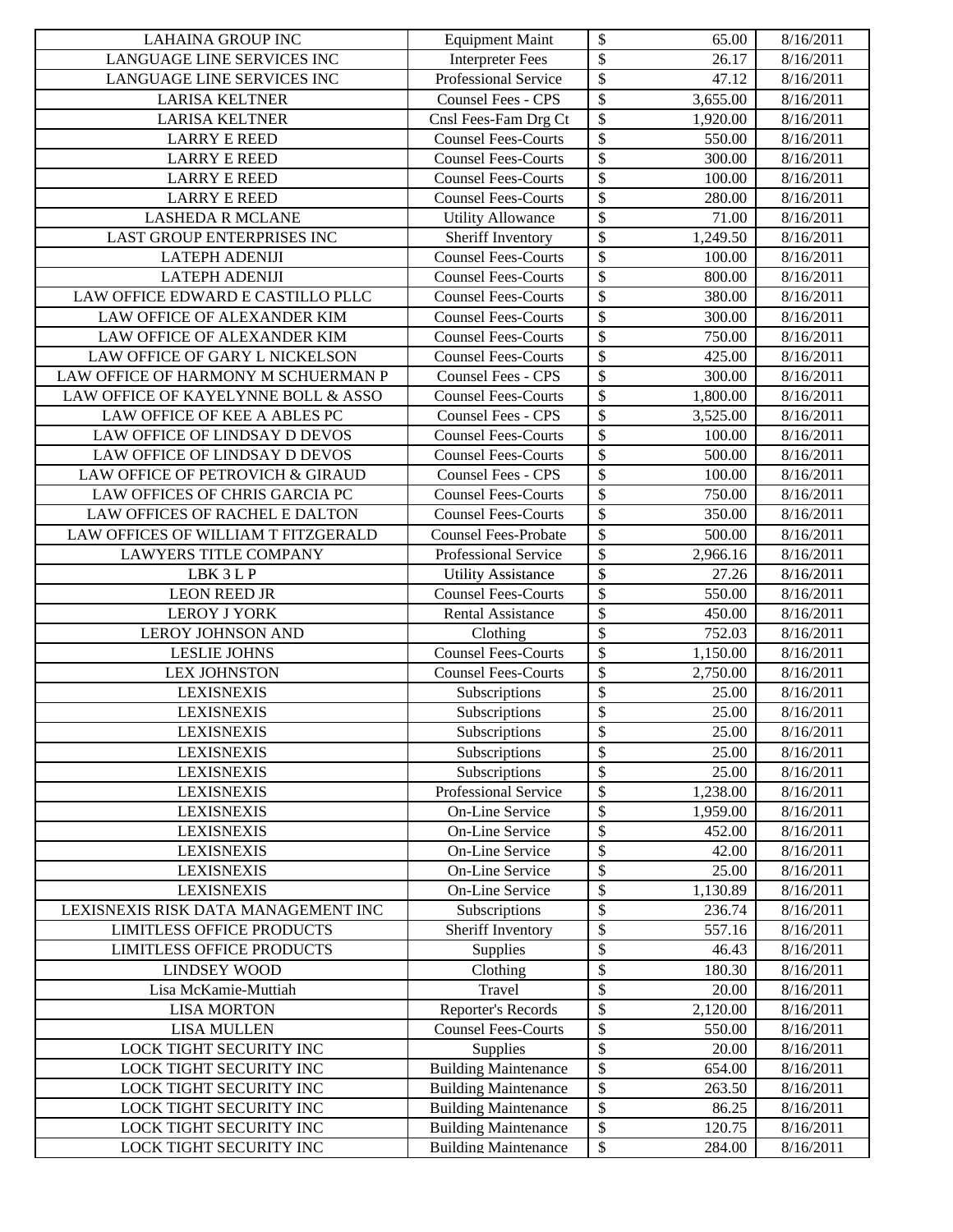| | | | | |
|---|---|---|---|---|
| LAHAINA GROUP INC | Equipment Maint | $ | 65.00 | 8/16/2011 |
| LANGUAGE LINE SERVICES INC | Interpreter Fees | $ | 26.17 | 8/16/2011 |
| LANGUAGE LINE SERVICES INC | Professional Service | $ | 47.12 | 8/16/2011 |
| LARISA KELTNER | Counsel Fees - CPS | $ | 3,655.00 | 8/16/2011 |
| LARISA KELTNER | Cnsl Fees-Fam Drg Ct | $ | 1,920.00 | 8/16/2011 |
| LARRY E REED | Counsel Fees-Courts | $ | 550.00 | 8/16/2011 |
| LARRY E REED | Counsel Fees-Courts | $ | 300.00 | 8/16/2011 |
| LARRY E REED | Counsel Fees-Courts | $ | 100.00 | 8/16/2011 |
| LARRY E REED | Counsel Fees-Courts | $ | 280.00 | 8/16/2011 |
| LASHEDA R MCLANE | Utility Allowance | $ | 71.00 | 8/16/2011 |
| LAST GROUP ENTERPRISES INC | Sheriff Inventory | $ | 1,249.50 | 8/16/2011 |
| LATEPH ADENIJI | Counsel Fees-Courts | $ | 100.00 | 8/16/2011 |
| LATEPH ADENIJI | Counsel Fees-Courts | $ | 800.00 | 8/16/2011 |
| LAW OFFICE EDWARD E CASTILLO PLLC | Counsel Fees-Courts | $ | 380.00 | 8/16/2011 |
| LAW OFFICE OF ALEXANDER KIM | Counsel Fees-Courts | $ | 300.00 | 8/16/2011 |
| LAW OFFICE OF ALEXANDER KIM | Counsel Fees-Courts | $ | 750.00 | 8/16/2011 |
| LAW OFFICE OF GARY L NICKELSON | Counsel Fees-Courts | $ | 425.00 | 8/16/2011 |
| LAW OFFICE OF HARMONY M SCHUERMAN P | Counsel Fees - CPS | $ | 300.00 | 8/16/2011 |
| LAW OFFICE OF KAYELYNNE BOLL & ASSO | Counsel Fees-Courts | $ | 1,800.00 | 8/16/2011 |
| LAW OFFICE OF KEE A ABLES PC | Counsel Fees - CPS | $ | 3,525.00 | 8/16/2011 |
| LAW OFFICE OF LINDSAY D DEVOS | Counsel Fees-Courts | $ | 100.00 | 8/16/2011 |
| LAW OFFICE OF LINDSAY D DEVOS | Counsel Fees-Courts | $ | 500.00 | 8/16/2011 |
| LAW OFFICE OF PETROVICH & GIRAUD | Counsel Fees - CPS | $ | 100.00 | 8/16/2011 |
| LAW OFFICES OF CHRIS GARCIA PC | Counsel Fees-Courts | $ | 750.00 | 8/16/2011 |
| LAW OFFICES OF RACHEL E DALTON | Counsel Fees-Courts | $ | 350.00 | 8/16/2011 |
| LAW OFFICES OF WILLIAM T FITZGERALD | Counsel Fees-Probate | $ | 500.00 | 8/16/2011 |
| LAWYERS TITLE COMPANY | Professional Service | $ | 2,966.16 | 8/16/2011 |
| LBK 3 L P | Utility Assistance | $ | 27.26 | 8/16/2011 |
| LEON REED JR | Counsel Fees-Courts | $ | 550.00 | 8/16/2011 |
| LEROY J YORK | Rental Assistance | $ | 450.00 | 8/16/2011 |
| LEROY JOHNSON AND | Clothing | $ | 752.03 | 8/16/2011 |
| LESLIE JOHNS | Counsel Fees-Courts | $ | 1,150.00 | 8/16/2011 |
| LEX JOHNSTON | Counsel Fees-Courts | $ | 2,750.00 | 8/16/2011 |
| LEXISNEXIS | Subscriptions | $ | 25.00 | 8/16/2011 |
| LEXISNEXIS | Subscriptions | $ | 25.00 | 8/16/2011 |
| LEXISNEXIS | Subscriptions | $ | 25.00 | 8/16/2011 |
| LEXISNEXIS | Subscriptions | $ | 25.00 | 8/16/2011 |
| LEXISNEXIS | Subscriptions | $ | 25.00 | 8/16/2011 |
| LEXISNEXIS | Professional Service | $ | 1,238.00 | 8/16/2011 |
| LEXISNEXIS | On-Line Service | $ | 1,959.00 | 8/16/2011 |
| LEXISNEXIS | On-Line Service | $ | 452.00 | 8/16/2011 |
| LEXISNEXIS | On-Line Service | $ | 42.00 | 8/16/2011 |
| LEXISNEXIS | On-Line Service | $ | 25.00 | 8/16/2011 |
| LEXISNEXIS | On-Line Service | $ | 1,130.89 | 8/16/2011 |
| LEXISNEXIS RISK DATA MANAGEMENT INC | Subscriptions | $ | 236.74 | 8/16/2011 |
| LIMITLESS OFFICE PRODUCTS | Sheriff Inventory | $ | 557.16 | 8/16/2011 |
| LIMITLESS OFFICE PRODUCTS | Supplies | $ | 46.43 | 8/16/2011 |
| LINDSEY WOOD | Clothing | $ | 180.30 | 8/16/2011 |
| Lisa McKamie-Muttiah | Travel | $ | 20.00 | 8/16/2011 |
| LISA MORTON | Reporter's Records | $ | 2,120.00 | 8/16/2011 |
| LISA MULLEN | Counsel Fees-Courts | $ | 550.00 | 8/16/2011 |
| LOCK TIGHT SECURITY INC | Supplies | $ | 20.00 | 8/16/2011 |
| LOCK TIGHT SECURITY INC | Building Maintenance | $ | 654.00 | 8/16/2011 |
| LOCK TIGHT SECURITY INC | Building Maintenance | $ | 263.50 | 8/16/2011 |
| LOCK TIGHT SECURITY INC | Building Maintenance | $ | 86.25 | 8/16/2011 |
| LOCK TIGHT SECURITY INC | Building Maintenance | $ | 120.75 | 8/16/2011 |
| LOCK TIGHT SECURITY INC | Building Maintenance | $ | 284.00 | 8/16/2011 |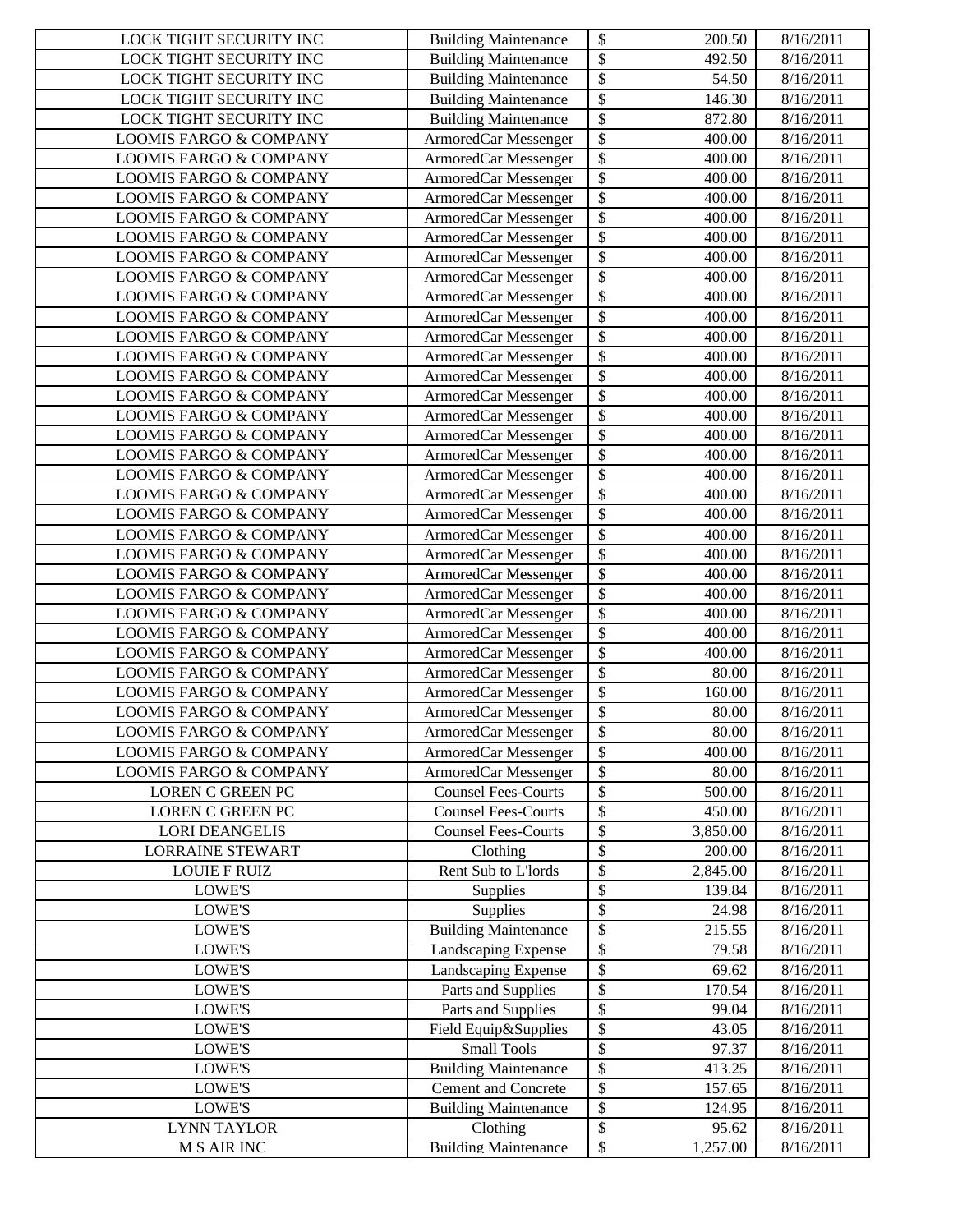| | | | | |
|---|---|---|---|---|
| LOCK TIGHT SECURITY INC | Building Maintenance | $ | 200.50 | 8/16/2011 |
| LOCK TIGHT SECURITY INC | Building Maintenance | $ | 492.50 | 8/16/2011 |
| LOCK TIGHT SECURITY INC | Building Maintenance | $ | 54.50 | 8/16/2011 |
| LOCK TIGHT SECURITY INC | Building Maintenance | $ | 146.30 | 8/16/2011 |
| LOCK TIGHT SECURITY INC | Building Maintenance | $ | 872.80 | 8/16/2011 |
| LOOMIS FARGO & COMPANY | ArmoredCar Messenger | $ | 400.00 | 8/16/2011 |
| LOOMIS FARGO & COMPANY | ArmoredCar Messenger | $ | 400.00 | 8/16/2011 |
| LOOMIS FARGO & COMPANY | ArmoredCar Messenger | $ | 400.00 | 8/16/2011 |
| LOOMIS FARGO & COMPANY | ArmoredCar Messenger | $ | 400.00 | 8/16/2011 |
| LOOMIS FARGO & COMPANY | ArmoredCar Messenger | $ | 400.00 | 8/16/2011 |
| LOOMIS FARGO & COMPANY | ArmoredCar Messenger | $ | 400.00 | 8/16/2011 |
| LOOMIS FARGO & COMPANY | ArmoredCar Messenger | $ | 400.00 | 8/16/2011 |
| LOOMIS FARGO & COMPANY | ArmoredCar Messenger | $ | 400.00 | 8/16/2011 |
| LOOMIS FARGO & COMPANY | ArmoredCar Messenger | $ | 400.00 | 8/16/2011 |
| LOOMIS FARGO & COMPANY | ArmoredCar Messenger | $ | 400.00 | 8/16/2011 |
| LOOMIS FARGO & COMPANY | ArmoredCar Messenger | $ | 400.00 | 8/16/2011 |
| LOOMIS FARGO & COMPANY | ArmoredCar Messenger | $ | 400.00 | 8/16/2011 |
| LOOMIS FARGO & COMPANY | ArmoredCar Messenger | $ | 400.00 | 8/16/2011 |
| LOOMIS FARGO & COMPANY | ArmoredCar Messenger | $ | 400.00 | 8/16/2011 |
| LOOMIS FARGO & COMPANY | ArmoredCar Messenger | $ | 400.00 | 8/16/2011 |
| LOOMIS FARGO & COMPANY | ArmoredCar Messenger | $ | 400.00 | 8/16/2011 |
| LOOMIS FARGO & COMPANY | ArmoredCar Messenger | $ | 400.00 | 8/16/2011 |
| LOOMIS FARGO & COMPANY | ArmoredCar Messenger | $ | 400.00 | 8/16/2011 |
| LOOMIS FARGO & COMPANY | ArmoredCar Messenger | $ | 400.00 | 8/16/2011 |
| LOOMIS FARGO & COMPANY | ArmoredCar Messenger | $ | 400.00 | 8/16/2011 |
| LOOMIS FARGO & COMPANY | ArmoredCar Messenger | $ | 400.00 | 8/16/2011 |
| LOOMIS FARGO & COMPANY | ArmoredCar Messenger | $ | 400.00 | 8/16/2011 |
| LOOMIS FARGO & COMPANY | ArmoredCar Messenger | $ | 400.00 | 8/16/2011 |
| LOOMIS FARGO & COMPANY | ArmoredCar Messenger | $ | 400.00 | 8/16/2011 |
| LOOMIS FARGO & COMPANY | ArmoredCar Messenger | $ | 400.00 | 8/16/2011 |
| LOOMIS FARGO & COMPANY | ArmoredCar Messenger | $ | 400.00 | 8/16/2011 |
| LOOMIS FARGO & COMPANY | ArmoredCar Messenger | $ | 80.00 | 8/16/2011 |
| LOOMIS FARGO & COMPANY | ArmoredCar Messenger | $ | 160.00 | 8/16/2011 |
| LOOMIS FARGO & COMPANY | ArmoredCar Messenger | $ | 80.00 | 8/16/2011 |
| LOOMIS FARGO & COMPANY | ArmoredCar Messenger | $ | 80.00 | 8/16/2011 |
| LOOMIS FARGO & COMPANY | ArmoredCar Messenger | $ | 400.00 | 8/16/2011 |
| LOOMIS FARGO & COMPANY | ArmoredCar Messenger | $ | 80.00 | 8/16/2011 |
| LOREN C GREEN PC | Counsel Fees-Courts | $ | 500.00 | 8/16/2011 |
| LOREN C GREEN PC | Counsel Fees-Courts | $ | 450.00 | 8/16/2011 |
| LORI DEANGELIS | Counsel Fees-Courts | $ | 3,850.00 | 8/16/2011 |
| LORRAINE STEWART | Clothing | $ | 200.00 | 8/16/2011 |
| LOUIE F RUIZ | Rent Sub to L'lords | $ | 2,845.00 | 8/16/2011 |
| LOWE'S | Supplies | $ | 139.84 | 8/16/2011 |
| LOWE'S | Supplies | $ | 24.98 | 8/16/2011 |
| LOWE'S | Building Maintenance | $ | 215.55 | 8/16/2011 |
| LOWE'S | Landscaping Expense | $ | 79.58 | 8/16/2011 |
| LOWE'S | Landscaping Expense | $ | 69.62 | 8/16/2011 |
| LOWE'S | Parts and Supplies | $ | 170.54 | 8/16/2011 |
| LOWE'S | Parts and Supplies | $ | 99.04 | 8/16/2011 |
| LOWE'S | Field Equip&Supplies | $ | 43.05 | 8/16/2011 |
| LOWE'S | Small Tools | $ | 97.37 | 8/16/2011 |
| LOWE'S | Building Maintenance | $ | 413.25 | 8/16/2011 |
| LOWE'S | Cement and Concrete | $ | 157.65 | 8/16/2011 |
| LOWE'S | Building Maintenance | $ | 124.95 | 8/16/2011 |
| LYNN TAYLOR | Clothing | $ | 95.62 | 8/16/2011 |
| M S AIR INC | Building Maintenance | $ | 1,257.00 | 8/16/2011 |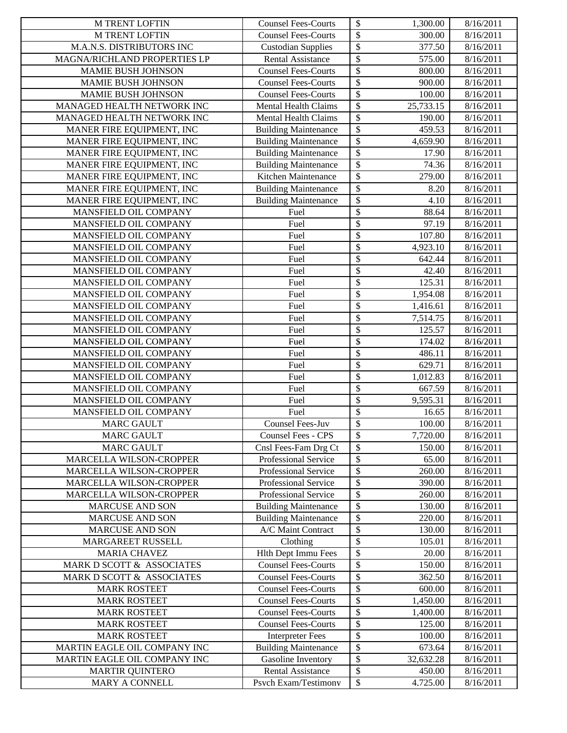| | | | | |
|---|---|---|---|---|
| M TRENT LOFTIN | Counsel Fees-Courts | $ | 1,300.00 | 8/16/2011 |
| M TRENT LOFTIN | Counsel Fees-Courts | $ | 300.00 | 8/16/2011 |
| M.A.N.S. DISTRIBUTORS INC | Custodian Supplies | $ | 377.50 | 8/16/2011 |
| MAGNA/RICHLAND PROPERTIES LP | Rental Assistance | $ | 575.00 | 8/16/2011 |
| MAMIE BUSH JOHNSON | Counsel Fees-Courts | $ | 800.00 | 8/16/2011 |
| MAMIE BUSH JOHNSON | Counsel Fees-Courts | $ | 900.00 | 8/16/2011 |
| MAMIE BUSH JOHNSON | Counsel Fees-Courts | $ | 100.00 | 8/16/2011 |
| MANAGED HEALTH NETWORK INC | Mental Health Claims | $ | 25,733.15 | 8/16/2011 |
| MANAGED HEALTH NETWORK INC | Mental Health Claims | $ | 190.00 | 8/16/2011 |
| MANER FIRE EQUIPMENT, INC | Building Maintenance | $ | 459.53 | 8/16/2011 |
| MANER FIRE EQUIPMENT, INC | Building Maintenance | $ | 4,659.90 | 8/16/2011 |
| MANER FIRE EQUIPMENT, INC | Building Maintenance | $ | 17.90 | 8/16/2011 |
| MANER FIRE EQUIPMENT, INC | Building Maintenance | $ | 74.36 | 8/16/2011 |
| MANER FIRE EQUIPMENT, INC | Kitchen Maintenance | $ | 279.00 | 8/16/2011 |
| MANER FIRE EQUIPMENT, INC | Building Maintenance | $ | 8.20 | 8/16/2011 |
| MANER FIRE EQUIPMENT, INC | Building Maintenance | $ | 4.10 | 8/16/2011 |
| MANSFIELD OIL COMPANY | Fuel | $ | 88.64 | 8/16/2011 |
| MANSFIELD OIL COMPANY | Fuel | $ | 97.19 | 8/16/2011 |
| MANSFIELD OIL COMPANY | Fuel | $ | 107.80 | 8/16/2011 |
| MANSFIELD OIL COMPANY | Fuel | $ | 4,923.10 | 8/16/2011 |
| MANSFIELD OIL COMPANY | Fuel | $ | 642.44 | 8/16/2011 |
| MANSFIELD OIL COMPANY | Fuel | $ | 42.40 | 8/16/2011 |
| MANSFIELD OIL COMPANY | Fuel | $ | 125.31 | 8/16/2011 |
| MANSFIELD OIL COMPANY | Fuel | $ | 1,954.08 | 8/16/2011 |
| MANSFIELD OIL COMPANY | Fuel | $ | 1,416.61 | 8/16/2011 |
| MANSFIELD OIL COMPANY | Fuel | $ | 7,514.75 | 8/16/2011 |
| MANSFIELD OIL COMPANY | Fuel | $ | 125.57 | 8/16/2011 |
| MANSFIELD OIL COMPANY | Fuel | $ | 174.02 | 8/16/2011 |
| MANSFIELD OIL COMPANY | Fuel | $ | 486.11 | 8/16/2011 |
| MANSFIELD OIL COMPANY | Fuel | $ | 629.71 | 8/16/2011 |
| MANSFIELD OIL COMPANY | Fuel | $ | 1,012.83 | 8/16/2011 |
| MANSFIELD OIL COMPANY | Fuel | $ | 667.59 | 8/16/2011 |
| MANSFIELD OIL COMPANY | Fuel | $ | 9,595.31 | 8/16/2011 |
| MANSFIELD OIL COMPANY | Fuel | $ | 16.65 | 8/16/2011 |
| MARC GAULT | Counsel Fees-Juv | $ | 100.00 | 8/16/2011 |
| MARC GAULT | Counsel Fees - CPS | $ | 7,720.00 | 8/16/2011 |
| MARC GAULT | Cnsl Fees-Fam Drg Ct | $ | 150.00 | 8/16/2011 |
| MARCELLA WILSON-CROPPER | Professional Service | $ | 65.00 | 8/16/2011 |
| MARCELLA WILSON-CROPPER | Professional Service | $ | 260.00 | 8/16/2011 |
| MARCELLA WILSON-CROPPER | Professional Service | $ | 390.00 | 8/16/2011 |
| MARCELLA WILSON-CROPPER | Professional Service | $ | 260.00 | 8/16/2011 |
| MARCUSE AND SON | Building Maintenance | $ | 130.00 | 8/16/2011 |
| MARCUSE AND SON | Building Maintenance | $ | 220.00 | 8/16/2011 |
| MARCUSE AND SON | A/C Maint Contract | $ | 130.00 | 8/16/2011 |
| MARGAREET RUSSELL | Clothing | $ | 105.01 | 8/16/2011 |
| MARIA CHAVEZ | Hlth Dept Immu Fees | $ | 20.00 | 8/16/2011 |
| MARK D SCOTT & ASSOCIATES | Counsel Fees-Courts | $ | 150.00 | 8/16/2011 |
| MARK D SCOTT & ASSOCIATES | Counsel Fees-Courts | $ | 362.50 | 8/16/2011 |
| MARK ROSTEET | Counsel Fees-Courts | $ | 600.00 | 8/16/2011 |
| MARK ROSTEET | Counsel Fees-Courts | $ | 1,450.00 | 8/16/2011 |
| MARK ROSTEET | Counsel Fees-Courts | $ | 1,400.00 | 8/16/2011 |
| MARK ROSTEET | Counsel Fees-Courts | $ | 125.00 | 8/16/2011 |
| MARK ROSTEET | Interpreter Fees | $ | 100.00 | 8/16/2011 |
| MARTIN EAGLE OIL COMPANY INC | Building Maintenance | $ | 673.64 | 8/16/2011 |
| MARTIN EAGLE OIL COMPANY INC | Gasoline Inventory | $ | 32,632.28 | 8/16/2011 |
| MARTIR QUINTERO | Rental Assistance | $ | 450.00 | 8/16/2011 |
| MARY A CONNELL | Psych Exam/Testimony | $ | 4,725.00 | 8/16/2011 |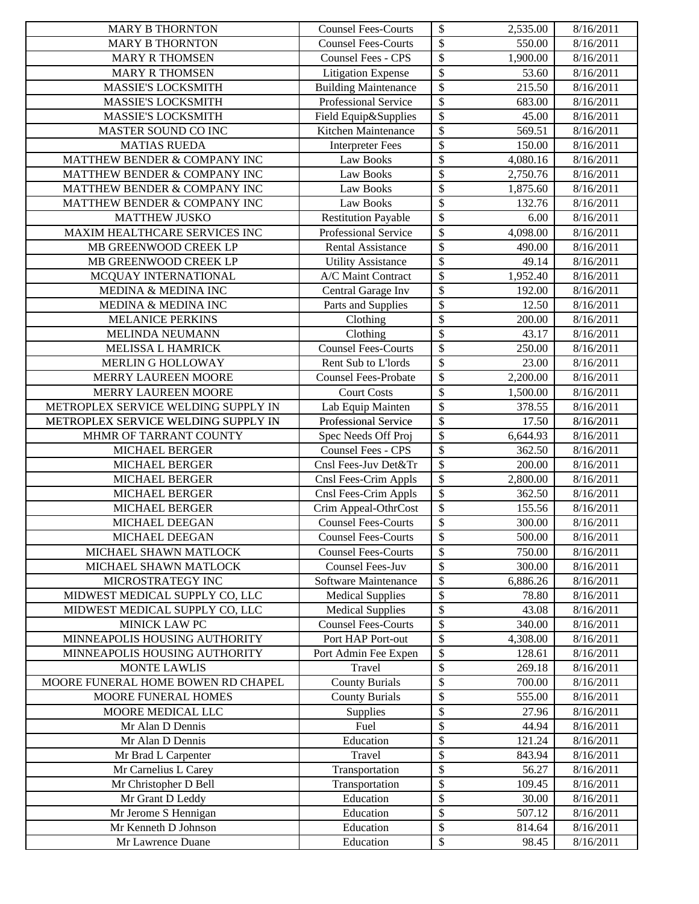| MARY B THORNTON | Counsel Fees-Courts | $ | 2,535.00 | 8/16/2011 |
|---|---|---|---|---|
| MARY B THORNTON | Counsel Fees-Courts | $ | 550.00 | 8/16/2011 |
| MARY R THOMSEN | Counsel Fees - CPS | $ | 1,900.00 | 8/16/2011 |
| MARY R THOMSEN | Litigation Expense | $ | 53.60 | 8/16/2011 |
| MASSIE'S LOCKSMITH | Building Maintenance | $ | 215.50 | 8/16/2011 |
| MASSIE'S LOCKSMITH | Professional Service | $ | 683.00 | 8/16/2011 |
| MASSIE'S LOCKSMITH | Field Equip&Supplies | $ | 45.00 | 8/16/2011 |
| MASTER SOUND CO INC | Kitchen Maintenance | $ | 569.51 | 8/16/2011 |
| MATIAS RUEDA | Interpreter Fees | $ | 150.00 | 8/16/2011 |
| MATTHEW BENDER & COMPANY INC | Law Books | $ | 4,080.16 | 8/16/2011 |
| MATTHEW BENDER & COMPANY INC | Law Books | $ | 2,750.76 | 8/16/2011 |
| MATTHEW BENDER & COMPANY INC | Law Books | $ | 1,875.60 | 8/16/2011 |
| MATTHEW BENDER & COMPANY INC | Law Books | $ | 132.76 | 8/16/2011 |
| MATTHEW JUSKO | Restitution Payable | $ | 6.00 | 8/16/2011 |
| MAXIM HEALTHCARE SERVICES INC | Professional Service | $ | 4,098.00 | 8/16/2011 |
| MB GREENWOOD CREEK LP | Rental Assistance | $ | 490.00 | 8/16/2011 |
| MB GREENWOOD CREEK LP | Utility Assistance | $ | 49.14 | 8/16/2011 |
| MCQUAY INTERNATIONAL | A/C Maint Contract | $ | 1,952.40 | 8/16/2011 |
| MEDINA & MEDINA INC | Central Garage Inv | $ | 192.00 | 8/16/2011 |
| MEDINA & MEDINA INC | Parts and Supplies | $ | 12.50 | 8/16/2011 |
| MELANICE PERKINS | Clothing | $ | 200.00 | 8/16/2011 |
| MELINDA NEUMANN | Clothing | $ | 43.17 | 8/16/2011 |
| MELISSA L HAMRICK | Counsel Fees-Courts | $ | 250.00 | 8/16/2011 |
| MERLIN G HOLLOWAY | Rent Sub to L'lords | $ | 23.00 | 8/16/2011 |
| MERRY LAUREEN MOORE | Counsel Fees-Probate | $ | 2,200.00 | 8/16/2011 |
| MERRY LAUREEN MOORE | Court Costs | $ | 1,500.00 | 8/16/2011 |
| METROPLEX SERVICE WELDING SUPPLY IN | Lab Equip Mainten | $ | 378.55 | 8/16/2011 |
| METROPLEX SERVICE WELDING SUPPLY IN | Professional Service | $ | 17.50 | 8/16/2011 |
| MHMR OF TARRANT COUNTY | Spec Needs Off Proj | $ | 6,644.93 | 8/16/2011 |
| MICHAEL BERGER | Counsel Fees - CPS | $ | 362.50 | 8/16/2011 |
| MICHAEL BERGER | Cnsl Fees-Juv Det&Tr | $ | 200.00 | 8/16/2011 |
| MICHAEL BERGER | Cnsl Fees-Crim Appls | $ | 2,800.00 | 8/16/2011 |
| MICHAEL BERGER | Cnsl Fees-Crim Appls | $ | 362.50 | 8/16/2011 |
| MICHAEL BERGER | Crim Appeal-OthrCost | $ | 155.56 | 8/16/2011 |
| MICHAEL DEEGAN | Counsel Fees-Courts | $ | 300.00 | 8/16/2011 |
| MICHAEL DEEGAN | Counsel Fees-Courts | $ | 500.00 | 8/16/2011 |
| MICHAEL SHAWN MATLOCK | Counsel Fees-Courts | $ | 750.00 | 8/16/2011 |
| MICHAEL SHAWN MATLOCK | Counsel Fees-Juv | $ | 300.00 | 8/16/2011 |
| MICROSTRATEGY INC | Software Maintenance | $ | 6,886.26 | 8/16/2011 |
| MIDWEST MEDICAL SUPPLY CO, LLC | Medical Supplies | $ | 78.80 | 8/16/2011 |
| MIDWEST MEDICAL SUPPLY CO, LLC | Medical Supplies | $ | 43.08 | 8/16/2011 |
| MINICK LAW PC | Counsel Fees-Courts | $ | 340.00 | 8/16/2011 |
| MINNEAPOLIS HOUSING AUTHORITY | Port HAP Port-out | $ | 4,308.00 | 8/16/2011 |
| MINNEAPOLIS HOUSING AUTHORITY | Port Admin Fee Expen | $ | 128.61 | 8/16/2011 |
| MONTE LAWLIS | Travel | $ | 269.18 | 8/16/2011 |
| MOORE FUNERAL HOME BOWEN RD CHAPEL | County Burials | $ | 700.00 | 8/16/2011 |
| MOORE FUNERAL HOMES | County Burials | $ | 555.00 | 8/16/2011 |
| MOORE MEDICAL LLC | Supplies | $ | 27.96 | 8/16/2011 |
| Mr Alan D Dennis | Fuel | $ | 44.94 | 8/16/2011 |
| Mr Alan D Dennis | Education | $ | 121.24 | 8/16/2011 |
| Mr Brad L Carpenter | Travel | $ | 843.94 | 8/16/2011 |
| Mr Carnelius L Carey | Transportation | $ | 56.27 | 8/16/2011 |
| Mr Christopher D Bell | Transportation | $ | 109.45 | 8/16/2011 |
| Mr Grant D Leddy | Education | $ | 30.00 | 8/16/2011 |
| Mr Jerome S Hennigan | Education | $ | 507.12 | 8/16/2011 |
| Mr Kenneth D Johnson | Education | $ | 814.64 | 8/16/2011 |
| Mr Lawrence Duane | Education | $ | 98.45 | 8/16/2011 |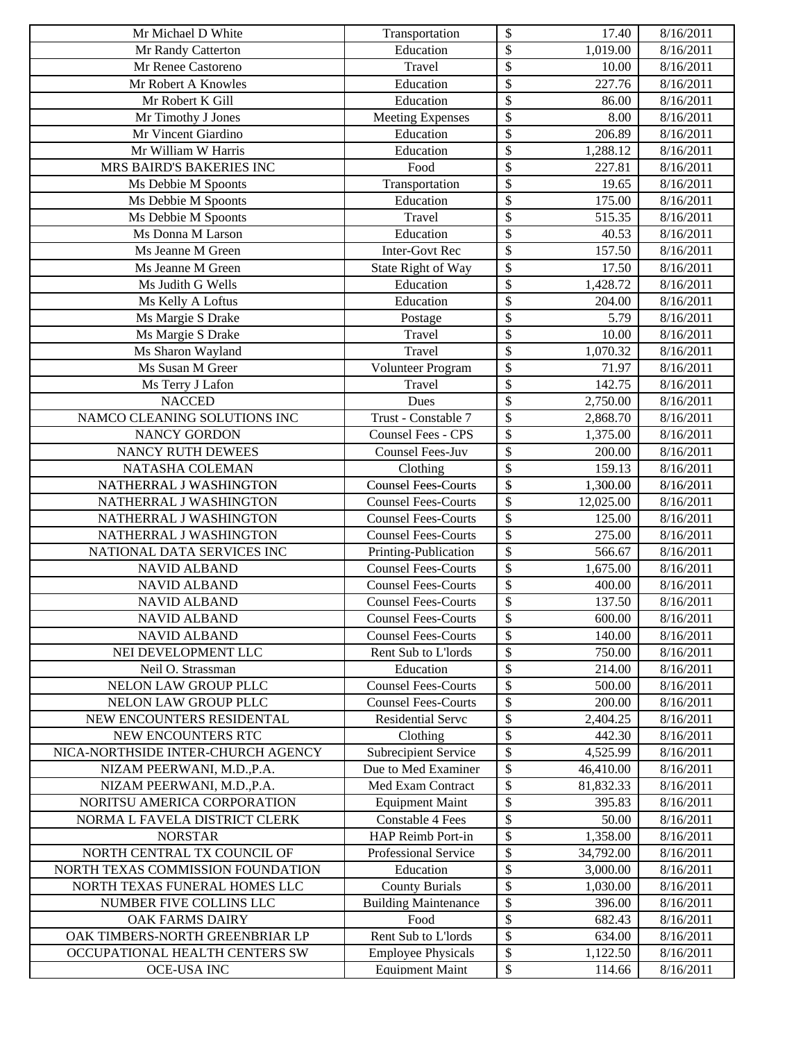| | | | | |
|---|---|---|---|---|
| Mr Michael D White | Transportation | $ | 17.40 | 8/16/2011 |
| Mr Randy Catterton | Education | $ | 1,019.00 | 8/16/2011 |
| Mr Renee Castoreno | Travel | $ | 10.00 | 8/16/2011 |
| Mr Robert A Knowles | Education | $ | 227.76 | 8/16/2011 |
| Mr Robert K Gill | Education | $ | 86.00 | 8/16/2011 |
| Mr Timothy J Jones | Meeting Expenses | $ | 8.00 | 8/16/2011 |
| Mr Vincent Giardino | Education | $ | 206.89 | 8/16/2011 |
| Mr William W Harris | Education | $ | 1,288.12 | 8/16/2011 |
| MRS BAIRD'S BAKERIES INC | Food | $ | 227.81 | 8/16/2011 |
| Ms Debbie M Spoonts | Transportation | $ | 19.65 | 8/16/2011 |
| Ms Debbie M Spoonts | Education | $ | 175.00 | 8/16/2011 |
| Ms Debbie M Spoonts | Travel | $ | 515.35 | 8/16/2011 |
| Ms Donna M Larson | Education | $ | 40.53 | 8/16/2011 |
| Ms Jeanne M Green | Inter-Govt Rec | $ | 157.50 | 8/16/2011 |
| Ms Jeanne M Green | State Right of Way | $ | 17.50 | 8/16/2011 |
| Ms Judith G Wells | Education | $ | 1,428.72 | 8/16/2011 |
| Ms Kelly A Loftus | Education | $ | 204.00 | 8/16/2011 |
| Ms Margie S Drake | Postage | $ | 5.79 | 8/16/2011 |
| Ms Margie S Drake | Travel | $ | 10.00 | 8/16/2011 |
| Ms Sharon Wayland | Travel | $ | 1,070.32 | 8/16/2011 |
| Ms Susan M Greer | Volunteer Program | $ | 71.97 | 8/16/2011 |
| Ms Terry J Lafon | Travel | $ | 142.75 | 8/16/2011 |
| NACCED | Dues | $ | 2,750.00 | 8/16/2011 |
| NAMCO CLEANING SOLUTIONS INC | Trust - Constable 7 | $ | 2,868.70 | 8/16/2011 |
| NANCY GORDON | Counsel Fees - CPS | $ | 1,375.00 | 8/16/2011 |
| NANCY RUTH DEWEES | Counsel Fees-Juv | $ | 200.00 | 8/16/2011 |
| NATASHA COLEMAN | Clothing | $ | 159.13 | 8/16/2011 |
| NATHERRAL J WASHINGTON | Counsel Fees-Courts | $ | 1,300.00 | 8/16/2011 |
| NATHERRAL J WASHINGTON | Counsel Fees-Courts | $ | 12,025.00 | 8/16/2011 |
| NATHERRAL J WASHINGTON | Counsel Fees-Courts | $ | 125.00 | 8/16/2011 |
| NATHERRAL J WASHINGTON | Counsel Fees-Courts | $ | 275.00 | 8/16/2011 |
| NATIONAL DATA SERVICES INC | Printing-Publication | $ | 566.67 | 8/16/2011 |
| NAVID ALBAND | Counsel Fees-Courts | $ | 1,675.00 | 8/16/2011 |
| NAVID ALBAND | Counsel Fees-Courts | $ | 400.00 | 8/16/2011 |
| NAVID ALBAND | Counsel Fees-Courts | $ | 137.50 | 8/16/2011 |
| NAVID ALBAND | Counsel Fees-Courts | $ | 600.00 | 8/16/2011 |
| NAVID ALBAND | Counsel Fees-Courts | $ | 140.00 | 8/16/2011 |
| NEI DEVELOPMENT LLC | Rent Sub to L'lords | $ | 750.00 | 8/16/2011 |
| Neil O. Strassman | Education | $ | 214.00 | 8/16/2011 |
| NELON LAW GROUP PLLC | Counsel Fees-Courts | $ | 500.00 | 8/16/2011 |
| NELON LAW GROUP PLLC | Counsel Fees-Courts | $ | 200.00 | 8/16/2011 |
| NEW ENCOUNTERS RESIDENTAL | Residential Servc | $ | 2,404.25 | 8/16/2011 |
| NEW ENCOUNTERS RTC | Clothing | $ | 442.30 | 8/16/2011 |
| NICA-NORTHSIDE INTER-CHURCH AGENCY | Subrecipient Service | $ | 4,525.99 | 8/16/2011 |
| NIZAM PEERWANI, M.D.,P.A. | Due to Med Examiner | $ | 46,410.00 | 8/16/2011 |
| NIZAM PEERWANI, M.D.,P.A. | Med Exam Contract | $ | 81,832.33 | 8/16/2011 |
| NORITSU AMERICA CORPORATION | Equipment Maint | $ | 395.83 | 8/16/2011 |
| NORMA L FAVELA DISTRICT CLERK | Constable 4 Fees | $ | 50.00 | 8/16/2011 |
| NORSTAR | HAP Reimb Port-in | $ | 1,358.00 | 8/16/2011 |
| NORTH CENTRAL TX COUNCIL OF | Professional Service | $ | 34,792.00 | 8/16/2011 |
| NORTH TEXAS COMMISSION FOUNDATION | Education | $ | 3,000.00 | 8/16/2011 |
| NORTH TEXAS FUNERAL HOMES LLC | County Burials | $ | 1,030.00 | 8/16/2011 |
| NUMBER FIVE COLLINS LLC | Building Maintenance | $ | 396.00 | 8/16/2011 |
| OAK FARMS DAIRY | Food | $ | 682.43 | 8/16/2011 |
| OAK TIMBERS-NORTH GREENBRIAR LP | Rent Sub to L'lords | $ | 634.00 | 8/16/2011 |
| OCCUPATIONAL HEALTH CENTERS SW | Employee Physicals | $ | 1,122.50 | 8/16/2011 |
| OCE-USA INC | Equipment Maint | $ | 114.66 | 8/16/2011 |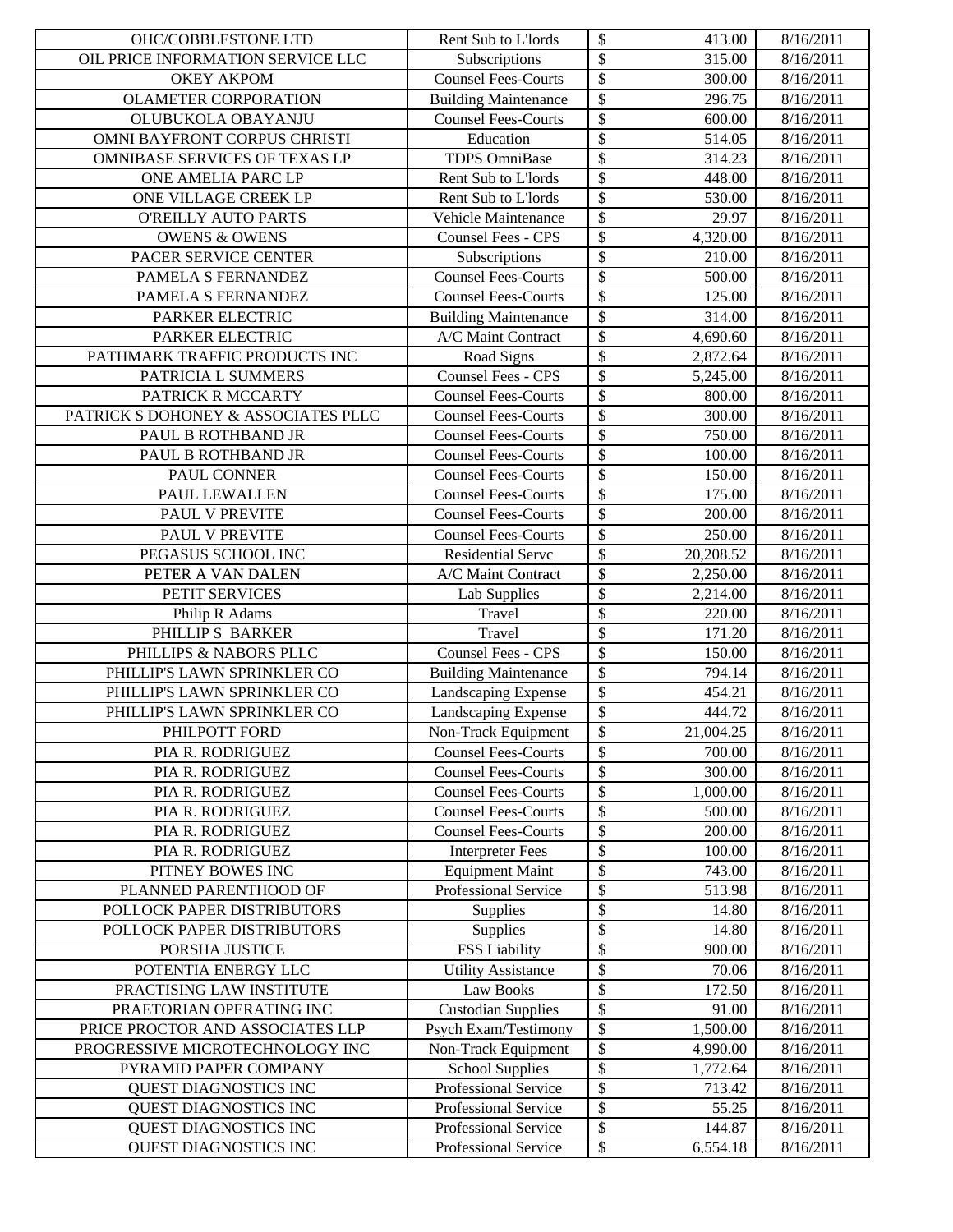| | | | | |
|---|---|---|---|---|
| OHC/COBBLESTONE LTD | Rent Sub to L'lords | $ | 413.00 | 8/16/2011 |
| OIL PRICE INFORMATION SERVICE LLC | Subscriptions | $ | 315.00 | 8/16/2011 |
| OKEY AKPOM | Counsel Fees-Courts | $ | 300.00 | 8/16/2011 |
| OLAMETER CORPORATION | Building Maintenance | $ | 296.75 | 8/16/2011 |
| OLUBUKOLA OBAYANJU | Counsel Fees-Courts | $ | 600.00 | 8/16/2011 |
| OMNI BAYFRONT CORPUS CHRISTI | Education | $ | 514.05 | 8/16/2011 |
| OMNIBASE SERVICES OF TEXAS LP | TDPS OmniBase | $ | 314.23 | 8/16/2011 |
| ONE AMELIA PARC LP | Rent Sub to L'lords | $ | 448.00 | 8/16/2011 |
| ONE VILLAGE CREEK LP | Rent Sub to L'lords | $ | 530.00 | 8/16/2011 |
| O'REILLY AUTO PARTS | Vehicle Maintenance | $ | 29.97 | 8/16/2011 |
| OWENS & OWENS | Counsel Fees - CPS | $ | 4,320.00 | 8/16/2011 |
| PACER SERVICE CENTER | Subscriptions | $ | 210.00 | 8/16/2011 |
| PAMELA S FERNANDEZ | Counsel Fees-Courts | $ | 500.00 | 8/16/2011 |
| PAMELA S FERNANDEZ | Counsel Fees-Courts | $ | 125.00 | 8/16/2011 |
| PARKER ELECTRIC | Building Maintenance | $ | 314.00 | 8/16/2011 |
| PARKER ELECTRIC | A/C Maint Contract | $ | 4,690.60 | 8/16/2011 |
| PATHMARK TRAFFIC PRODUCTS INC | Road Signs | $ | 2,872.64 | 8/16/2011 |
| PATRICIA L SUMMERS | Counsel Fees - CPS | $ | 5,245.00 | 8/16/2011 |
| PATRICK R MCCARTY | Counsel Fees-Courts | $ | 800.00 | 8/16/2011 |
| PATRICK S DOHONEY & ASSOCIATES PLLC | Counsel Fees-Courts | $ | 300.00 | 8/16/2011 |
| PAUL B ROTHBAND JR | Counsel Fees-Courts | $ | 750.00 | 8/16/2011 |
| PAUL B ROTHBAND JR | Counsel Fees-Courts | $ | 100.00 | 8/16/2011 |
| PAUL CONNER | Counsel Fees-Courts | $ | 150.00 | 8/16/2011 |
| PAUL LEWALLEN | Counsel Fees-Courts | $ | 175.00 | 8/16/2011 |
| PAUL V PREVITE | Counsel Fees-Courts | $ | 200.00 | 8/16/2011 |
| PAUL V PREVITE | Counsel Fees-Courts | $ | 250.00 | 8/16/2011 |
| PEGASUS SCHOOL INC | Residential Servc | $ | 20,208.52 | 8/16/2011 |
| PETER A VAN DALEN | A/C Maint Contract | $ | 2,250.00 | 8/16/2011 |
| PETIT SERVICES | Lab Supplies | $ | 2,214.00 | 8/16/2011 |
| Philip R Adams | Travel | $ | 220.00 | 8/16/2011 |
| PHILLIP S BARKER | Travel | $ | 171.20 | 8/16/2011 |
| PHILLIPS & NABORS PLLC | Counsel Fees - CPS | $ | 150.00 | 8/16/2011 |
| PHILLIP'S LAWN SPRINKLER CO | Building Maintenance | $ | 794.14 | 8/16/2011 |
| PHILLIP'S LAWN SPRINKLER CO | Landscaping Expense | $ | 454.21 | 8/16/2011 |
| PHILLIP'S LAWN SPRINKLER CO | Landscaping Expense | $ | 444.72 | 8/16/2011 |
| PHILPOTT FORD | Non-Track Equipment | $ | 21,004.25 | 8/16/2011 |
| PIA R. RODRIGUEZ | Counsel Fees-Courts | $ | 700.00 | 8/16/2011 |
| PIA R. RODRIGUEZ | Counsel Fees-Courts | $ | 300.00 | 8/16/2011 |
| PIA R. RODRIGUEZ | Counsel Fees-Courts | $ | 1,000.00 | 8/16/2011 |
| PIA R. RODRIGUEZ | Counsel Fees-Courts | $ | 500.00 | 8/16/2011 |
| PIA R. RODRIGUEZ | Counsel Fees-Courts | $ | 200.00 | 8/16/2011 |
| PIA R. RODRIGUEZ | Interpreter Fees | $ | 100.00 | 8/16/2011 |
| PITNEY BOWES INC | Equipment Maint | $ | 743.00 | 8/16/2011 |
| PLANNED PARENTHOOD OF | Professional Service | $ | 513.98 | 8/16/2011 |
| POLLOCK PAPER DISTRIBUTORS | Supplies | $ | 14.80 | 8/16/2011 |
| POLLOCK PAPER DISTRIBUTORS | Supplies | $ | 14.80 | 8/16/2011 |
| PORSHA JUSTICE | FSS Liability | $ | 900.00 | 8/16/2011 |
| POTENTIA ENERGY LLC | Utility Assistance | $ | 70.06 | 8/16/2011 |
| PRACTISING LAW INSTITUTE | Law Books | $ | 172.50 | 8/16/2011 |
| PRAETORIAN OPERATING INC | Custodian Supplies | $ | 91.00 | 8/16/2011 |
| PRICE PROCTOR AND ASSOCIATES LLP | Psych Exam/Testimony | $ | 1,500.00 | 8/16/2011 |
| PROGRESSIVE MICROTECHNOLOGY INC | Non-Track Equipment | $ | 4,990.00 | 8/16/2011 |
| PYRAMID PAPER COMPANY | School Supplies | $ | 1,772.64 | 8/16/2011 |
| QUEST DIAGNOSTICS INC | Professional Service | $ | 713.42 | 8/16/2011 |
| QUEST DIAGNOSTICS INC | Professional Service | $ | 55.25 | 8/16/2011 |
| QUEST DIAGNOSTICS INC | Professional Service | $ | 144.87 | 8/16/2011 |
| QUEST DIAGNOSTICS INC | Professional Service | $ | 6,554.18 | 8/16/2011 |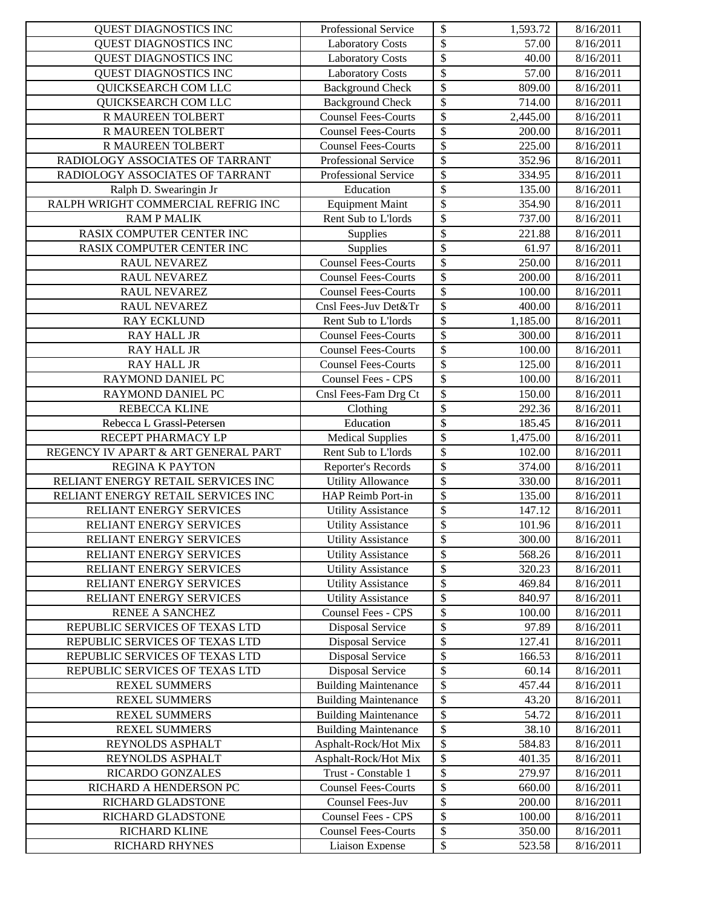| | | | | |
|---|---|---|---|---|
| QUEST DIAGNOSTICS INC | Professional Service | $ | 1,593.72 | 8/16/2011 |
| QUEST DIAGNOSTICS INC | Laboratory Costs | $ | 57.00 | 8/16/2011 |
| QUEST DIAGNOSTICS INC | Laboratory Costs | $ | 40.00 | 8/16/2011 |
| QUEST DIAGNOSTICS INC | Laboratory Costs | $ | 57.00 | 8/16/2011 |
| QUICKSEARCH COM LLC | Background Check | $ | 809.00 | 8/16/2011 |
| QUICKSEARCH COM LLC | Background Check | $ | 714.00 | 8/16/2011 |
| R MAUREEN TOLBERT | Counsel Fees-Courts | $ | 2,445.00 | 8/16/2011 |
| R MAUREEN TOLBERT | Counsel Fees-Courts | $ | 200.00 | 8/16/2011 |
| R MAUREEN TOLBERT | Counsel Fees-Courts | $ | 225.00 | 8/16/2011 |
| RADIOLOGY ASSOCIATES OF TARRANT | Professional Service | $ | 352.96 | 8/16/2011 |
| RADIOLOGY ASSOCIATES OF TARRANT | Professional Service | $ | 334.95 | 8/16/2011 |
| Ralph D. Swearingin Jr | Education | $ | 135.00 | 8/16/2011 |
| RALPH WRIGHT COMMERCIAL REFRIG INC | Equipment Maint | $ | 354.90 | 8/16/2011 |
| RAM P MALIK | Rent Sub to L'lords | $ | 737.00 | 8/16/2011 |
| RASIX COMPUTER CENTER INC | Supplies | $ | 221.88 | 8/16/2011 |
| RASIX COMPUTER CENTER INC | Supplies | $ | 61.97 | 8/16/2011 |
| RAUL NEVAREZ | Counsel Fees-Courts | $ | 250.00 | 8/16/2011 |
| RAUL NEVAREZ | Counsel Fees-Courts | $ | 200.00 | 8/16/2011 |
| RAUL NEVAREZ | Counsel Fees-Courts | $ | 100.00 | 8/16/2011 |
| RAUL NEVAREZ | Cnsl Fees-Juv Det&Tr | $ | 400.00 | 8/16/2011 |
| RAY ECKLUND | Rent Sub to L'lords | $ | 1,185.00 | 8/16/2011 |
| RAY HALL JR | Counsel Fees-Courts | $ | 300.00 | 8/16/2011 |
| RAY HALL JR | Counsel Fees-Courts | $ | 100.00 | 8/16/2011 |
| RAY HALL JR | Counsel Fees-Courts | $ | 125.00 | 8/16/2011 |
| RAYMOND DANIEL PC | Counsel Fees - CPS | $ | 100.00 | 8/16/2011 |
| RAYMOND DANIEL PC | Cnsl Fees-Fam Drg Ct | $ | 150.00 | 8/16/2011 |
| REBECCA KLINE | Clothing | $ | 292.36 | 8/16/2011 |
| Rebecca L Grassl-Petersen | Education | $ | 185.45 | 8/16/2011 |
| RECEPT PHARMACY LP | Medical Supplies | $ | 1,475.00 | 8/16/2011 |
| REGENCY IV APART & ART GENERAL PART | Rent Sub to L'lords | $ | 102.00 | 8/16/2011 |
| REGINA K PAYTON | Reporter's Records | $ | 374.00 | 8/16/2011 |
| RELIANT ENERGY RETAIL SERVICES INC | Utility Allowance | $ | 330.00 | 8/16/2011 |
| RELIANT ENERGY RETAIL SERVICES INC | HAP Reimb Port-in | $ | 135.00 | 8/16/2011 |
| RELIANT ENERGY SERVICES | Utility Assistance | $ | 147.12 | 8/16/2011 |
| RELIANT ENERGY SERVICES | Utility Assistance | $ | 101.96 | 8/16/2011 |
| RELIANT ENERGY SERVICES | Utility Assistance | $ | 300.00 | 8/16/2011 |
| RELIANT ENERGY SERVICES | Utility Assistance | $ | 568.26 | 8/16/2011 |
| RELIANT ENERGY SERVICES | Utility Assistance | $ | 320.23 | 8/16/2011 |
| RELIANT ENERGY SERVICES | Utility Assistance | $ | 469.84 | 8/16/2011 |
| RELIANT ENERGY SERVICES | Utility Assistance | $ | 840.97 | 8/16/2011 |
| RENEE A SANCHEZ | Counsel Fees - CPS | $ | 100.00 | 8/16/2011 |
| REPUBLIC SERVICES OF TEXAS LTD | Disposal Service | $ | 97.89 | 8/16/2011 |
| REPUBLIC SERVICES OF TEXAS LTD | Disposal Service | $ | 127.41 | 8/16/2011 |
| REPUBLIC SERVICES OF TEXAS LTD | Disposal Service | $ | 166.53 | 8/16/2011 |
| REPUBLIC SERVICES OF TEXAS LTD | Disposal Service | $ | 60.14 | 8/16/2011 |
| REXEL SUMMERS | Building Maintenance | $ | 457.44 | 8/16/2011 |
| REXEL SUMMERS | Building Maintenance | $ | 43.20 | 8/16/2011 |
| REXEL SUMMERS | Building Maintenance | $ | 54.72 | 8/16/2011 |
| REXEL SUMMERS | Building Maintenance | $ | 38.10 | 8/16/2011 |
| REYNOLDS ASPHALT | Asphalt-Rock/Hot Mix | $ | 584.83 | 8/16/2011 |
| REYNOLDS ASPHALT | Asphalt-Rock/Hot Mix | $ | 401.35 | 8/16/2011 |
| RICARDO GONZALES | Trust - Constable 1 | $ | 279.97 | 8/16/2011 |
| RICHARD A HENDERSON PC | Counsel Fees-Courts | $ | 660.00 | 8/16/2011 |
| RICHARD GLADSTONE | Counsel Fees-Juv | $ | 200.00 | 8/16/2011 |
| RICHARD GLADSTONE | Counsel Fees - CPS | $ | 100.00 | 8/16/2011 |
| RICHARD KLINE | Counsel Fees-Courts | $ | 350.00 | 8/16/2011 |
| RICHARD RHYNES | Liaison Expense | $ | 523.58 | 8/16/2011 |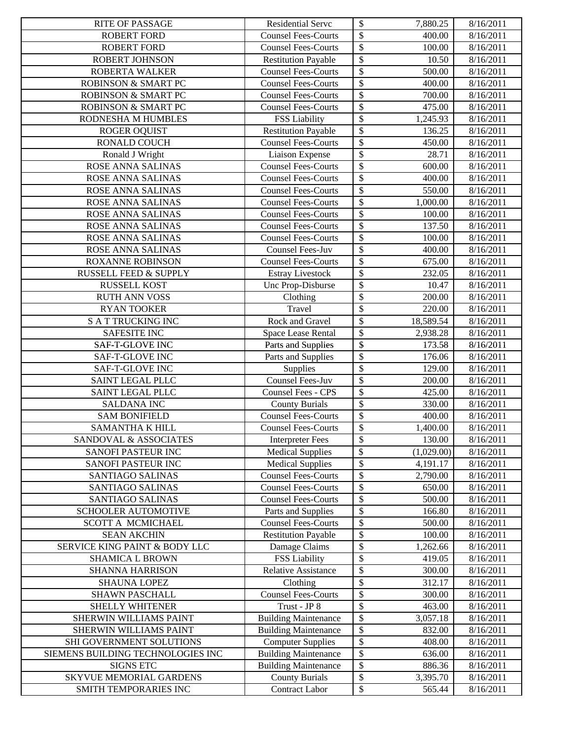| RITE OF PASSAGE | Residential Servc | $ | 7,880.25 | 8/16/2011 |
|---|---|---|---|---|
| ROBERT FORD | Counsel Fees-Courts | $ | 400.00 | 8/16/2011 |
| ROBERT FORD | Counsel Fees-Courts | $ | 100.00 | 8/16/2011 |
| ROBERT JOHNSON | Restitution Payable | $ | 10.50 | 8/16/2011 |
| ROBERTA WALKER | Counsel Fees-Courts | $ | 500.00 | 8/16/2011 |
| ROBINSON & SMART PC | Counsel Fees-Courts | $ | 400.00 | 8/16/2011 |
| ROBINSON & SMART PC | Counsel Fees-Courts | $ | 700.00 | 8/16/2011 |
| ROBINSON & SMART PC | Counsel Fees-Courts | $ | 475.00 | 8/16/2011 |
| RODNESHA M HUMBLES | FSS Liability | $ | 1,245.93 | 8/16/2011 |
| ROGER OQUIST | Restitution Payable | $ | 136.25 | 8/16/2011 |
| RONALD COUCH | Counsel Fees-Courts | $ | 450.00 | 8/16/2011 |
| Ronald J Wright | Liaison Expense | $ | 28.71 | 8/16/2011 |
| ROSE ANNA SALINAS | Counsel Fees-Courts | $ | 600.00 | 8/16/2011 |
| ROSE ANNA SALINAS | Counsel Fees-Courts | $ | 400.00 | 8/16/2011 |
| ROSE ANNA SALINAS | Counsel Fees-Courts | $ | 550.00 | 8/16/2011 |
| ROSE ANNA SALINAS | Counsel Fees-Courts | $ | 1,000.00 | 8/16/2011 |
| ROSE ANNA SALINAS | Counsel Fees-Courts | $ | 100.00 | 8/16/2011 |
| ROSE ANNA SALINAS | Counsel Fees-Courts | $ | 137.50 | 8/16/2011 |
| ROSE ANNA SALINAS | Counsel Fees-Courts | $ | 100.00 | 8/16/2011 |
| ROSE ANNA SALINAS | Counsel Fees-Juv | $ | 400.00 | 8/16/2011 |
| ROXANNE ROBINSON | Counsel Fees-Courts | $ | 675.00 | 8/16/2011 |
| RUSSELL FEED & SUPPLY | Estray Livestock | $ | 232.05 | 8/16/2011 |
| RUSSELL KOST | Unc Prop-Disburse | $ | 10.47 | 8/16/2011 |
| RUTH ANN VOSS | Clothing | $ | 200.00 | 8/16/2011 |
| RYAN TOOKER | Travel | $ | 220.00 | 8/16/2011 |
| S A T TRUCKING INC | Rock and Gravel | $ | 18,589.54 | 8/16/2011 |
| SAFESITE INC | Space Lease Rental | $ | 2,938.28 | 8/16/2011 |
| SAF-T-GLOVE INC | Parts and Supplies | $ | 173.58 | 8/16/2011 |
| SAF-T-GLOVE INC | Parts and Supplies | $ | 176.06 | 8/16/2011 |
| SAF-T-GLOVE INC | Supplies | $ | 129.00 | 8/16/2011 |
| SAINT LEGAL PLLC | Counsel Fees-Juv | $ | 200.00 | 8/16/2011 |
| SAINT LEGAL PLLC | Counsel Fees - CPS | $ | 425.00 | 8/16/2011 |
| SALDANA INC | County Burials | $ | 330.00 | 8/16/2011 |
| SAM BONIFIELD | Counsel Fees-Courts | $ | 400.00 | 8/16/2011 |
| SAMANTHA K HILL | Counsel Fees-Courts | $ | 1,400.00 | 8/16/2011 |
| SANDOVAL & ASSOCIATES | Interpreter Fees | $ | 130.00 | 8/16/2011 |
| SANOFI PASTEUR INC | Medical Supplies | $ | (1,029.00) | 8/16/2011 |
| SANOFI PASTEUR INC | Medical Supplies | $ | 4,191.17 | 8/16/2011 |
| SANTIAGO SALINAS | Counsel Fees-Courts | $ | 2,790.00 | 8/16/2011 |
| SANTIAGO SALINAS | Counsel Fees-Courts | $ | 650.00 | 8/16/2011 |
| SANTIAGO SALINAS | Counsel Fees-Courts | $ | 500.00 | 8/16/2011 |
| SCHOOLER AUTOMOTIVE | Parts and Supplies | $ | 166.80 | 8/16/2011 |
| SCOTT A MCMICHAEL | Counsel Fees-Courts | $ | 500.00 | 8/16/2011 |
| SEAN AKCHIN | Restitution Payable | $ | 100.00 | 8/16/2011 |
| SERVICE KING PAINT & BODY LLC | Damage Claims | $ | 1,262.66 | 8/16/2011 |
| SHAMICA L BROWN | FSS Liability | $ | 419.05 | 8/16/2011 |
| SHANNA HARRISON | Relative Assistance | $ | 300.00 | 8/16/2011 |
| SHAUNA LOPEZ | Clothing | $ | 312.17 | 8/16/2011 |
| SHAWN PASCHALL | Counsel Fees-Courts | $ | 300.00 | 8/16/2011 |
| SHELLY WHITENER | Trust - JP 8 | $ | 463.00 | 8/16/2011 |
| SHERWIN WILLIAMS PAINT | Building Maintenance | $ | 3,057.18 | 8/16/2011 |
| SHERWIN WILLIAMS PAINT | Building Maintenance | $ | 832.00 | 8/16/2011 |
| SHI GOVERNMENT SOLUTIONS | Computer Supplies | $ | 408.00 | 8/16/2011 |
| SIEMENS BUILDING TECHNOLOGIES INC | Building Maintenance | $ | 636.00 | 8/16/2011 |
| SIGNS ETC | Building Maintenance | $ | 886.36 | 8/16/2011 |
| SKYVUE MEMORIAL GARDENS | County Burials | $ | 3,395.70 | 8/16/2011 |
| SMITH TEMPORARIES INC | Contract Labor | $ | 565.44 | 8/16/2011 |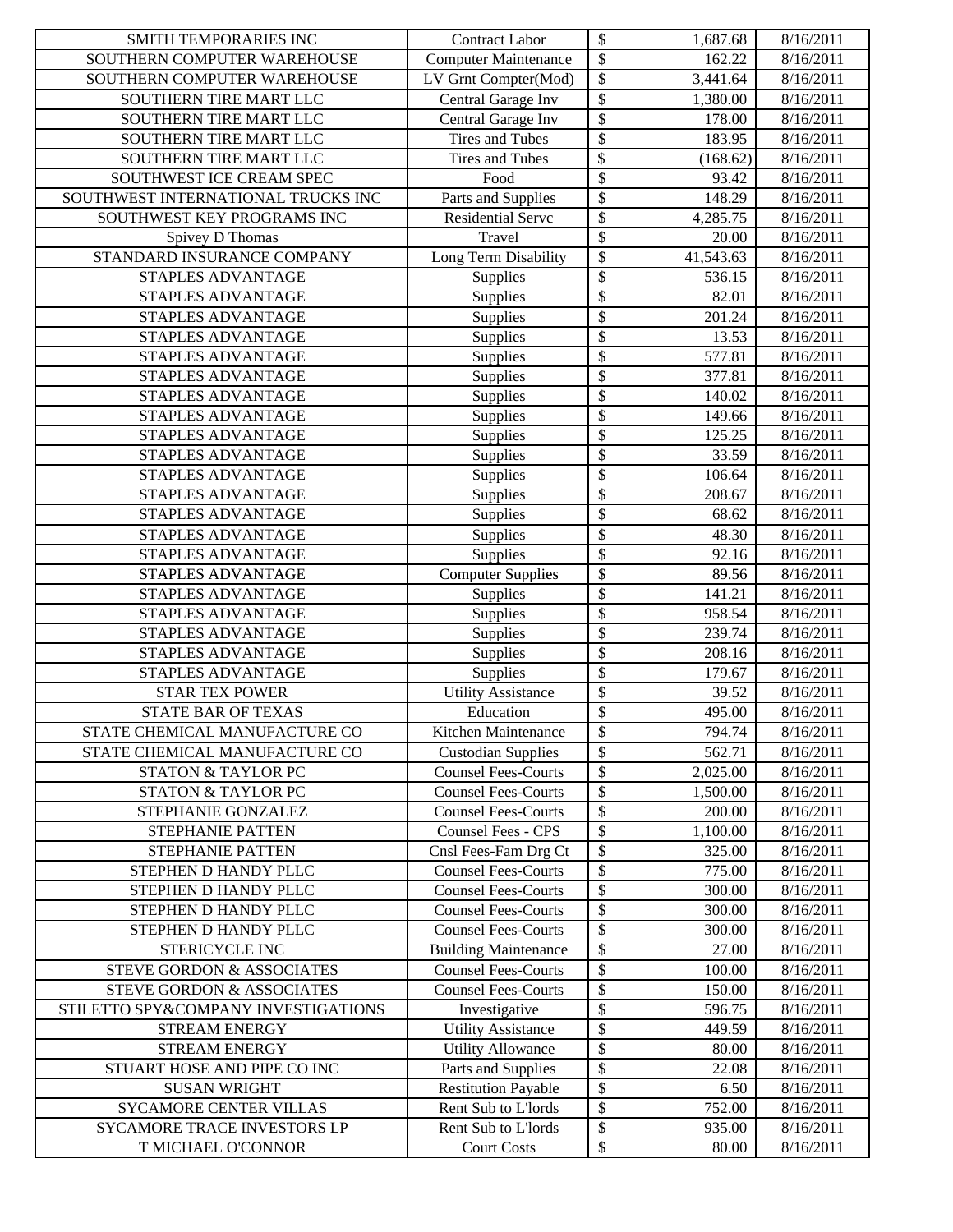| SMITH TEMPORARIES INC | Contract Labor | $ | 1,687.68 | 8/16/2011 |
|---|---|---|---|---|
| SOUTHERN COMPUTER WAREHOUSE | Computer Maintenance | $ | 162.22 | 8/16/2011 |
| SOUTHERN COMPUTER WAREHOUSE | LV Grnt Compter(Mod) | $ | 3,441.64 | 8/16/2011 |
| SOUTHERN TIRE MART LLC | Central Garage Inv | $ | 1,380.00 | 8/16/2011 |
| SOUTHERN TIRE MART LLC | Central Garage Inv | $ | 178.00 | 8/16/2011 |
| SOUTHERN TIRE MART LLC | Tires and Tubes | $ | 183.95 | 8/16/2011 |
| SOUTHERN TIRE MART LLC | Tires and Tubes | $ | (168.62) | 8/16/2011 |
| SOUTHWEST ICE CREAM SPEC | Food | $ | 93.42 | 8/16/2011 |
| SOUTHWEST INTERNATIONAL TRUCKS INC | Parts and Supplies | $ | 148.29 | 8/16/2011 |
| SOUTHWEST KEY PROGRAMS INC | Residential Servc | $ | 4,285.75 | 8/16/2011 |
| Spivey D Thomas | Travel | $ | 20.00 | 8/16/2011 |
| STANDARD INSURANCE COMPANY | Long Term Disability | $ | 41,543.63 | 8/16/2011 |
| STAPLES ADVANTAGE | Supplies | $ | 536.15 | 8/16/2011 |
| STAPLES ADVANTAGE | Supplies | $ | 82.01 | 8/16/2011 |
| STAPLES ADVANTAGE | Supplies | $ | 201.24 | 8/16/2011 |
| STAPLES ADVANTAGE | Supplies | $ | 13.53 | 8/16/2011 |
| STAPLES ADVANTAGE | Supplies | $ | 577.81 | 8/16/2011 |
| STAPLES ADVANTAGE | Supplies | $ | 377.81 | 8/16/2011 |
| STAPLES ADVANTAGE | Supplies | $ | 140.02 | 8/16/2011 |
| STAPLES ADVANTAGE | Supplies | $ | 149.66 | 8/16/2011 |
| STAPLES ADVANTAGE | Supplies | $ | 125.25 | 8/16/2011 |
| STAPLES ADVANTAGE | Supplies | $ | 33.59 | 8/16/2011 |
| STAPLES ADVANTAGE | Supplies | $ | 106.64 | 8/16/2011 |
| STAPLES ADVANTAGE | Supplies | $ | 208.67 | 8/16/2011 |
| STAPLES ADVANTAGE | Supplies | $ | 68.62 | 8/16/2011 |
| STAPLES ADVANTAGE | Supplies | $ | 48.30 | 8/16/2011 |
| STAPLES ADVANTAGE | Supplies | $ | 92.16 | 8/16/2011 |
| STAPLES ADVANTAGE | Computer Supplies | $ | 89.56 | 8/16/2011 |
| STAPLES ADVANTAGE | Supplies | $ | 141.21 | 8/16/2011 |
| STAPLES ADVANTAGE | Supplies | $ | 958.54 | 8/16/2011 |
| STAPLES ADVANTAGE | Supplies | $ | 239.74 | 8/16/2011 |
| STAPLES ADVANTAGE | Supplies | $ | 208.16 | 8/16/2011 |
| STAPLES ADVANTAGE | Supplies | $ | 179.67 | 8/16/2011 |
| STAR TEX POWER | Utility Assistance | $ | 39.52 | 8/16/2011 |
| STATE BAR OF TEXAS | Education | $ | 495.00 | 8/16/2011 |
| STATE CHEMICAL MANUFACTURE CO | Kitchen Maintenance | $ | 794.74 | 8/16/2011 |
| STATE CHEMICAL MANUFACTURE CO | Custodian Supplies | $ | 562.71 | 8/16/2011 |
| STATON & TAYLOR PC | Counsel Fees-Courts | $ | 2,025.00 | 8/16/2011 |
| STATON & TAYLOR PC | Counsel Fees-Courts | $ | 1,500.00 | 8/16/2011 |
| STEPHANIE GONZALEZ | Counsel Fees-Courts | $ | 200.00 | 8/16/2011 |
| STEPHANIE PATTEN | Counsel Fees - CPS | $ | 1,100.00 | 8/16/2011 |
| STEPHANIE PATTEN | Cnsl Fees-Fam Drg Ct | $ | 325.00 | 8/16/2011 |
| STEPHEN D HANDY PLLC | Counsel Fees-Courts | $ | 775.00 | 8/16/2011 |
| STEPHEN D HANDY PLLC | Counsel Fees-Courts | $ | 300.00 | 8/16/2011 |
| STEPHEN D HANDY PLLC | Counsel Fees-Courts | $ | 300.00 | 8/16/2011 |
| STEPHEN D HANDY PLLC | Counsel Fees-Courts | $ | 300.00 | 8/16/2011 |
| STERICYCLE INC | Building Maintenance | $ | 27.00 | 8/16/2011 |
| STEVE GORDON & ASSOCIATES | Counsel Fees-Courts | $ | 100.00 | 8/16/2011 |
| STEVE GORDON & ASSOCIATES | Counsel Fees-Courts | $ | 150.00 | 8/16/2011 |
| STILETTO SPY&COMPANY INVESTIGATIONS | Investigative | $ | 596.75 | 8/16/2011 |
| STREAM ENERGY | Utility Assistance | $ | 449.59 | 8/16/2011 |
| STREAM ENERGY | Utility Allowance | $ | 80.00 | 8/16/2011 |
| STUART HOSE AND PIPE CO INC | Parts and Supplies | $ | 22.08 | 8/16/2011 |
| SUSAN WRIGHT | Restitution Payable | $ | 6.50 | 8/16/2011 |
| SYCAMORE CENTER VILLAS | Rent Sub to L'lords | $ | 752.00 | 8/16/2011 |
| SYCAMORE TRACE INVESTORS LP | Rent Sub to L'lords | $ | 935.00 | 8/16/2011 |
| T MICHAEL O'CONNOR | Court Costs | $ | 80.00 | 8/16/2011 |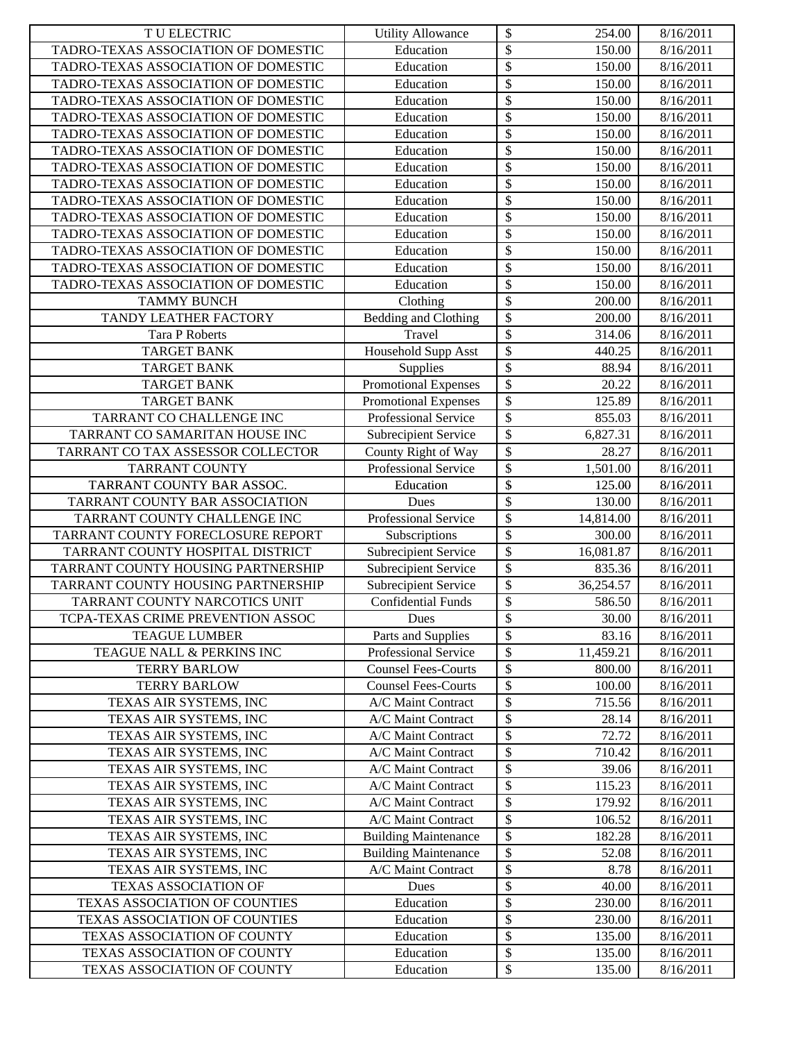| | | | | |
|---|---|---|---|---|
| T U ELECTRIC | Utility Allowance | $ | 254.00 | 8/16/2011 |
| TADRO-TEXAS ASSOCIATION OF DOMESTIC | Education | $ | 150.00 | 8/16/2011 |
| TADRO-TEXAS ASSOCIATION OF DOMESTIC | Education | $ | 150.00 | 8/16/2011 |
| TADRO-TEXAS ASSOCIATION OF DOMESTIC | Education | $ | 150.00 | 8/16/2011 |
| TADRO-TEXAS ASSOCIATION OF DOMESTIC | Education | $ | 150.00 | 8/16/2011 |
| TADRO-TEXAS ASSOCIATION OF DOMESTIC | Education | $ | 150.00 | 8/16/2011 |
| TADRO-TEXAS ASSOCIATION OF DOMESTIC | Education | $ | 150.00 | 8/16/2011 |
| TADRO-TEXAS ASSOCIATION OF DOMESTIC | Education | $ | 150.00 | 8/16/2011 |
| TADRO-TEXAS ASSOCIATION OF DOMESTIC | Education | $ | 150.00 | 8/16/2011 |
| TADRO-TEXAS ASSOCIATION OF DOMESTIC | Education | $ | 150.00 | 8/16/2011 |
| TADRO-TEXAS ASSOCIATION OF DOMESTIC | Education | $ | 150.00 | 8/16/2011 |
| TADRO-TEXAS ASSOCIATION OF DOMESTIC | Education | $ | 150.00 | 8/16/2011 |
| TADRO-TEXAS ASSOCIATION OF DOMESTIC | Education | $ | 150.00 | 8/16/2011 |
| TADRO-TEXAS ASSOCIATION OF DOMESTIC | Education | $ | 150.00 | 8/16/2011 |
| TADRO-TEXAS ASSOCIATION OF DOMESTIC | Education | $ | 150.00 | 8/16/2011 |
| TADRO-TEXAS ASSOCIATION OF DOMESTIC | Education | $ | 150.00 | 8/16/2011 |
| TAMMY BUNCH | Clothing | $ | 200.00 | 8/16/2011 |
| TANDY LEATHER FACTORY | Bedding and Clothing | $ | 200.00 | 8/16/2011 |
| Tara P Roberts | Travel | $ | 314.06 | 8/16/2011 |
| TARGET BANK | Household Supp Asst | $ | 440.25 | 8/16/2011 |
| TARGET BANK | Supplies | $ | 88.94 | 8/16/2011 |
| TARGET BANK | Promotional Expenses | $ | 20.22 | 8/16/2011 |
| TARGET BANK | Promotional Expenses | $ | 125.89 | 8/16/2011 |
| TARRANT CO CHALLENGE INC | Professional Service | $ | 855.03 | 8/16/2011 |
| TARRANT CO SAMARITAN HOUSE INC | Subrecipient Service | $ | 6,827.31 | 8/16/2011 |
| TARRANT CO TAX ASSESSOR COLLECTOR | County Right of Way | $ | 28.27 | 8/16/2011 |
| TARRANT COUNTY | Professional Service | $ | 1,501.00 | 8/16/2011 |
| TARRANT COUNTY BAR ASSOC. | Education | $ | 125.00 | 8/16/2011 |
| TARRANT COUNTY BAR ASSOCIATION | Dues | $ | 130.00 | 8/16/2011 |
| TARRANT COUNTY CHALLENGE INC | Professional Service | $ | 14,814.00 | 8/16/2011 |
| TARRANT COUNTY FORECLOSURE REPORT | Subscriptions | $ | 300.00 | 8/16/2011 |
| TARRANT COUNTY HOSPITAL DISTRICT | Subrecipient Service | $ | 16,081.87 | 8/16/2011 |
| TARRANT COUNTY HOUSING PARTNERSHIP | Subrecipient Service | $ | 835.36 | 8/16/2011 |
| TARRANT COUNTY HOUSING PARTNERSHIP | Subrecipient Service | $ | 36,254.57 | 8/16/2011 |
| TARRANT COUNTY NARCOTICS UNIT | Confidential Funds | $ | 586.50 | 8/16/2011 |
| TCPA-TEXAS CRIME PREVENTION ASSOC | Dues | $ | 30.00 | 8/16/2011 |
| TEAGUE LUMBER | Parts and Supplies | $ | 83.16 | 8/16/2011 |
| TEAGUE NALL & PERKINS INC | Professional Service | $ | 11,459.21 | 8/16/2011 |
| TERRY BARLOW | Counsel Fees-Courts | $ | 800.00 | 8/16/2011 |
| TERRY BARLOW | Counsel Fees-Courts | $ | 100.00 | 8/16/2011 |
| TEXAS AIR SYSTEMS, INC | A/C Maint Contract | $ | 715.56 | 8/16/2011 |
| TEXAS AIR SYSTEMS, INC | A/C Maint Contract | $ | 28.14 | 8/16/2011 |
| TEXAS AIR SYSTEMS, INC | A/C Maint Contract | $ | 72.72 | 8/16/2011 |
| TEXAS AIR SYSTEMS, INC | A/C Maint Contract | $ | 710.42 | 8/16/2011 |
| TEXAS AIR SYSTEMS, INC | A/C Maint Contract | $ | 39.06 | 8/16/2011 |
| TEXAS AIR SYSTEMS, INC | A/C Maint Contract | $ | 115.23 | 8/16/2011 |
| TEXAS AIR SYSTEMS, INC | A/C Maint Contract | $ | 179.92 | 8/16/2011 |
| TEXAS AIR SYSTEMS, INC | A/C Maint Contract | $ | 106.52 | 8/16/2011 |
| TEXAS AIR SYSTEMS, INC | Building Maintenance | $ | 182.28 | 8/16/2011 |
| TEXAS AIR SYSTEMS, INC | Building Maintenance | $ | 52.08 | 8/16/2011 |
| TEXAS AIR SYSTEMS, INC | A/C Maint Contract | $ | 8.78 | 8/16/2011 |
| TEXAS ASSOCIATION OF | Dues | $ | 40.00 | 8/16/2011 |
| TEXAS ASSOCIATION OF COUNTIES | Education | $ | 230.00 | 8/16/2011 |
| TEXAS ASSOCIATION OF COUNTIES | Education | $ | 230.00 | 8/16/2011 |
| TEXAS ASSOCIATION OF COUNTY | Education | $ | 135.00 | 8/16/2011 |
| TEXAS ASSOCIATION OF COUNTY | Education | $ | 135.00 | 8/16/2011 |
| TEXAS ASSOCIATION OF COUNTY | Education | $ | 135.00 | 8/16/2011 |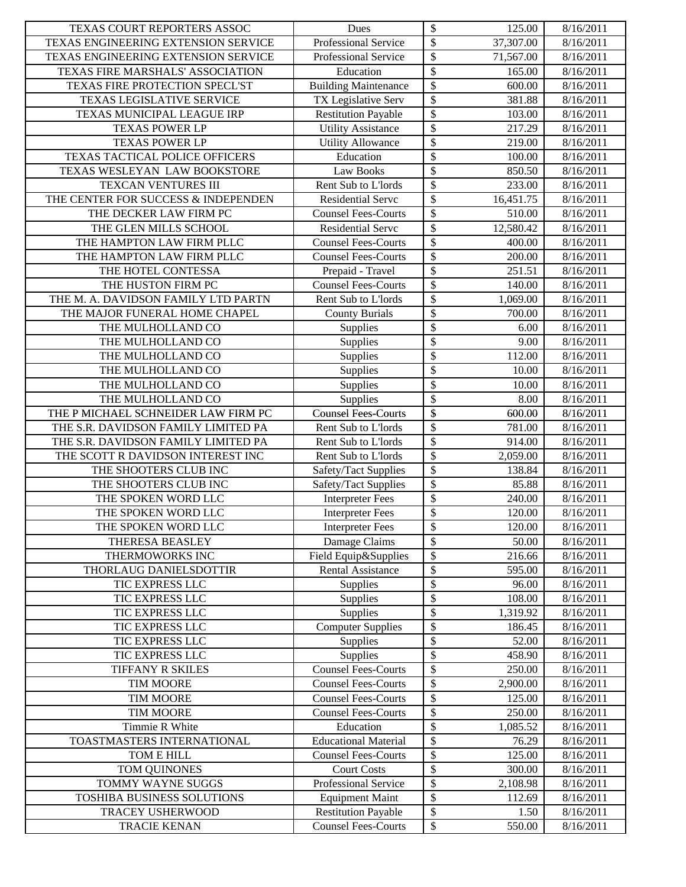| TEXAS COURT REPORTERS ASSOC | Dues | $ | 125.00 | 8/16/2011 |
|---|---|---|---|---|
| TEXAS ENGINEERING EXTENSION SERVICE | Professional Service | $ | 37,307.00 | 8/16/2011 |
| TEXAS ENGINEERING EXTENSION SERVICE | Professional Service | $ | 71,567.00 | 8/16/2011 |
| TEXAS FIRE MARSHALS' ASSOCIATION | Education | $ | 165.00 | 8/16/2011 |
| TEXAS FIRE PROTECTION SPECL'ST | Building Maintenance | $ | 600.00 | 8/16/2011 |
| TEXAS LEGISLATIVE SERVICE | TX Legislative Serv | $ | 381.88 | 8/16/2011 |
| TEXAS MUNICIPAL LEAGUE IRP | Restitution Payable | $ | 103.00 | 8/16/2011 |
| TEXAS POWER LP | Utility Assistance | $ | 217.29 | 8/16/2011 |
| TEXAS POWER LP | Utility Allowance | $ | 219.00 | 8/16/2011 |
| TEXAS TACTICAL POLICE OFFICERS | Education | $ | 100.00 | 8/16/2011 |
| TEXAS WESLEYAN LAW BOOKSTORE | Law Books | $ | 850.50 | 8/16/2011 |
| TEXCAN VENTURES III | Rent Sub to L'lords | $ | 233.00 | 8/16/2011 |
| THE CENTER FOR SUCCESS & INDEPENDEN | Residential Servc | $ | 16,451.75 | 8/16/2011 |
| THE DECKER LAW FIRM PC | Counsel Fees-Courts | $ | 510.00 | 8/16/2011 |
| THE GLEN MILLS SCHOOL | Residential Servc | $ | 12,580.42 | 8/16/2011 |
| THE HAMPTON LAW FIRM PLLC | Counsel Fees-Courts | $ | 400.00 | 8/16/2011 |
| THE HAMPTON LAW FIRM PLLC | Counsel Fees-Courts | $ | 200.00 | 8/16/2011 |
| THE HOTEL CONTESSA | Prepaid - Travel | $ | 251.51 | 8/16/2011 |
| THE HUSTON FIRM PC | Counsel Fees-Courts | $ | 140.00 | 8/16/2011 |
| THE M. A. DAVIDSON FAMILY LTD PARTN | Rent Sub to L'lords | $ | 1,069.00 | 8/16/2011 |
| THE MAJOR FUNERAL HOME CHAPEL | County Burials | $ | 700.00 | 8/16/2011 |
| THE MULHOLLAND CO | Supplies | $ | 6.00 | 8/16/2011 |
| THE MULHOLLAND CO | Supplies | $ | 9.00 | 8/16/2011 |
| THE MULHOLLAND CO | Supplies | $ | 112.00 | 8/16/2011 |
| THE MULHOLLAND CO | Supplies | $ | 10.00 | 8/16/2011 |
| THE MULHOLLAND CO | Supplies | $ | 10.00 | 8/16/2011 |
| THE MULHOLLAND CO | Supplies | $ | 8.00 | 8/16/2011 |
| THE P MICHAEL SCHNEIDER LAW FIRM PC | Counsel Fees-Courts | $ | 600.00 | 8/16/2011 |
| THE S.R. DAVIDSON FAMILY LIMITED PA | Rent Sub to L'lords | $ | 781.00 | 8/16/2011 |
| THE S.R. DAVIDSON FAMILY LIMITED PA | Rent Sub to L'lords | $ | 914.00 | 8/16/2011 |
| THE SCOTT R DAVIDSON INTEREST INC | Rent Sub to L'lords | $ | 2,059.00 | 8/16/2011 |
| THE SHOOTERS CLUB INC | Safety/Tact Supplies | $ | 138.84 | 8/16/2011 |
| THE SHOOTERS CLUB INC | Safety/Tact Supplies | $ | 85.88 | 8/16/2011 |
| THE SPOKEN WORD LLC | Interpreter Fees | $ | 240.00 | 8/16/2011 |
| THE SPOKEN WORD LLC | Interpreter Fees | $ | 120.00 | 8/16/2011 |
| THE SPOKEN WORD LLC | Interpreter Fees | $ | 120.00 | 8/16/2011 |
| THERESA BEASLEY | Damage Claims | $ | 50.00 | 8/16/2011 |
| THERMOWORKS INC | Field Equip&Supplies | $ | 216.66 | 8/16/2011 |
| THORLAUG DANIELSDOTTIR | Rental Assistance | $ | 595.00 | 8/16/2011 |
| TIC EXPRESS LLC | Supplies | $ | 96.00 | 8/16/2011 |
| TIC EXPRESS LLC | Supplies | $ | 108.00 | 8/16/2011 |
| TIC EXPRESS LLC | Supplies | $ | 1,319.92 | 8/16/2011 |
| TIC EXPRESS LLC | Computer Supplies | $ | 186.45 | 8/16/2011 |
| TIC EXPRESS LLC | Supplies | $ | 52.00 | 8/16/2011 |
| TIC EXPRESS LLC | Supplies | $ | 458.90 | 8/16/2011 |
| TIFFANY R SKILES | Counsel Fees-Courts | $ | 250.00 | 8/16/2011 |
| TIM MOORE | Counsel Fees-Courts | $ | 2,900.00 | 8/16/2011 |
| TIM MOORE | Counsel Fees-Courts | $ | 125.00 | 8/16/2011 |
| TIM MOORE | Counsel Fees-Courts | $ | 250.00 | 8/16/2011 |
| Timmie R White | Education | $ | 1,085.52 | 8/16/2011 |
| TOASTMASTERS INTERNATIONAL | Educational Material | $ | 76.29 | 8/16/2011 |
| TOM E HILL | Counsel Fees-Courts | $ | 125.00 | 8/16/2011 |
| TOM QUINONES | Court Costs | $ | 300.00 | 8/16/2011 |
| TOMMY WAYNE SUGGS | Professional Service | $ | 2,108.98 | 8/16/2011 |
| TOSHIBA BUSINESS SOLUTIONS | Equipment Maint | $ | 112.69 | 8/16/2011 |
| TRACEY USHERWOOD | Restitution Payable | $ | 1.50 | 8/16/2011 |
| TRACIE KENAN | Counsel Fees-Courts | $ | 550.00 | 8/16/2011 |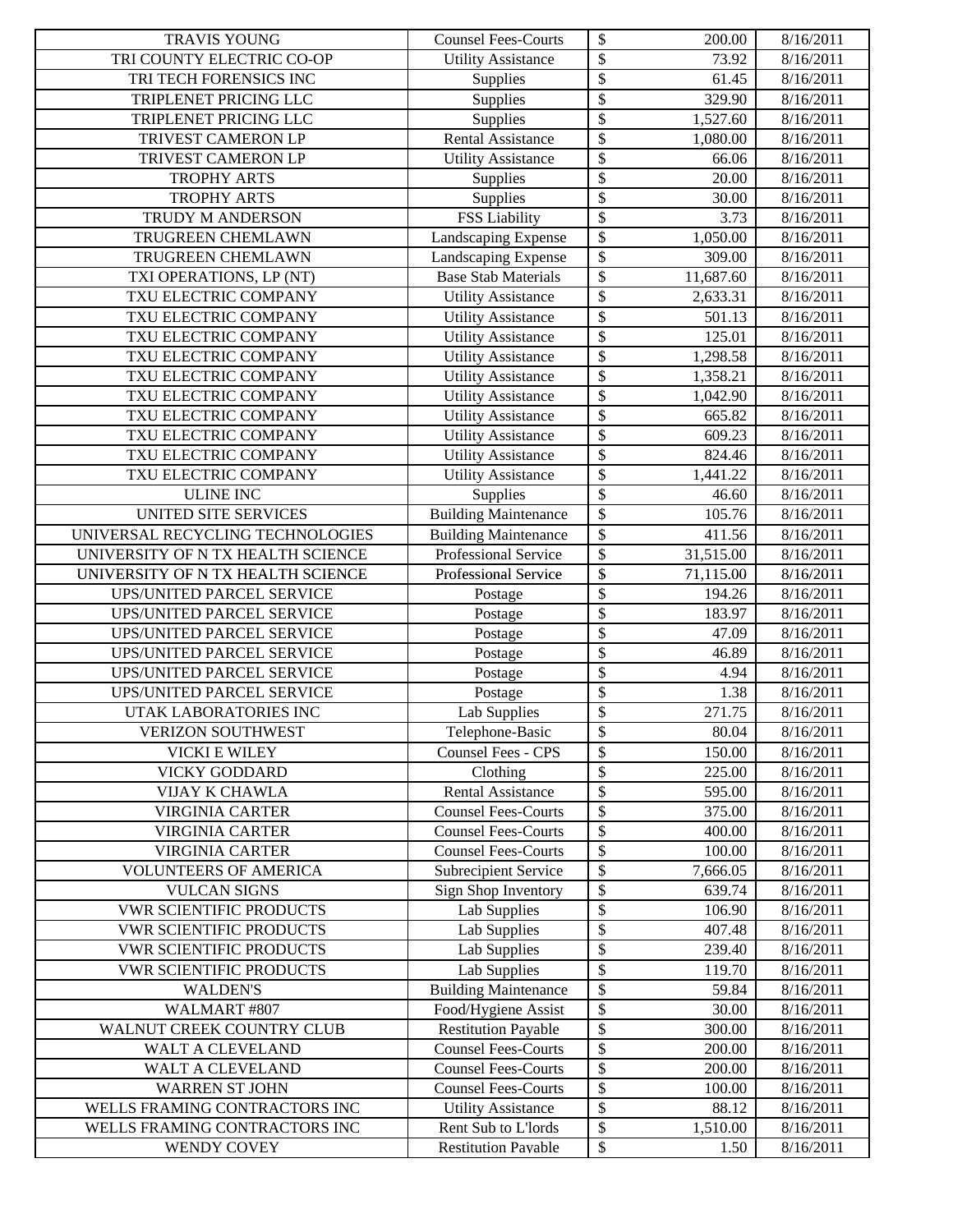| TRAVIS YOUNG | Counsel Fees-Courts | $ | 200.00 | 8/16/2011 |
|---|---|---|---|---|
| TRI COUNTY ELECTRIC CO-OP | Utility Assistance | $ | 73.92 | 8/16/2011 |
| TRI TECH FORENSICS INC | Supplies | $ | 61.45 | 8/16/2011 |
| TRIPLENET PRICING LLC | Supplies | $ | 329.90 | 8/16/2011 |
| TRIPLENET PRICING LLC | Supplies | $ | 1,527.60 | 8/16/2011 |
| TRIVEST CAMERON LP | Rental Assistance | $ | 1,080.00 | 8/16/2011 |
| TRIVEST CAMERON LP | Utility Assistance | $ | 66.06 | 8/16/2011 |
| TROPHY ARTS | Supplies | $ | 20.00 | 8/16/2011 |
| TROPHY ARTS | Supplies | $ | 30.00 | 8/16/2011 |
| TRUDY M ANDERSON | FSS Liability | $ | 3.73 | 8/16/2011 |
| TRUGREEN CHEMLAWN | Landscaping Expense | $ | 1,050.00 | 8/16/2011 |
| TRUGREEN CHEMLAWN | Landscaping Expense | $ | 309.00 | 8/16/2011 |
| TXI OPERATIONS, LP (NT) | Base Stab Materials | $ | 11,687.60 | 8/16/2011 |
| TXU ELECTRIC COMPANY | Utility Assistance | $ | 2,633.31 | 8/16/2011 |
| TXU ELECTRIC COMPANY | Utility Assistance | $ | 501.13 | 8/16/2011 |
| TXU ELECTRIC COMPANY | Utility Assistance | $ | 125.01 | 8/16/2011 |
| TXU ELECTRIC COMPANY | Utility Assistance | $ | 1,298.58 | 8/16/2011 |
| TXU ELECTRIC COMPANY | Utility Assistance | $ | 1,358.21 | 8/16/2011 |
| TXU ELECTRIC COMPANY | Utility Assistance | $ | 1,042.90 | 8/16/2011 |
| TXU ELECTRIC COMPANY | Utility Assistance | $ | 665.82 | 8/16/2011 |
| TXU ELECTRIC COMPANY | Utility Assistance | $ | 609.23 | 8/16/2011 |
| TXU ELECTRIC COMPANY | Utility Assistance | $ | 824.46 | 8/16/2011 |
| TXU ELECTRIC COMPANY | Utility Assistance | $ | 1,441.22 | 8/16/2011 |
| ULINE INC | Supplies | $ | 46.60 | 8/16/2011 |
| UNITED SITE SERVICES | Building Maintenance | $ | 105.76 | 8/16/2011 |
| UNIVERSAL RECYCLING TECHNOLOGIES | Building Maintenance | $ | 411.56 | 8/16/2011 |
| UNIVERSITY OF N TX HEALTH SCIENCE | Professional Service | $ | 31,515.00 | 8/16/2011 |
| UNIVERSITY OF N TX HEALTH SCIENCE | Professional Service | $ | 71,115.00 | 8/16/2011 |
| UPS/UNITED PARCEL SERVICE | Postage | $ | 194.26 | 8/16/2011 |
| UPS/UNITED PARCEL SERVICE | Postage | $ | 183.97 | 8/16/2011 |
| UPS/UNITED PARCEL SERVICE | Postage | $ | 47.09 | 8/16/2011 |
| UPS/UNITED PARCEL SERVICE | Postage | $ | 46.89 | 8/16/2011 |
| UPS/UNITED PARCEL SERVICE | Postage | $ | 4.94 | 8/16/2011 |
| UPS/UNITED PARCEL SERVICE | Postage | $ | 1.38 | 8/16/2011 |
| UTAK LABORATORIES INC | Lab Supplies | $ | 271.75 | 8/16/2011 |
| VERIZON SOUTHWEST | Telephone-Basic | $ | 80.04 | 8/16/2011 |
| VICKI E WILEY | Counsel Fees - CPS | $ | 150.00 | 8/16/2011 |
| VICKY GODDARD | Clothing | $ | 225.00 | 8/16/2011 |
| VIJAY K CHAWLA | Rental Assistance | $ | 595.00 | 8/16/2011 |
| VIRGINIA CARTER | Counsel Fees-Courts | $ | 375.00 | 8/16/2011 |
| VIRGINIA CARTER | Counsel Fees-Courts | $ | 400.00 | 8/16/2011 |
| VIRGINIA CARTER | Counsel Fees-Courts | $ | 100.00 | 8/16/2011 |
| VOLUNTEERS OF AMERICA | Subrecipient Service | $ | 7,666.05 | 8/16/2011 |
| VULCAN SIGNS | Sign Shop Inventory | $ | 639.74 | 8/16/2011 |
| VWR SCIENTIFIC PRODUCTS | Lab Supplies | $ | 106.90 | 8/16/2011 |
| VWR SCIENTIFIC PRODUCTS | Lab Supplies | $ | 407.48 | 8/16/2011 |
| VWR SCIENTIFIC PRODUCTS | Lab Supplies | $ | 239.40 | 8/16/2011 |
| VWR SCIENTIFIC PRODUCTS | Lab Supplies | $ | 119.70 | 8/16/2011 |
| WALDEN'S | Building Maintenance | $ | 59.84 | 8/16/2011 |
| WALMART #807 | Food/Hygiene Assist | $ | 30.00 | 8/16/2011 |
| WALNUT CREEK COUNTRY CLUB | Restitution Payable | $ | 300.00 | 8/16/2011 |
| WALT A CLEVELAND | Counsel Fees-Courts | $ | 200.00 | 8/16/2011 |
| WALT A CLEVELAND | Counsel Fees-Courts | $ | 200.00 | 8/16/2011 |
| WARREN ST JOHN | Counsel Fees-Courts | $ | 100.00 | 8/16/2011 |
| WELLS FRAMING CONTRACTORS INC | Utility Assistance | $ | 88.12 | 8/16/2011 |
| WELLS FRAMING CONTRACTORS INC | Rent Sub to L'lords | $ | 1,510.00 | 8/16/2011 |
| WENDY COVEY | Restitution Payable | $ | 1.50 | 8/16/2011 |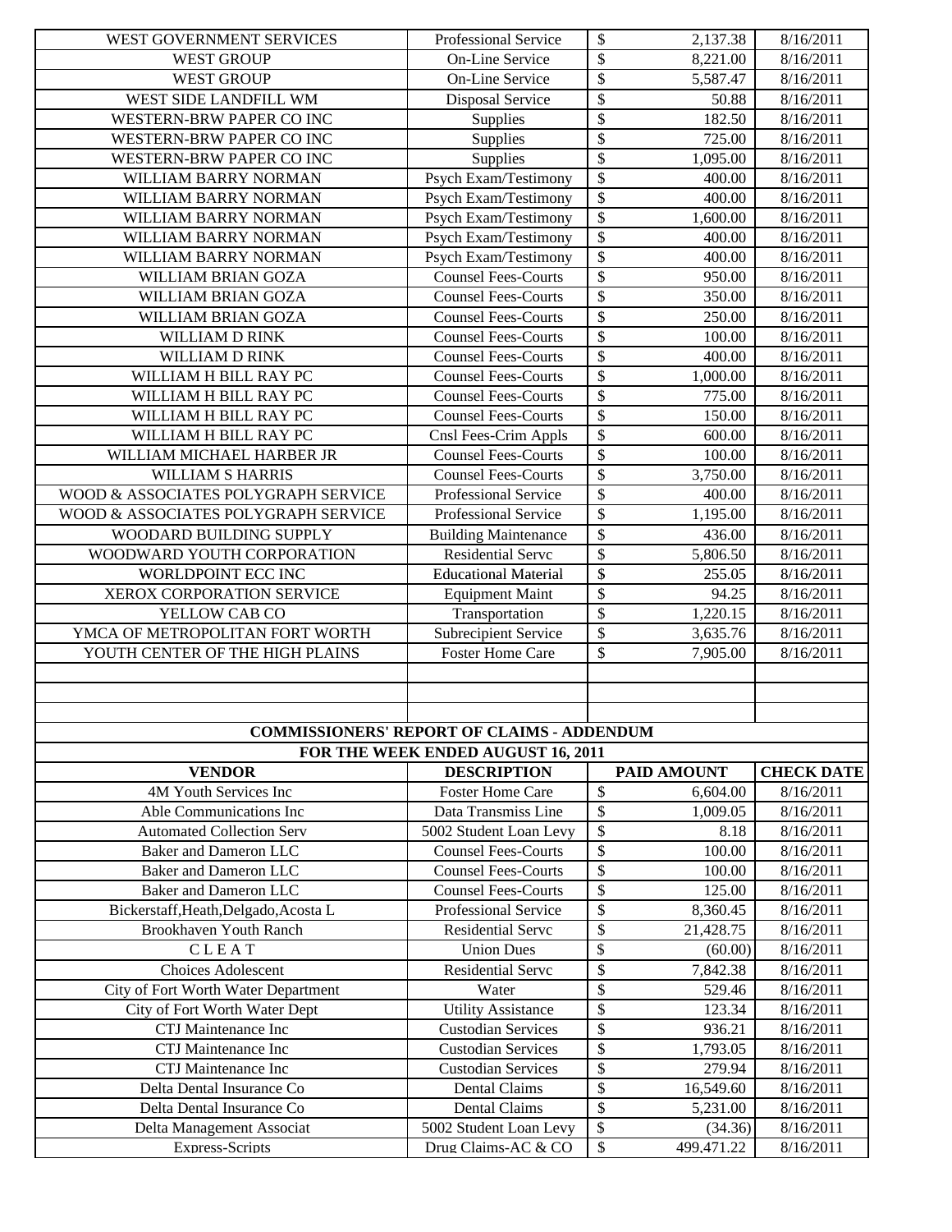| | | | |
|---|---|---|---|
| WEST GOVERNMENT SERVICES | Professional Service | $ 2,137.38 | 8/16/2011 |
| WEST GROUP | On-Line Service | $ 8,221.00 | 8/16/2011 |
| WEST GROUP | On-Line Service | $ 5,587.47 | 8/16/2011 |
| WEST SIDE LANDFILL WM | Disposal Service | $ 50.88 | 8/16/2011 |
| WESTERN-BRW PAPER CO INC | Supplies | $ 182.50 | 8/16/2011 |
| WESTERN-BRW PAPER CO INC | Supplies | $ 725.00 | 8/16/2011 |
| WESTERN-BRW PAPER CO INC | Supplies | $ 1,095.00 | 8/16/2011 |
| WILLIAM BARRY NORMAN | Psych Exam/Testimony | $ 400.00 | 8/16/2011 |
| WILLIAM BARRY NORMAN | Psych Exam/Testimony | $ 400.00 | 8/16/2011 |
| WILLIAM BARRY NORMAN | Psych Exam/Testimony | $ 1,600.00 | 8/16/2011 |
| WILLIAM BARRY NORMAN | Psych Exam/Testimony | $ 400.00 | 8/16/2011 |
| WILLIAM BARRY NORMAN | Psych Exam/Testimony | $ 400.00 | 8/16/2011 |
| WILLIAM BRIAN GOZA | Counsel Fees-Courts | $ 950.00 | 8/16/2011 |
| WILLIAM BRIAN GOZA | Counsel Fees-Courts | $ 350.00 | 8/16/2011 |
| WILLIAM BRIAN GOZA | Counsel Fees-Courts | $ 250.00 | 8/16/2011 |
| WILLIAM D RINK | Counsel Fees-Courts | $ 100.00 | 8/16/2011 |
| WILLIAM D RINK | Counsel Fees-Courts | $ 400.00 | 8/16/2011 |
| WILLIAM H BILL RAY PC | Counsel Fees-Courts | $ 1,000.00 | 8/16/2011 |
| WILLIAM H BILL RAY PC | Counsel Fees-Courts | $ 775.00 | 8/16/2011 |
| WILLIAM H BILL RAY PC | Counsel Fees-Courts | $ 150.00 | 8/16/2011 |
| WILLIAM H BILL RAY PC | Cnsl Fees-Crim Appls | $ 600.00 | 8/16/2011 |
| WILLIAM MICHAEL HARBER JR | Counsel Fees-Courts | $ 100.00 | 8/16/2011 |
| WILLIAM S HARRIS | Counsel Fees-Courts | $ 3,750.00 | 8/16/2011 |
| WOOD & ASSOCIATES POLYGRAPH SERVICE | Professional Service | $ 400.00 | 8/16/2011 |
| WOOD & ASSOCIATES POLYGRAPH SERVICE | Professional Service | $ 1,195.00 | 8/16/2011 |
| WOODARD BUILDING SUPPLY | Building Maintenance | $ 436.00 | 8/16/2011 |
| WOODWARD YOUTH CORPORATION | Residential Servc | $ 5,806.50 | 8/16/2011 |
| WORLDPOINT ECC INC | Educational Material | $ 255.05 | 8/16/2011 |
| XEROX CORPORATION SERVICE | Equipment Maint | $ 94.25 | 8/16/2011 |
| YELLOW CAB CO | Transportation | $ 1,220.15 | 8/16/2011 |
| YMCA OF METROPOLITAN FORT WORTH | Subrecipient Service | $ 3,635.76 | 8/16/2011 |
| YOUTH CENTER OF THE HIGH PLAINS | Foster Home Care | $ 7,905.00 | 8/16/2011 |

**COMMISSIONERS' REPORT OF CLAIMS - ADDENDUM**

**FOR THE WEEK ENDED AUGUST 16, 2011**

| VENDOR | DESCRIPTION | PAID AMOUNT | CHECK DATE |
|---|---|---|---|
| 4M Youth Services Inc | Foster Home Care | $ 6,604.00 | 8/16/2011 |
| Able Communications Inc | Data Transmiss Line | $ 1,009.05 | 8/16/2011 |
| Automated Collection Serv | 5002 Student Loan Levy | $ 8.18 | 8/16/2011 |
| Baker and Dameron LLC | Counsel Fees-Courts | $ 100.00 | 8/16/2011 |
| Baker and Dameron LLC | Counsel Fees-Courts | $ 100.00 | 8/16/2011 |
| Baker and Dameron LLC | Counsel Fees-Courts | $ 125.00 | 8/16/2011 |
| Bickerstaff,Heath,Delgado,Acosta L | Professional Service | $ 8,360.45 | 8/16/2011 |
| Brookhaven Youth Ranch | Residential Servc | $ 21,428.75 | 8/16/2011 |
| C L E A T | Union Dues | $ (60.00) | 8/16/2011 |
| Choices Adolescent | Residential Servc | $ 7,842.38 | 8/16/2011 |
| City of Fort Worth Water Department | Water | $ 529.46 | 8/16/2011 |
| City of Fort Worth Water Dept | Utility Assistance | $ 123.34 | 8/16/2011 |
| CTJ Maintenance Inc | Custodian Services | $ 936.21 | 8/16/2011 |
| CTJ Maintenance Inc | Custodian Services | $ 1,793.05 | 8/16/2011 |
| CTJ Maintenance Inc | Custodian Services | $ 279.94 | 8/16/2011 |
| Delta Dental Insurance Co | Dental Claims | $ 16,549.60 | 8/16/2011 |
| Delta Dental Insurance Co | Dental Claims | $ 5,231.00 | 8/16/2011 |
| Delta Management Associat | 5002 Student Loan Levy | $ (34.36) | 8/16/2011 |
| Express-Scripts | Drug Claims-AC & CO | $ 499,471.22 | 8/16/2011 |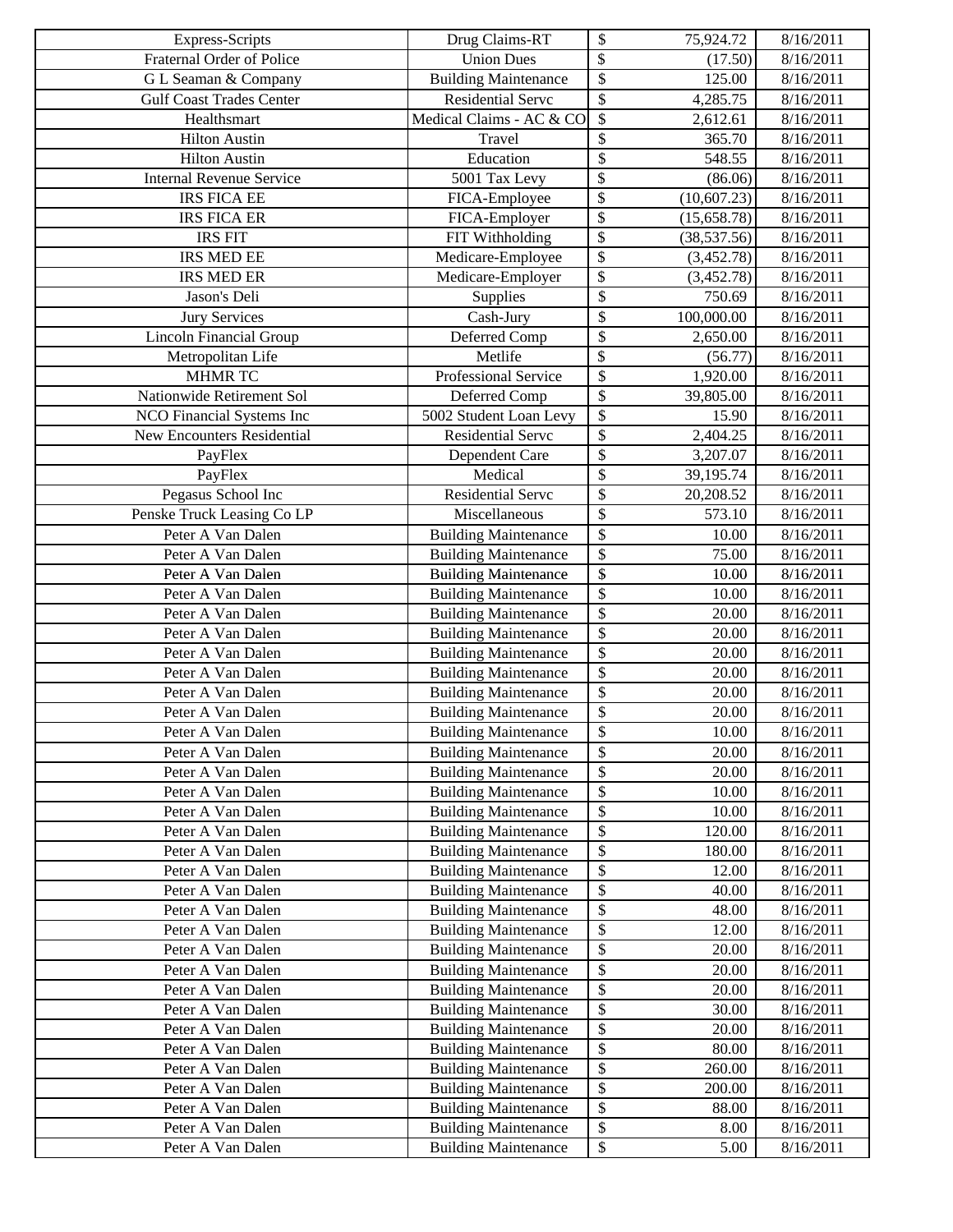| Express-Scripts | Drug Claims-RT | $ | 75,924.72 | 8/16/2011 |
|---|---|---|---|---|
| Fraternal Order of Police | Union Dues | $ | (17.50) | 8/16/2011 |
| G L Seaman & Company | Building Maintenance | $ | 125.00 | 8/16/2011 |
| Gulf Coast Trades Center | Residential Servc | $ | 4,285.75 | 8/16/2011 |
| Healthsmart | Medical Claims - AC & CO | $ | 2,612.61 | 8/16/2011 |
| Hilton Austin | Travel | $ | 365.70 | 8/16/2011 |
| Hilton Austin | Education | $ | 548.55 | 8/16/2011 |
| Internal Revenue Service | 5001 Tax Levy | $ | (86.06) | 8/16/2011 |
| IRS FICA EE | FICA-Employee | $ | (10,607.23) | 8/16/2011 |
| IRS FICA ER | FICA-Employer | $ | (15,658.78) | 8/16/2011 |
| IRS FIT | FIT Withholding | $ | (38,537.56) | 8/16/2011 |
| IRS MED EE | Medicare-Employee | $ | (3,452.78) | 8/16/2011 |
| IRS MED ER | Medicare-Employer | $ | (3,452.78) | 8/16/2011 |
| Jason's Deli | Supplies | $ | 750.69 | 8/16/2011 |
| Jury Services | Cash-Jury | $ | 100,000.00 | 8/16/2011 |
| Lincoln Financial Group | Deferred Comp | $ | 2,650.00 | 8/16/2011 |
| Metropolitan Life | Metlife | $ | (56.77) | 8/16/2011 |
| MHMR TC | Professional Service | $ | 1,920.00 | 8/16/2011 |
| Nationwide Retirement Sol | Deferred Comp | $ | 39,805.00 | 8/16/2011 |
| NCO Financial Systems Inc | 5002 Student Loan Levy | $ | 15.90 | 8/16/2011 |
| New Encounters Residential | Residential Servc | $ | 2,404.25 | 8/16/2011 |
| PayFlex | Dependent Care | $ | 3,207.07 | 8/16/2011 |
| PayFlex | Medical | $ | 39,195.74 | 8/16/2011 |
| Pegasus School Inc | Residential Servc | $ | 20,208.52 | 8/16/2011 |
| Penske Truck Leasing Co LP | Miscellaneous | $ | 573.10 | 8/16/2011 |
| Peter A Van Dalen | Building Maintenance | $ | 10.00 | 8/16/2011 |
| Peter A Van Dalen | Building Maintenance | $ | 75.00 | 8/16/2011 |
| Peter A Van Dalen | Building Maintenance | $ | 10.00 | 8/16/2011 |
| Peter A Van Dalen | Building Maintenance | $ | 10.00 | 8/16/2011 |
| Peter A Van Dalen | Building Maintenance | $ | 20.00 | 8/16/2011 |
| Peter A Van Dalen | Building Maintenance | $ | 20.00 | 8/16/2011 |
| Peter A Van Dalen | Building Maintenance | $ | 20.00 | 8/16/2011 |
| Peter A Van Dalen | Building Maintenance | $ | 20.00 | 8/16/2011 |
| Peter A Van Dalen | Building Maintenance | $ | 20.00 | 8/16/2011 |
| Peter A Van Dalen | Building Maintenance | $ | 20.00 | 8/16/2011 |
| Peter A Van Dalen | Building Maintenance | $ | 10.00 | 8/16/2011 |
| Peter A Van Dalen | Building Maintenance | $ | 20.00 | 8/16/2011 |
| Peter A Van Dalen | Building Maintenance | $ | 20.00 | 8/16/2011 |
| Peter A Van Dalen | Building Maintenance | $ | 10.00 | 8/16/2011 |
| Peter A Van Dalen | Building Maintenance | $ | 10.00 | 8/16/2011 |
| Peter A Van Dalen | Building Maintenance | $ | 120.00 | 8/16/2011 |
| Peter A Van Dalen | Building Maintenance | $ | 180.00 | 8/16/2011 |
| Peter A Van Dalen | Building Maintenance | $ | 12.00 | 8/16/2011 |
| Peter A Van Dalen | Building Maintenance | $ | 40.00 | 8/16/2011 |
| Peter A Van Dalen | Building Maintenance | $ | 48.00 | 8/16/2011 |
| Peter A Van Dalen | Building Maintenance | $ | 12.00 | 8/16/2011 |
| Peter A Van Dalen | Building Maintenance | $ | 20.00 | 8/16/2011 |
| Peter A Van Dalen | Building Maintenance | $ | 20.00 | 8/16/2011 |
| Peter A Van Dalen | Building Maintenance | $ | 20.00 | 8/16/2011 |
| Peter A Van Dalen | Building Maintenance | $ | 30.00 | 8/16/2011 |
| Peter A Van Dalen | Building Maintenance | $ | 20.00 | 8/16/2011 |
| Peter A Van Dalen | Building Maintenance | $ | 80.00 | 8/16/2011 |
| Peter A Van Dalen | Building Maintenance | $ | 260.00 | 8/16/2011 |
| Peter A Van Dalen | Building Maintenance | $ | 200.00 | 8/16/2011 |
| Peter A Van Dalen | Building Maintenance | $ | 88.00 | 8/16/2011 |
| Peter A Van Dalen | Building Maintenance | $ | 8.00 | 8/16/2011 |
| Peter A Van Dalen | Building Maintenance | $ | 5.00 | 8/16/2011 |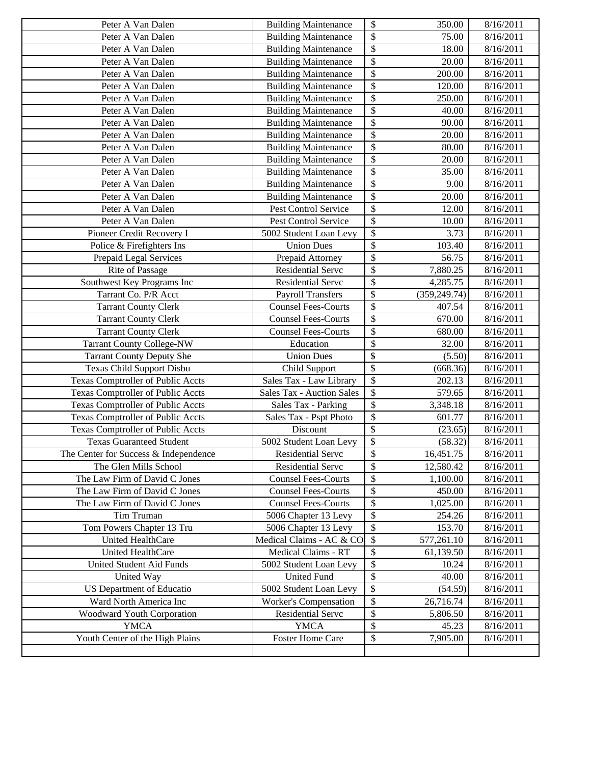| | | | | |
|---|---|---|---|---|
| Peter A Van Dalen | Building Maintenance | $ | 350.00 | 8/16/2011 |
| Peter A Van Dalen | Building Maintenance | $ | 75.00 | 8/16/2011 |
| Peter A Van Dalen | Building Maintenance | $ | 18.00 | 8/16/2011 |
| Peter A Van Dalen | Building Maintenance | $ | 20.00 | 8/16/2011 |
| Peter A Van Dalen | Building Maintenance | $ | 200.00 | 8/16/2011 |
| Peter A Van Dalen | Building Maintenance | $ | 120.00 | 8/16/2011 |
| Peter A Van Dalen | Building Maintenance | $ | 250.00 | 8/16/2011 |
| Peter A Van Dalen | Building Maintenance | $ | 40.00 | 8/16/2011 |
| Peter A Van Dalen | Building Maintenance | $ | 90.00 | 8/16/2011 |
| Peter A Van Dalen | Building Maintenance | $ | 20.00 | 8/16/2011 |
| Peter A Van Dalen | Building Maintenance | $ | 80.00 | 8/16/2011 |
| Peter A Van Dalen | Building Maintenance | $ | 20.00 | 8/16/2011 |
| Peter A Van Dalen | Building Maintenance | $ | 35.00 | 8/16/2011 |
| Peter A Van Dalen | Building Maintenance | $ | 9.00 | 8/16/2011 |
| Peter A Van Dalen | Building Maintenance | $ | 20.00 | 8/16/2011 |
| Peter A Van Dalen | Pest Control Service | $ | 12.00 | 8/16/2011 |
| Peter A Van Dalen | Pest Control Service | $ | 10.00 | 8/16/2011 |
| Pioneer Credit Recovery I | 5002 Student Loan Levy | $ | 3.73 | 8/16/2011 |
| Police & Firefighters Ins | Union Dues | $ | 103.40 | 8/16/2011 |
| Prepaid Legal Services | Prepaid Attorney | $ | 56.75 | 8/16/2011 |
| Rite of Passage | Residential Servc | $ | 7,880.25 | 8/16/2011 |
| Southwest Key Programs Inc | Residential Servc | $ | 4,285.75 | 8/16/2011 |
| Tarrant Co. P/R Acct | Payroll Transfers | $ | (359,249.74) | 8/16/2011 |
| Tarrant County Clerk | Counsel Fees-Courts | $ | 407.54 | 8/16/2011 |
| Tarrant County Clerk | Counsel Fees-Courts | $ | 670.00 | 8/16/2011 |
| Tarrant County Clerk | Counsel Fees-Courts | $ | 680.00 | 8/16/2011 |
| Tarrant County College-NW | Education | $ | 32.00 | 8/16/2011 |
| Tarrant County Deputy She | Union Dues | $ | (5.50) | 8/16/2011 |
| Texas Child Support Disbu | Child Support | $ | (668.36) | 8/16/2011 |
| Texas Comptroller of Public Accts | Sales Tax - Law Library | $ | 202.13 | 8/16/2011 |
| Texas Comptroller of Public Accts | Sales Tax - Auction Sales | $ | 579.65 | 8/16/2011 |
| Texas Comptroller of Public Accts | Sales Tax - Parking | $ | 3,348.18 | 8/16/2011 |
| Texas Comptroller of Public Accts | Sales Tax - Pspt Photo | $ | 601.77 | 8/16/2011 |
| Texas Comptroller of Public Accts | Discount | $ | (23.65) | 8/16/2011 |
| Texas Guaranteed Student | 5002 Student Loan Levy | $ | (58.32) | 8/16/2011 |
| The Center for Success & Independence | Residential Servc | $ | 16,451.75 | 8/16/2011 |
| The Glen Mills School | Residential Servc | $ | 12,580.42 | 8/16/2011 |
| The Law Firm of David C Jones | Counsel Fees-Courts | $ | 1,100.00 | 8/16/2011 |
| The Law Firm of David C Jones | Counsel Fees-Courts | $ | 450.00 | 8/16/2011 |
| The Law Firm of David C Jones | Counsel Fees-Courts | $ | 1,025.00 | 8/16/2011 |
| Tim Truman | 5006 Chapter 13 Levy | $ | 254.26 | 8/16/2011 |
| Tom Powers Chapter 13 Tru | 5006 Chapter 13 Levy | $ | 153.70 | 8/16/2011 |
| United HealthCare | Medical Claims - AC & CO | $ | 577,261.10 | 8/16/2011 |
| United HealthCare | Medical Claims - RT | $ | 61,139.50 | 8/16/2011 |
| United Student Aid Funds | 5002 Student Loan Levy | $ | 10.24 | 8/16/2011 |
| United Way | United Fund | $ | 40.00 | 8/16/2011 |
| US Department of Educatio | 5002 Student Loan Levy | $ | (54.59) | 8/16/2011 |
| Ward North America Inc | Worker's Compensation | $ | 26,716.74 | 8/16/2011 |
| Woodward Youth Corporation | Residential Servc | $ | 5,806.50 | 8/16/2011 |
| YMCA | YMCA | $ | 45.23 | 8/16/2011 |
| Youth Center of the High Plains | Foster Home Care | $ | 7,905.00 | 8/16/2011 |